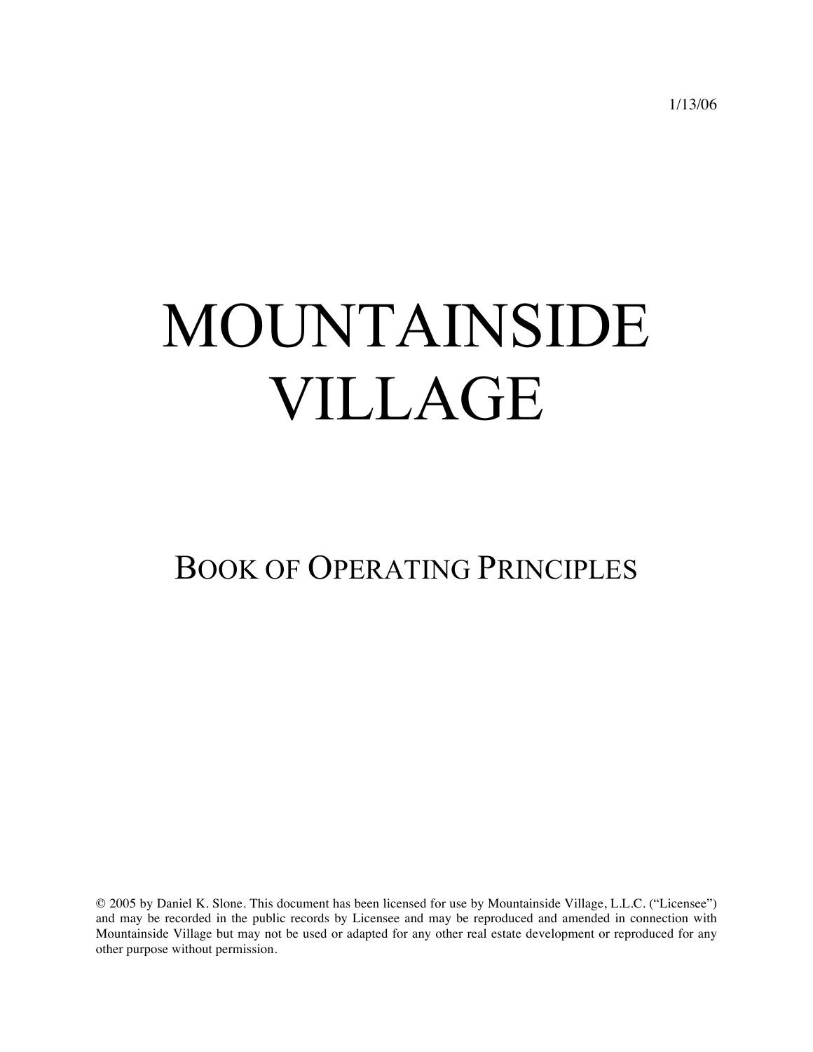1/13/06

# MOUNTAINSIDE VILLAGE

## BOOK OF OPERATING PRINCIPLES

© 2005 by Daniel K. Slone. This document has been licensed for use by Mountainside Village, L.L.C. ("Licensee") and may be recorded in the public records by Licensee and may be reproduced and amended in connection with Mountainside Village but may not be used or adapted for any other real estate development or reproduced for any other purpose without permission.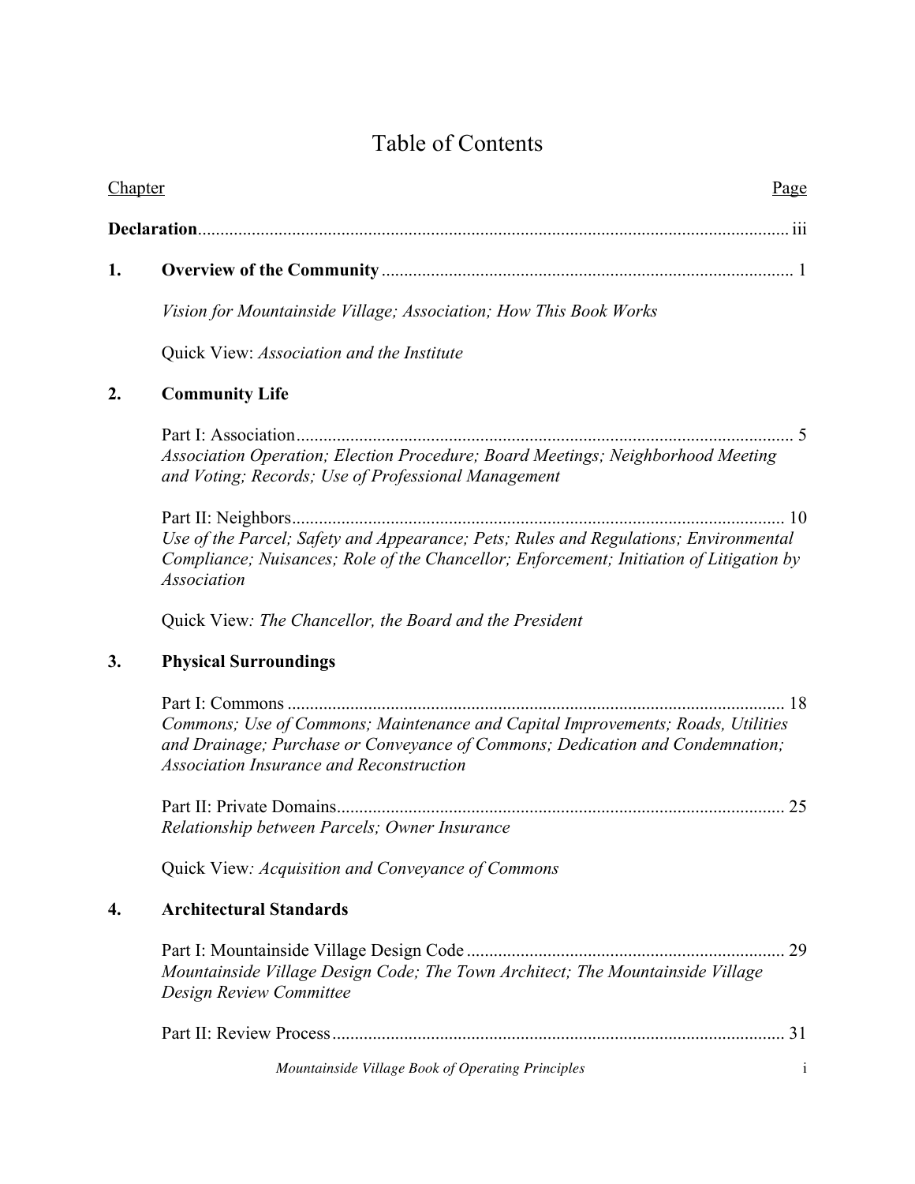# Table of Contents

<u>Chapter</u> <u>Page</u>

**Declaration** ........ iii

**1. Overview of the Community** ........ 1

*Vision for Mountainside Village; Association; How This Book Works*

Quick View: *Association and the Institute*

**2. Community Life**

Part I: Association ........ 5
*Association Operation; Election Procedure; Board Meetings; Neighborhood Meeting and Voting; Records; Use of Professional Management*

Part II: Neighbors ........ 10
*Use of the Parcel; Safety and Appearance; Pets; Rules and Regulations; Environmental Compliance; Nuisances; Role of the Chancellor; Enforcement; Initiation of Litigation by Association*

Quick View*: The Chancellor, the Board and the President*

**3. Physical Surroundings**

Part I: Commons ........ 18
*Commons; Use of Commons; Maintenance and Capital Improvements; Roads, Utilities and Drainage; Purchase or Conveyance of Commons; Dedication and Condemnation; Association Insurance and Reconstruction*

Part II: Private Domains ........ 25
*Relationship between Parcels; Owner Insurance*

Quick View*: Acquisition and Conveyance of Commons*

**4. Architectural Standards**

Part I: Mountainside Village Design Code ........ 29
*Mountainside Village Design Code; The Town Architect; The Mountainside Village Design Review Committee*

Part II: Review Process ........ 31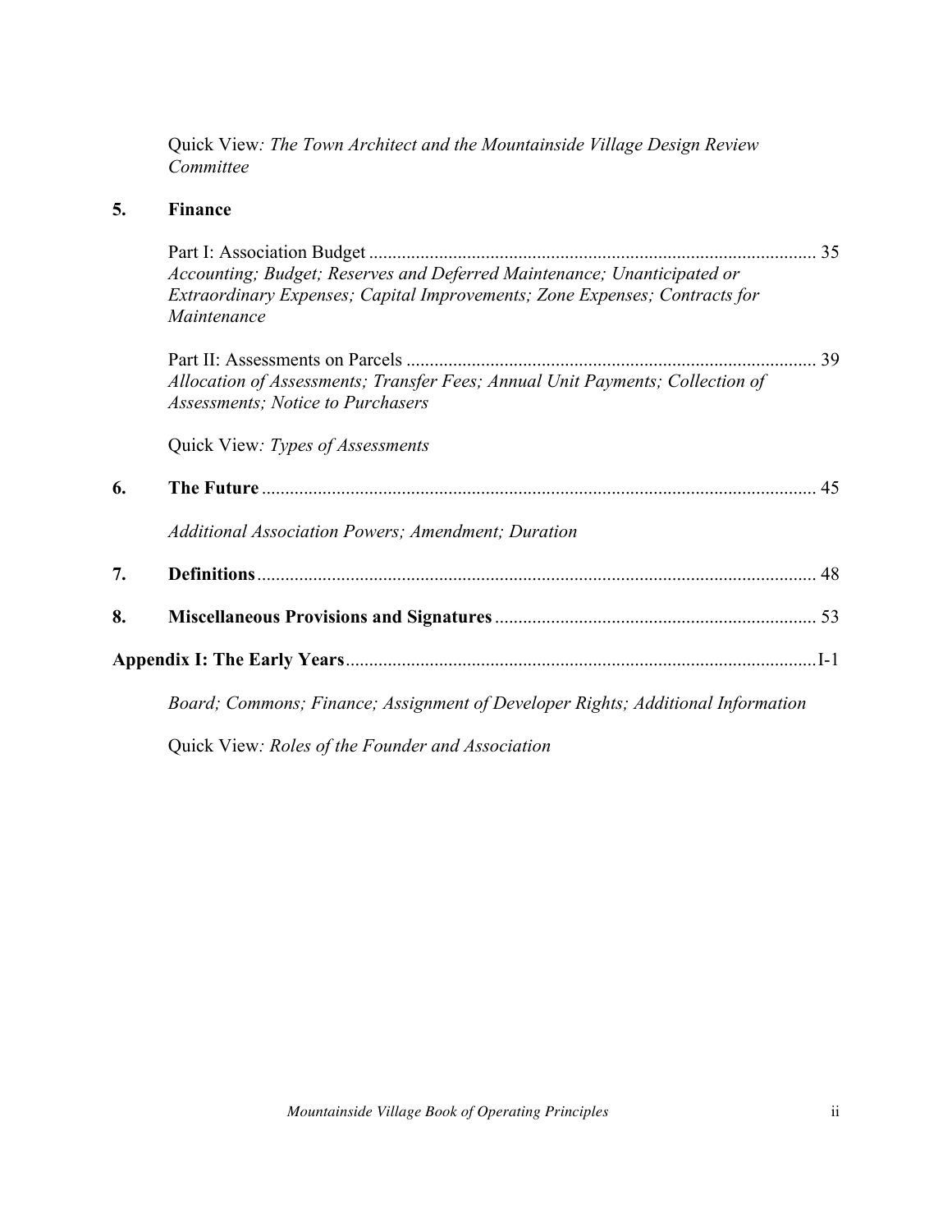Quick View*: The Town Architect and the Mountainside Village Design Review Committee*

**5. Finance**

Part I: Association Budget ........................................................................................ 35
*Accounting; Budget; Reserves and Deferred Maintenance; Unanticipated or Extraordinary Expenses; Capital Improvements; Zone Expenses; Contracts for Maintenance*

Part II: Assessments on Parcels ................................................................................ 39
*Allocation of Assessments; Transfer Fees; Annual Unit Payments; Collection of Assessments; Notice to Purchasers*

Quick View*: Types of Assessments*

**6. The Future** ........................................................................................................ 45

*Additional Association Powers; Amendment; Duration*

**7. Definitions** ........................................................................................................ 48

**8. Miscellaneous Provisions and Signatures** ..................................................... 53

**Appendix I: The Early Years** ........................................................................................ I-1

*Board; Commons; Finance; Assignment of Developer Rights; Additional Information*

Quick View*: Roles of the Founder and Association*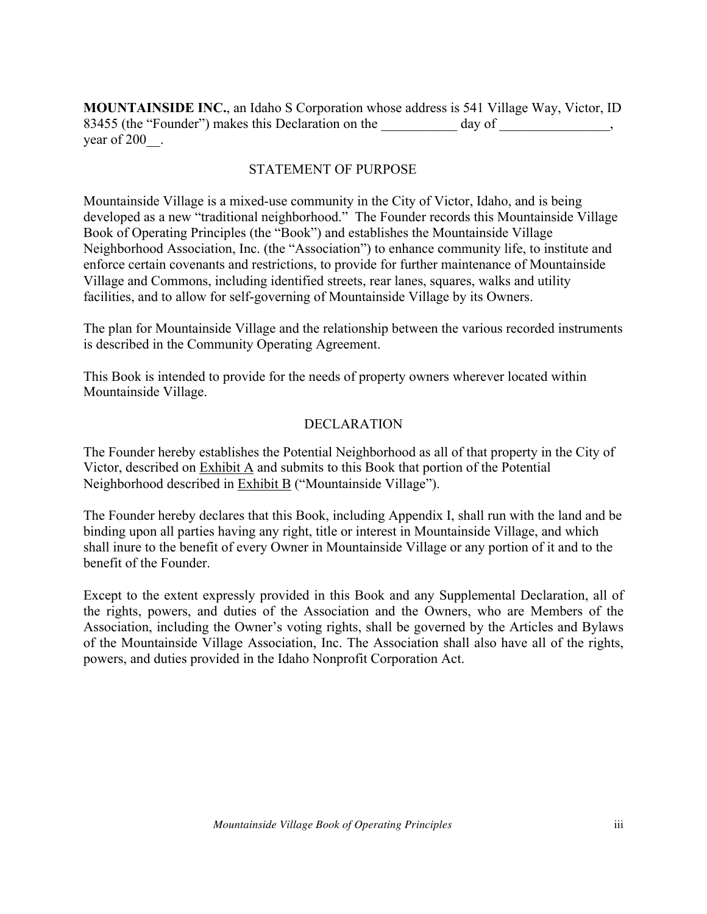**MOUNTAINSIDE INC.**, an Idaho S Corporation whose address is 541 Village Way, Victor, ID 83455 (the "Founder") makes this Declaration on the ___________ day of ________________, year of 200__.

## STATEMENT OF PURPOSE

Mountainside Village is a mixed-use community in the City of Victor, Idaho, and is being developed as a new "traditional neighborhood." The Founder records this Mountainside Village Book of Operating Principles (the "Book") and establishes the Mountainside Village Neighborhood Association, Inc. (the "Association") to enhance community life, to institute and enforce certain covenants and restrictions, to provide for further maintenance of Mountainside Village and Commons, including identified streets, rear lanes, squares, walks and utility facilities, and to allow for self-governing of Mountainside Village by its Owners.

The plan for Mountainside Village and the relationship between the various recorded instruments is described in the Community Operating Agreement.

This Book is intended to provide for the needs of property owners wherever located within Mountainside Village.

## DECLARATION

The Founder hereby establishes the Potential Neighborhood as all of that property in the City of Victor, described on Exhibit A and submits to this Book that portion of the Potential Neighborhood described in Exhibit B ("Mountainside Village").

The Founder hereby declares that this Book, including Appendix I, shall run with the land and be binding upon all parties having any right, title or interest in Mountainside Village, and which shall inure to the benefit of every Owner in Mountainside Village or any portion of it and to the benefit of the Founder.

Except to the extent expressly provided in this Book and any Supplemental Declaration, all of the rights, powers, and duties of the Association and the Owners, who are Members of the Association, including the Owner's voting rights, shall be governed by the Articles and Bylaws of the Mountainside Village Association, Inc. The Association shall also have all of the rights, powers, and duties provided in the Idaho Nonprofit Corporation Act.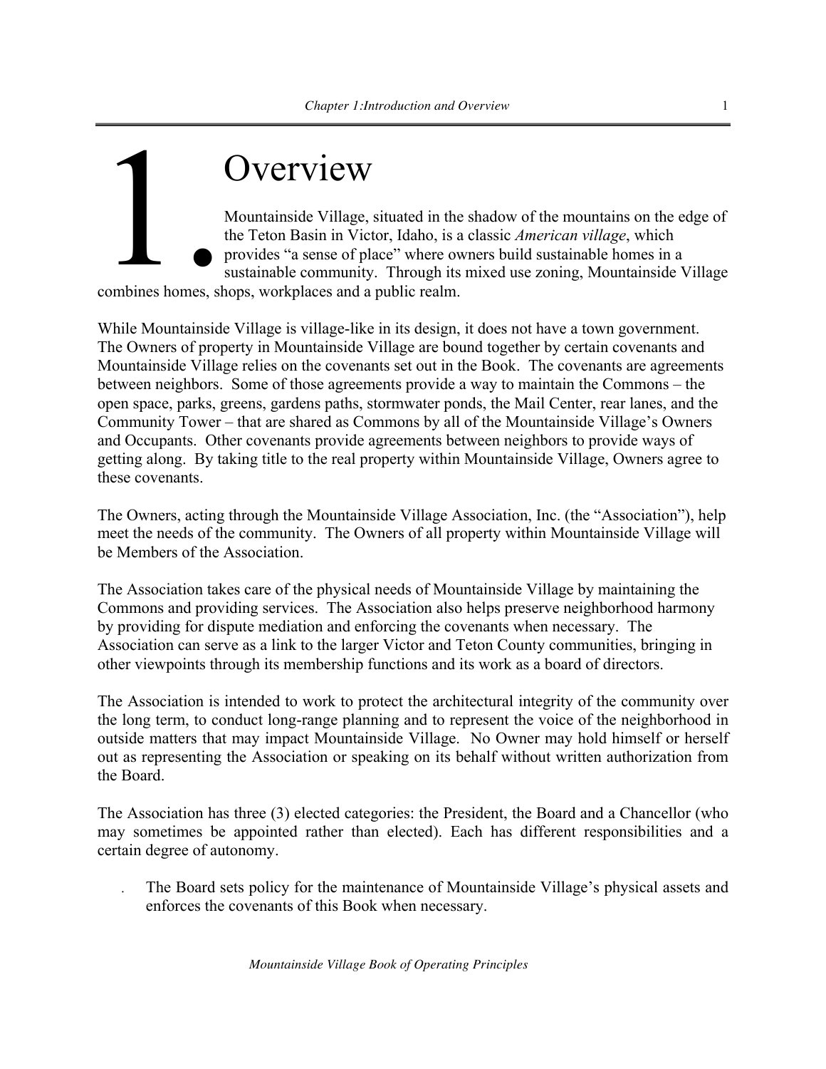# 1. Overview

Mountainside Village, situated in the shadow of the mountains on the edge of the Teton Basin in Victor, Idaho, is a classic *American village*, which provides "a sense of place" where owners build sustainable homes in a sustainable community. Through its mixed use zoning, Mountainside Village combines homes, shops, workplaces and a public realm.

While Mountainside Village is village-like in its design, it does not have a town government. The Owners of property in Mountainside Village are bound together by certain covenants and Mountainside Village relies on the covenants set out in the Book. The covenants are agreements between neighbors. Some of those agreements provide a way to maintain the Commons – the open space, parks, greens, gardens paths, stormwater ponds, the Mail Center, rear lanes, and the Community Tower – that are shared as Commons by all of the Mountainside Village's Owners and Occupants. Other covenants provide agreements between neighbors to provide ways of getting along. By taking title to the real property within Mountainside Village, Owners agree to these covenants.

The Owners, acting through the Mountainside Village Association, Inc. (the "Association"), help meet the needs of the community. The Owners of all property within Mountainside Village will be Members of the Association.

The Association takes care of the physical needs of Mountainside Village by maintaining the Commons and providing services. The Association also helps preserve neighborhood harmony by providing for dispute mediation and enforcing the covenants when necessary. The Association can serve as a link to the larger Victor and Teton County communities, bringing in other viewpoints through its membership functions and its work as a board of directors.

The Association is intended to work to protect the architectural integrity of the community over the long term, to conduct long-range planning and to represent the voice of the neighborhood in outside matters that may impact Mountainside Village. No Owner may hold himself or herself out as representing the Association or speaking on its behalf without written authorization from the Board.

The Association has three (3) elected categories: the President, the Board and a Chancellor (who may sometimes be appointed rather than elected). Each has different responsibilities and a certain degree of autonomy.

- The Board sets policy for the maintenance of Mountainside Village's physical assets and enforces the covenants of this Book when necessary.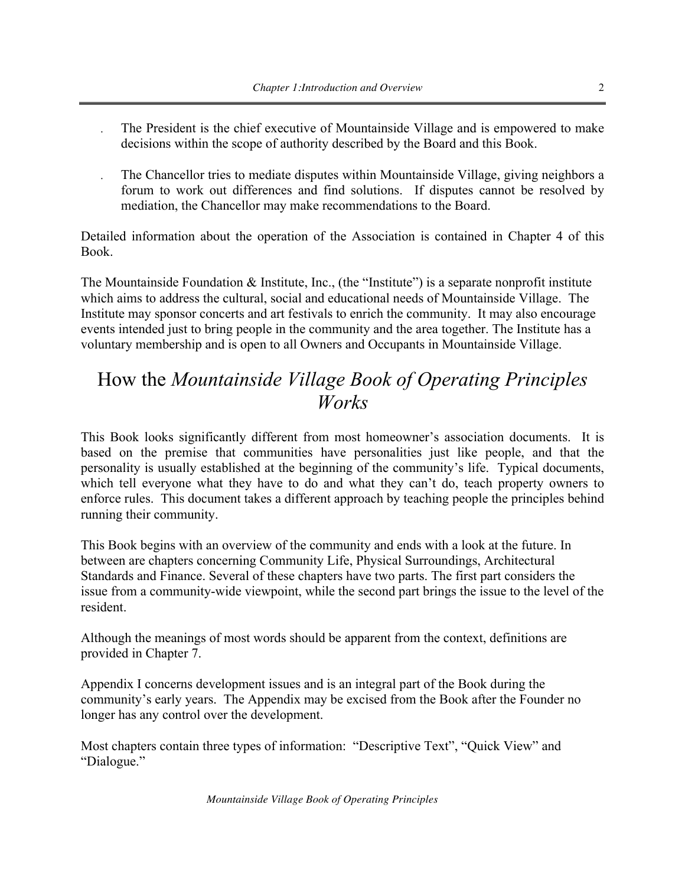- The President is the chief executive of Mountainside Village and is empowered to make decisions within the scope of authority described by the Board and this Book.

- The Chancellor tries to mediate disputes within Mountainside Village, giving neighbors a forum to work out differences and find solutions. If disputes cannot be resolved by mediation, the Chancellor may make recommendations to the Board.

Detailed information about the operation of the Association is contained in Chapter 4 of this Book.

The Mountainside Foundation & Institute, Inc., (the "Institute") is a separate nonprofit institute which aims to address the cultural, social and educational needs of Mountainside Village. The Institute may sponsor concerts and art festivals to enrich the community. It may also encourage events intended just to bring people in the community and the area together. The Institute has a voluntary membership and is open to all Owners and Occupants in Mountainside Village.

# How the *Mountainside Village Book of Operating Principles Works*

This Book looks significantly different from most homeowner's association documents. It is based on the premise that communities have personalities just like people, and that the personality is usually established at the beginning of the community's life. Typical documents, which tell everyone what they have to do and what they can't do, teach property owners to enforce rules. This document takes a different approach by teaching people the principles behind running their community.

This Book begins with an overview of the community and ends with a look at the future. In between are chapters concerning Community Life, Physical Surroundings, Architectural Standards and Finance. Several of these chapters have two parts. The first part considers the issue from a community-wide viewpoint, while the second part brings the issue to the level of the resident.

Although the meanings of most words should be apparent from the context, definitions are provided in Chapter 7.

Appendix I concerns development issues and is an integral part of the Book during the community's early years. The Appendix may be excised from the Book after the Founder no longer has any control over the development.

Most chapters contain three types of information: "Descriptive Text", "Quick View" and "Dialogue."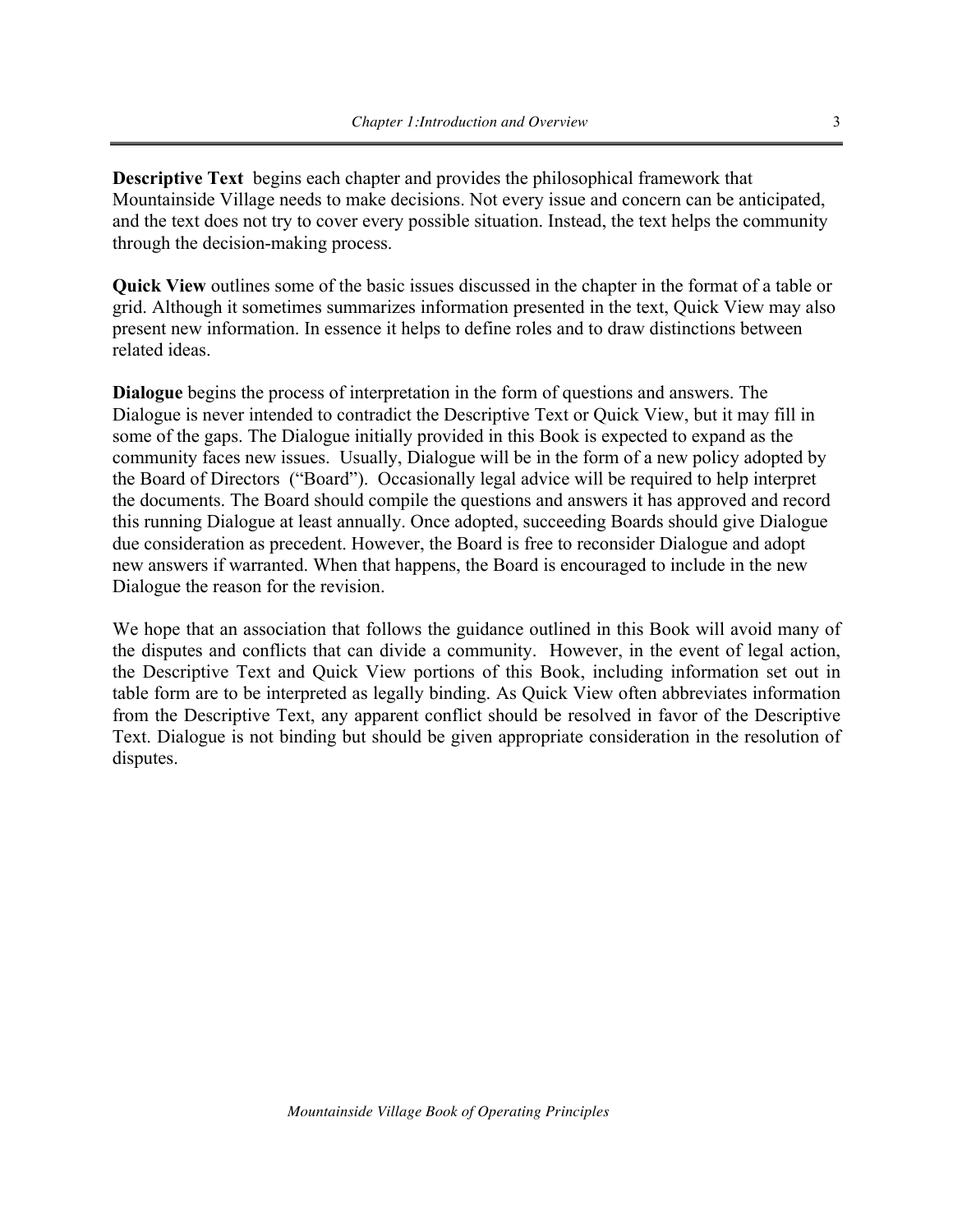**Descriptive Text** begins each chapter and provides the philosophical framework that Mountainside Village needs to make decisions. Not every issue and concern can be anticipated, and the text does not try to cover every possible situation. Instead, the text helps the community through the decision-making process.

**Quick View** outlines some of the basic issues discussed in the chapter in the format of a table or grid. Although it sometimes summarizes information presented in the text, Quick View may also present new information. In essence it helps to define roles and to draw distinctions between related ideas.

**Dialogue** begins the process of interpretation in the form of questions and answers. The Dialogue is never intended to contradict the Descriptive Text or Quick View, but it may fill in some of the gaps. The Dialogue initially provided in this Book is expected to expand as the community faces new issues. Usually, Dialogue will be in the form of a new policy adopted by the Board of Directors ("Board"). Occasionally legal advice will be required to help interpret the documents. The Board should compile the questions and answers it has approved and record this running Dialogue at least annually. Once adopted, succeeding Boards should give Dialogue due consideration as precedent. However, the Board is free to reconsider Dialogue and adopt new answers if warranted. When that happens, the Board is encouraged to include in the new Dialogue the reason for the revision.

We hope that an association that follows the guidance outlined in this Book will avoid many of the disputes and conflicts that can divide a community. However, in the event of legal action, the Descriptive Text and Quick View portions of this Book, including information set out in table form are to be interpreted as legally binding. As Quick View often abbreviates information from the Descriptive Text, any apparent conflict should be resolved in favor of the Descriptive Text. Dialogue is not binding but should be given appropriate consideration in the resolution of disputes.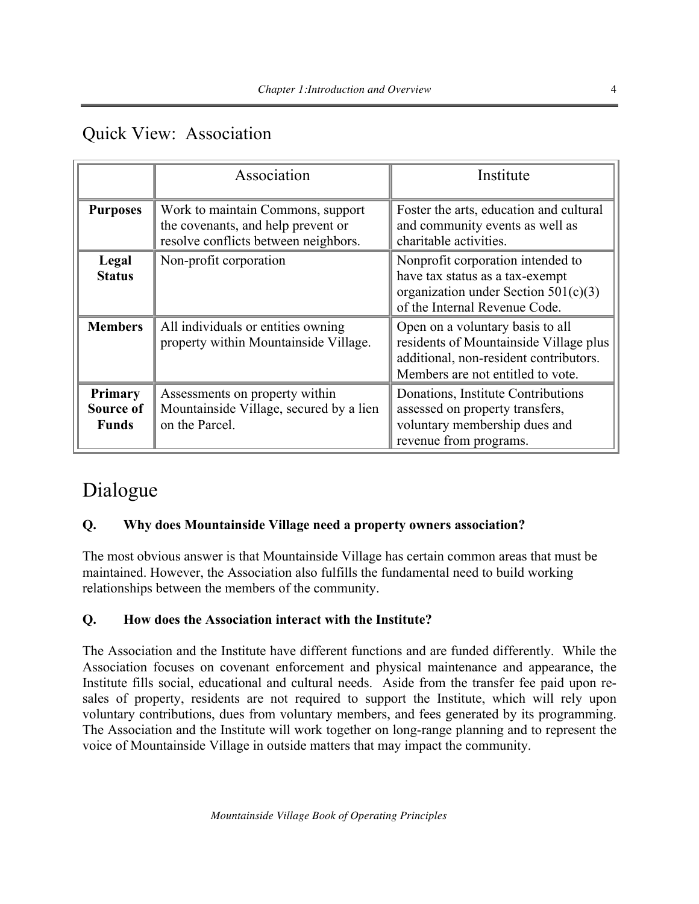## Quick View: Association

| | Association | Institute |
|---|---|---|
| **Purposes** | Work to maintain Commons, support the covenants, and help prevent or resolve conflicts between neighbors. | Foster the arts, education and cultural and community events as well as charitable activities. |
| **Legal Status** | Non-profit corporation | Nonprofit corporation intended to have tax status as a tax-exempt organization under Section 501(c)(3) of the Internal Revenue Code. |
| **Members** | All individuals or entities owning property within Mountainside Village. | Open on a voluntary basis to all residents of Mountainside Village plus additional, non-resident contributors. Members are not entitled to vote. |
| **Primary Source of Funds** | Assessments on property within Mountainside Village, secured by a lien on the Parcel. | Donations, Institute Contributions assessed on property transfers, voluntary membership dues and revenue from programs. |

# Dialogue

**Q. Why does Mountainside Village need a property owners association?**

The most obvious answer is that Mountainside Village has certain common areas that must be maintained. However, the Association also fulfills the fundamental need to build working relationships between the members of the community.

**Q. How does the Association interact with the Institute?**

The Association and the Institute have different functions and are funded differently. While the Association focuses on covenant enforcement and physical maintenance and appearance, the Institute fills social, educational and cultural needs. Aside from the transfer fee paid upon re-sales of property, residents are not required to support the Institute, which will rely upon voluntary contributions, dues from voluntary members, and fees generated by its programming. The Association and the Institute will work together on long-range planning and to represent the voice of Mountainside Village in outside matters that may impact the community.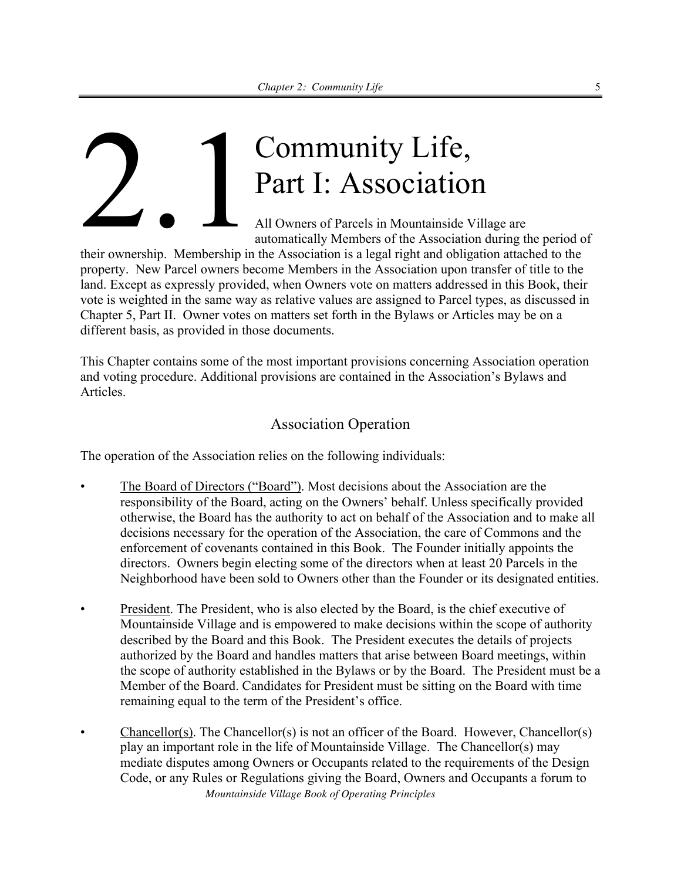# 2.1 Community Life, Part I: Association

All Owners of Parcels in Mountainside Village are automatically Members of the Association during the period of their ownership. Membership in the Association is a legal right and obligation attached to the property. New Parcel owners become Members in the Association upon transfer of title to the land. Except as expressly provided, when Owners vote on matters addressed in this Book, their vote is weighted in the same way as relative values are assigned to Parcel types, as discussed in Chapter 5, Part II. Owner votes on matters set forth in the Bylaws or Articles may be on a different basis, as provided in those documents.

This Chapter contains some of the most important provisions concerning Association operation and voting procedure. Additional provisions are contained in the Association's Bylaws and Articles.

## Association Operation

The operation of the Association relies on the following individuals:

- The Board of Directors ("Board"). Most decisions about the Association are the responsibility of the Board, acting on the Owners' behalf. Unless specifically provided otherwise, the Board has the authority to act on behalf of the Association and to make all decisions necessary for the operation of the Association, the care of Commons and the enforcement of covenants contained in this Book. The Founder initially appoints the directors. Owners begin electing some of the directors when at least 20 Parcels in the Neighborhood have been sold to Owners other than the Founder or its designated entities.

- President. The President, who is also elected by the Board, is the chief executive of Mountainside Village and is empowered to make decisions within the scope of authority described by the Board and this Book. The President executes the details of projects authorized by the Board and handles matters that arise between Board meetings, within the scope of authority established in the Bylaws or by the Board. The President must be a Member of the Board. Candidates for President must be sitting on the Board with time remaining equal to the term of the President's office.

- Chancellor(s). The Chancellor(s) is not an officer of the Board. However, Chancellor(s) play an important role in the life of Mountainside Village. The Chancellor(s) may mediate disputes among Owners or Occupants related to the requirements of the Design Code, or any Rules or Regulations giving the Board, Owners and Occupants a forum to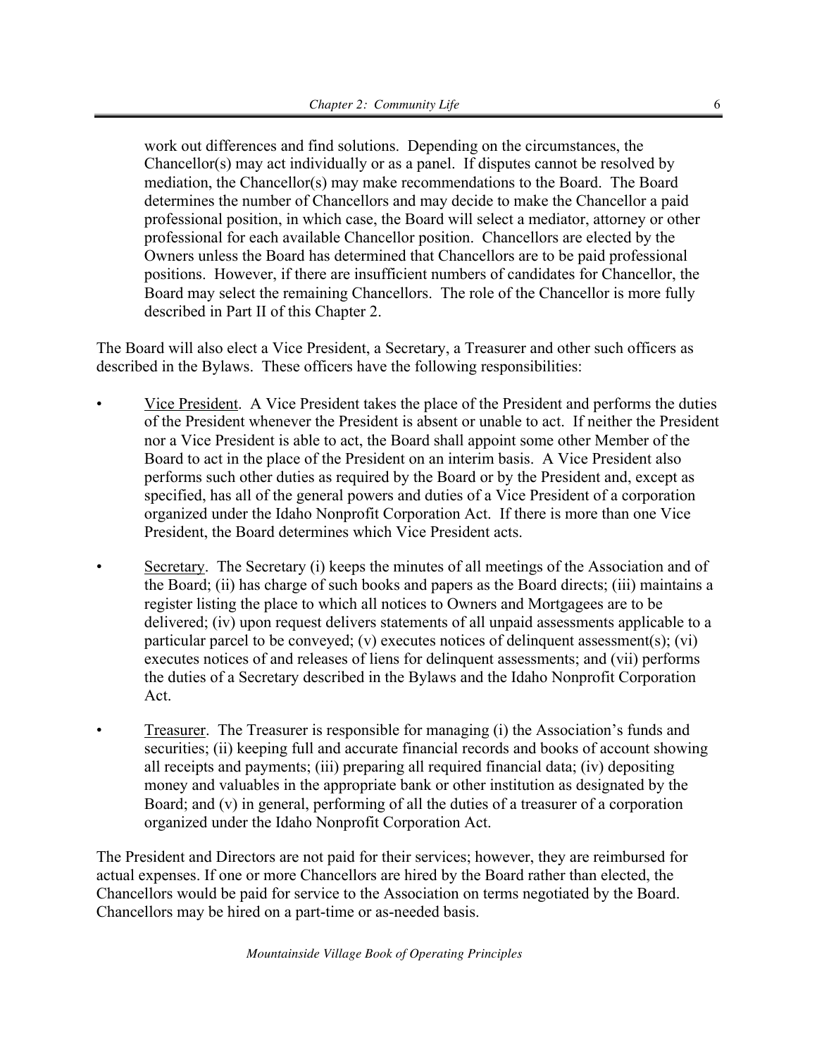work out differences and find solutions. Depending on the circumstances, the Chancellor(s) may act individually or as a panel. If disputes cannot be resolved by mediation, the Chancellor(s) may make recommendations to the Board. The Board determines the number of Chancellors and may decide to make the Chancellor a paid professional position, in which case, the Board will select a mediator, attorney or other professional for each available Chancellor position. Chancellors are elected by the Owners unless the Board has determined that Chancellors are to be paid professional positions. However, if there are insufficient numbers of candidates for Chancellor, the Board may select the remaining Chancellors. The role of the Chancellor is more fully described in Part II of this Chapter 2.

The Board will also elect a Vice President, a Secretary, a Treasurer and other such officers as described in the Bylaws. These officers have the following responsibilities:

- Vice President. A Vice President takes the place of the President and performs the duties of the President whenever the President is absent or unable to act. If neither the President nor a Vice President is able to act, the Board shall appoint some other Member of the Board to act in the place of the President on an interim basis. A Vice President also performs such other duties as required by the Board or by the President and, except as specified, has all of the general powers and duties of a Vice President of a corporation organized under the Idaho Nonprofit Corporation Act. If there is more than one Vice President, the Board determines which Vice President acts.

- Secretary. The Secretary (i) keeps the minutes of all meetings of the Association and of the Board; (ii) has charge of such books and papers as the Board directs; (iii) maintains a register listing the place to which all notices to Owners and Mortgagees are to be delivered; (iv) upon request delivers statements of all unpaid assessments applicable to a particular parcel to be conveyed; (v) executes notices of delinquent assessment(s); (vi) executes notices of and releases of liens for delinquent assessments; and (vii) performs the duties of a Secretary described in the Bylaws and the Idaho Nonprofit Corporation Act.

- Treasurer. The Treasurer is responsible for managing (i) the Association's funds and securities; (ii) keeping full and accurate financial records and books of account showing all receipts and payments; (iii) preparing all required financial data; (iv) depositing money and valuables in the appropriate bank or other institution as designated by the Board; and (v) in general, performing of all the duties of a treasurer of a corporation organized under the Idaho Nonprofit Corporation Act.

The President and Directors are not paid for their services; however, they are reimbursed for actual expenses. If one or more Chancellors are hired by the Board rather than elected, the Chancellors would be paid for service to the Association on terms negotiated by the Board. Chancellors may be hired on a part-time or as-needed basis.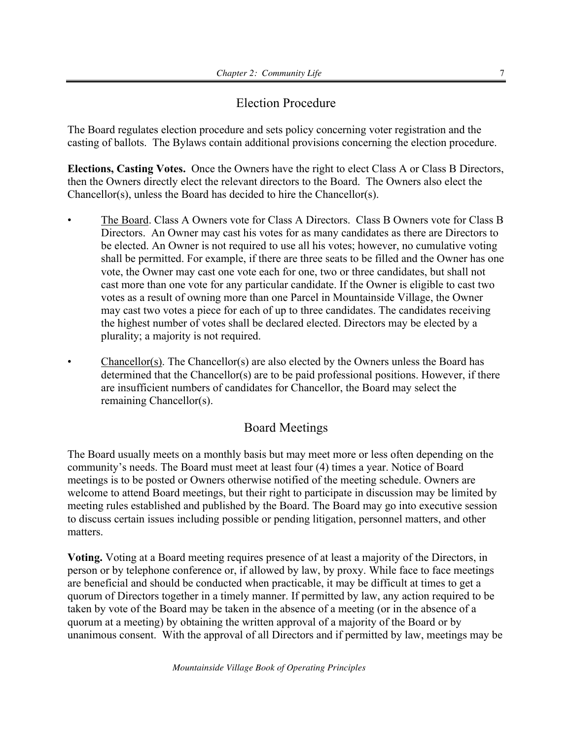## Election Procedure

The Board regulates election procedure and sets policy concerning voter registration and the casting of ballots. The Bylaws contain additional provisions concerning the election procedure.

**Elections, Casting Votes.** Once the Owners have the right to elect Class A or Class B Directors, then the Owners directly elect the relevant directors to the Board. The Owners also elect the Chancellor(s), unless the Board has decided to hire the Chancellor(s).

- The Board. Class A Owners vote for Class A Directors. Class B Owners vote for Class B Directors. An Owner may cast his votes for as many candidates as there are Directors to be elected. An Owner is not required to use all his votes; however, no cumulative voting shall be permitted. For example, if there are three seats to be filled and the Owner has one vote, the Owner may cast one vote each for one, two or three candidates, but shall not cast more than one vote for any particular candidate. If the Owner is eligible to cast two votes as a result of owning more than one Parcel in Mountainside Village, the Owner may cast two votes a piece for each of up to three candidates. The candidates receiving the highest number of votes shall be declared elected. Directors may be elected by a plurality; a majority is not required.

- Chancellor(s). The Chancellor(s) are also elected by the Owners unless the Board has determined that the Chancellor(s) are to be paid professional positions. However, if there are insufficient numbers of candidates for Chancellor, the Board may select the remaining Chancellor(s).

## Board Meetings

The Board usually meets on a monthly basis but may meet more or less often depending on the community's needs. The Board must meet at least four (4) times a year. Notice of Board meetings is to be posted or Owners otherwise notified of the meeting schedule. Owners are welcome to attend Board meetings, but their right to participate in discussion may be limited by meeting rules established and published by the Board. The Board may go into executive session to discuss certain issues including possible or pending litigation, personnel matters, and other matters.

**Voting.** Voting at a Board meeting requires presence of at least a majority of the Directors, in person or by telephone conference or, if allowed by law, by proxy. While face to face meetings are beneficial and should be conducted when practicable, it may be difficult at times to get a quorum of Directors together in a timely manner. If permitted by law, any action required to be taken by vote of the Board may be taken in the absence of a meeting (or in the absence of a quorum at a meeting) by obtaining the written approval of a majority of the Board or by unanimous consent. With the approval of all Directors and if permitted by law, meetings may be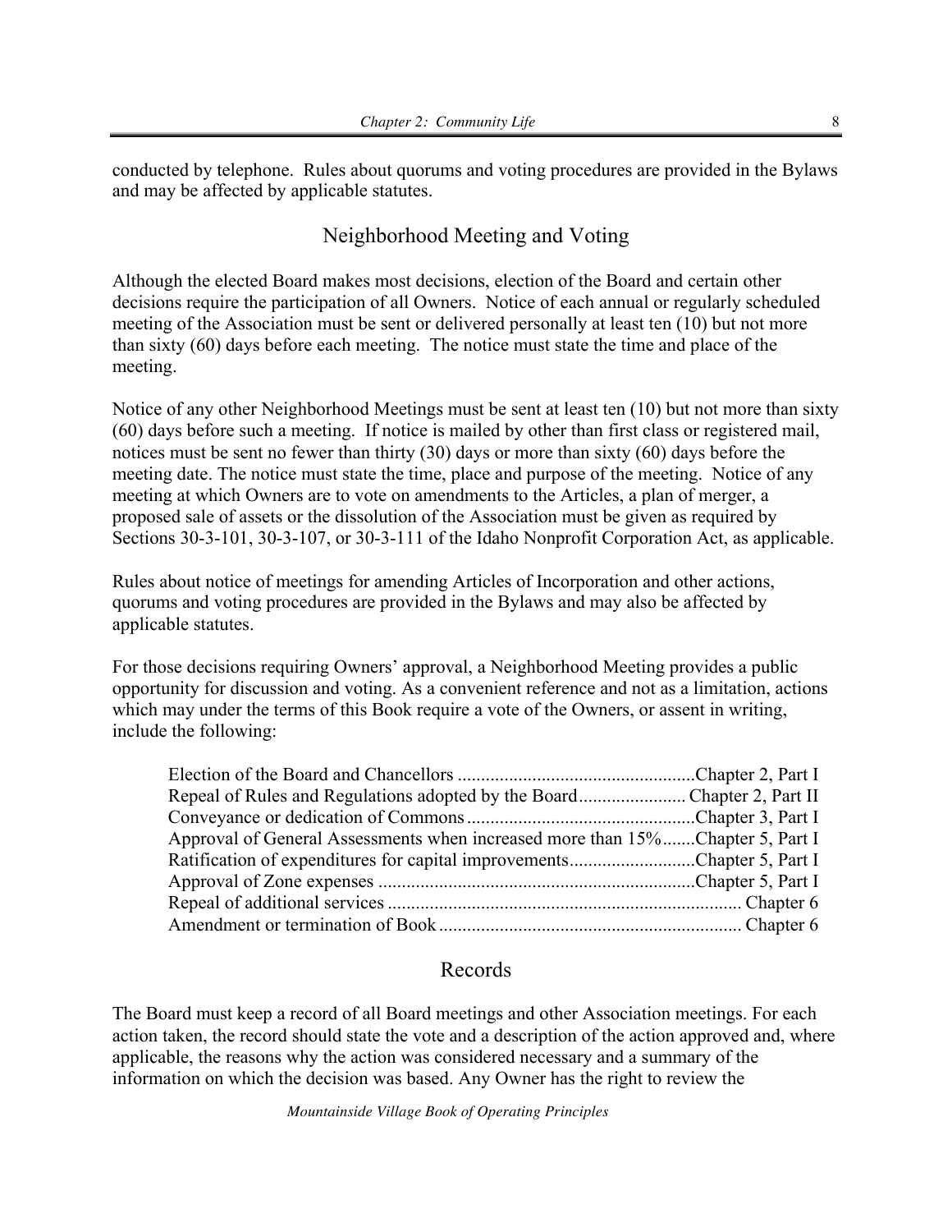conducted by telephone. Rules about quorums and voting procedures are provided in the Bylaws and may be affected by applicable statutes.

## Neighborhood Meeting and Voting

Although the elected Board makes most decisions, election of the Board and certain other decisions require the participation of all Owners. Notice of each annual or regularly scheduled meeting of the Association must be sent or delivered personally at least ten (10) but not more than sixty (60) days before each meeting. The notice must state the time and place of the meeting.

Notice of any other Neighborhood Meetings must be sent at least ten (10) but not more than sixty (60) days before such a meeting. If notice is mailed by other than first class or registered mail, notices must be sent no fewer than thirty (30) days or more than sixty (60) days before the meeting date. The notice must state the time, place and purpose of the meeting. Notice of any meeting at which Owners are to vote on amendments to the Articles, a plan of merger, a proposed sale of assets or the dissolution of the Association must be given as required by Sections 30-3-101, 30-3-107, or 30-3-111 of the Idaho Nonprofit Corporation Act, as applicable.

Rules about notice of meetings for amending Articles of Incorporation and other actions, quorums and voting procedures are provided in the Bylaws and may also be affected by applicable statutes.

For those decisions requiring Owners' approval, a Neighborhood Meeting provides a public opportunity for discussion and voting. As a convenient reference and not as a limitation, actions which may under the terms of this Book require a vote of the Owners, or assent in writing, include the following:

| Action | Reference |
|---|---|
| Election of the Board and Chancellors | Chapter 2, Part I |
| Repeal of Rules and Regulations adopted by the Board | Chapter 2, Part II |
| Conveyance or dedication of Commons | Chapter 3, Part I |
| Approval of General Assessments when increased more than 15% | Chapter 5, Part I |
| Ratification of expenditures for capital improvements | Chapter 5, Part I |
| Approval of Zone expenses | Chapter 5, Part I |
| Repeal of additional services | Chapter 6 |
| Amendment or termination of Book | Chapter 6 |

## Records

The Board must keep a record of all Board meetings and other Association meetings. For each action taken, the record should state the vote and a description of the action approved and, where applicable, the reasons why the action was considered necessary and a summary of the information on which the decision was based. Any Owner has the right to review the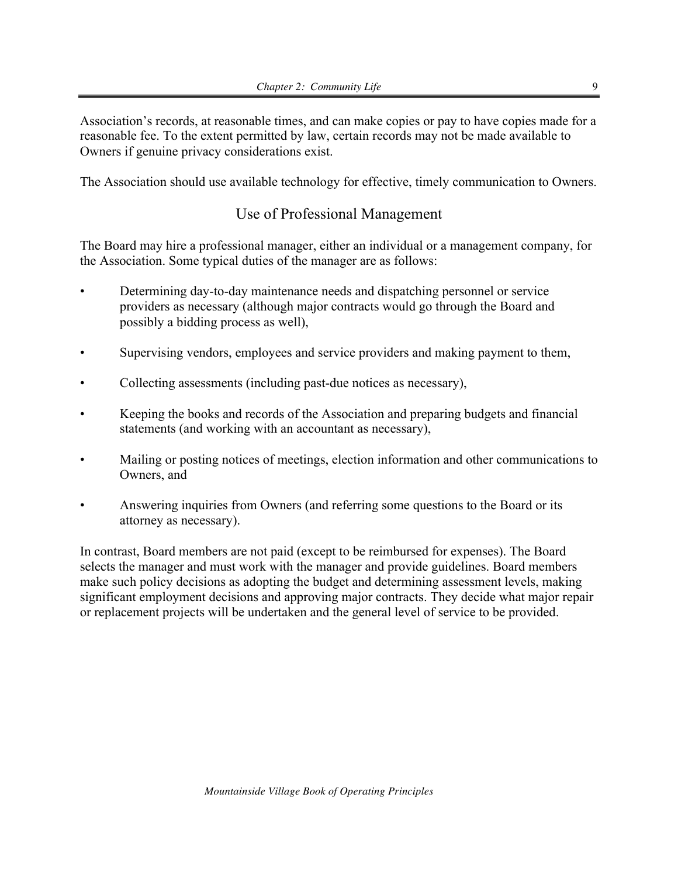Association's records, at reasonable times, and can make copies or pay to have copies made for a reasonable fee. To the extent permitted by law, certain records may not be made available to Owners if genuine privacy considerations exist.

The Association should use available technology for effective, timely communication to Owners.

## Use of Professional Management

The Board may hire a professional manager, either an individual or a management company, for the Association. Some typical duties of the manager are as follows:

- Determining day-to-day maintenance needs and dispatching personnel or service providers as necessary (although major contracts would go through the Board and possibly a bidding process as well),
- Supervising vendors, employees and service providers and making payment to them,
- Collecting assessments (including past-due notices as necessary),
- Keeping the books and records of the Association and preparing budgets and financial statements (and working with an accountant as necessary),
- Mailing or posting notices of meetings, election information and other communications to Owners, and
- Answering inquiries from Owners (and referring some questions to the Board or its attorney as necessary).

In contrast, Board members are not paid (except to be reimbursed for expenses). The Board selects the manager and must work with the manager and provide guidelines. Board members make such policy decisions as adopting the budget and determining assessment levels, making significant employment decisions and approving major contracts. They decide what major repair or replacement projects will be undertaken and the general level of service to be provided.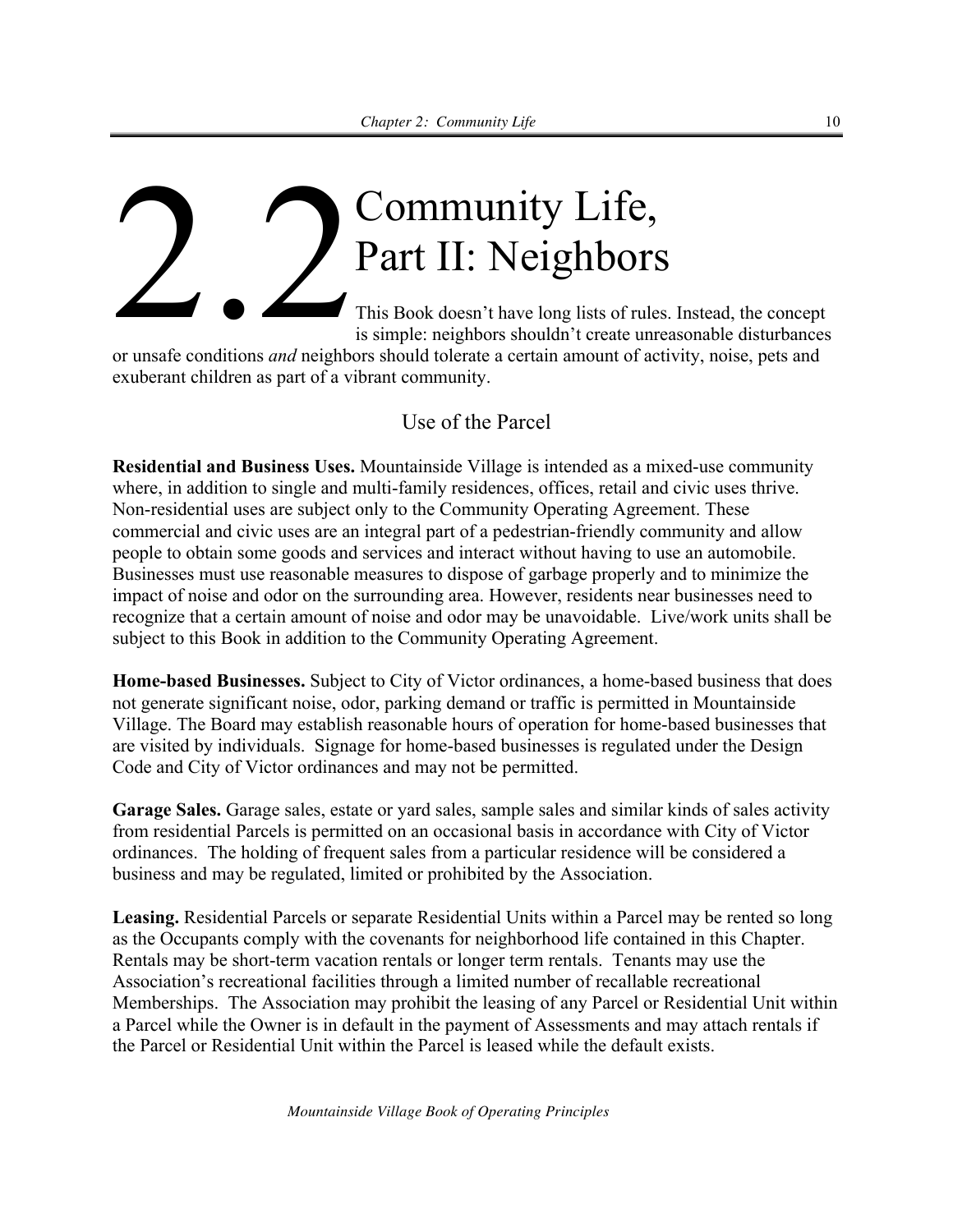# 2.2 Community Life, Part II: Neighbors

This Book doesn't have long lists of rules. Instead, the concept is simple: neighbors shouldn't create unreasonable disturbances or unsafe conditions *and* neighbors should tolerate a certain amount of activity, noise, pets and exuberant children as part of a vibrant community.

## Use of the Parcel

**Residential and Business Uses.** Mountainside Village is intended as a mixed-use community where, in addition to single and multi-family residences, offices, retail and civic uses thrive. Non-residential uses are subject only to the Community Operating Agreement. These commercial and civic uses are an integral part of a pedestrian-friendly community and allow people to obtain some goods and services and interact without having to use an automobile. Businesses must use reasonable measures to dispose of garbage properly and to minimize the impact of noise and odor on the surrounding area. However, residents near businesses need to recognize that a certain amount of noise and odor may be unavoidable. Live/work units shall be subject to this Book in addition to the Community Operating Agreement.

**Home-based Businesses.** Subject to City of Victor ordinances, a home-based business that does not generate significant noise, odor, parking demand or traffic is permitted in Mountainside Village. The Board may establish reasonable hours of operation for home-based businesses that are visited by individuals. Signage for home-based businesses is regulated under the Design Code and City of Victor ordinances and may not be permitted.

**Garage Sales.** Garage sales, estate or yard sales, sample sales and similar kinds of sales activity from residential Parcels is permitted on an occasional basis in accordance with City of Victor ordinances. The holding of frequent sales from a particular residence will be considered a business and may be regulated, limited or prohibited by the Association.

**Leasing.** Residential Parcels or separate Residential Units within a Parcel may be rented so long as the Occupants comply with the covenants for neighborhood life contained in this Chapter. Rentals may be short-term vacation rentals or longer term rentals. Tenants may use the Association's recreational facilities through a limited number of recallable recreational Memberships. The Association may prohibit the leasing of any Parcel or Residential Unit within a Parcel while the Owner is in default in the payment of Assessments and may attach rentals if the Parcel or Residential Unit within the Parcel is leased while the default exists.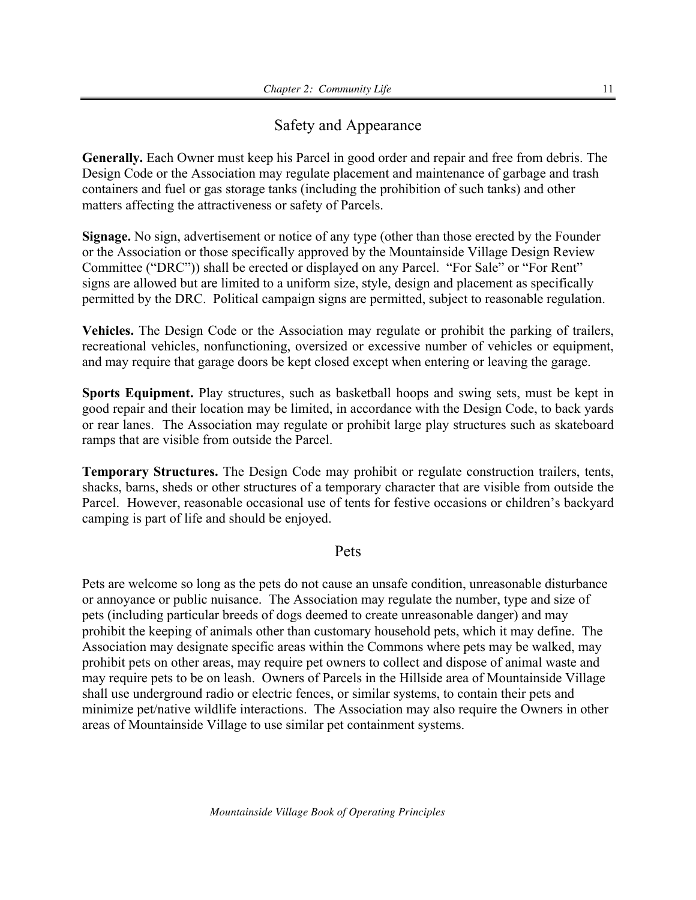## Safety and Appearance

**Generally.** Each Owner must keep his Parcel in good order and repair and free from debris. The Design Code or the Association may regulate placement and maintenance of garbage and trash containers and fuel or gas storage tanks (including the prohibition of such tanks) and other matters affecting the attractiveness or safety of Parcels.

**Signage.** No sign, advertisement or notice of any type (other than those erected by the Founder or the Association or those specifically approved by the Mountainside Village Design Review Committee ("DRC")) shall be erected or displayed on any Parcel. "For Sale" or "For Rent" signs are allowed but are limited to a uniform size, style, design and placement as specifically permitted by the DRC. Political campaign signs are permitted, subject to reasonable regulation.

**Vehicles.** The Design Code or the Association may regulate or prohibit the parking of trailers, recreational vehicles, nonfunctioning, oversized or excessive number of vehicles or equipment, and may require that garage doors be kept closed except when entering or leaving the garage.

**Sports Equipment.** Play structures, such as basketball hoops and swing sets, must be kept in good repair and their location may be limited, in accordance with the Design Code, to back yards or rear lanes. The Association may regulate or prohibit large play structures such as skateboard ramps that are visible from outside the Parcel.

**Temporary Structures.** The Design Code may prohibit or regulate construction trailers, tents, shacks, barns, sheds or other structures of a temporary character that are visible from outside the Parcel. However, reasonable occasional use of tents for festive occasions or children's backyard camping is part of life and should be enjoyed.

## Pets

Pets are welcome so long as the pets do not cause an unsafe condition, unreasonable disturbance or annoyance or public nuisance. The Association may regulate the number, type and size of pets (including particular breeds of dogs deemed to create unreasonable danger) and may prohibit the keeping of animals other than customary household pets, which it may define. The Association may designate specific areas within the Commons where pets may be walked, may prohibit pets on other areas, may require pet owners to collect and dispose of animal waste and may require pets to be on leash. Owners of Parcels in the Hillside area of Mountainside Village shall use underground radio or electric fences, or similar systems, to contain their pets and minimize pet/native wildlife interactions. The Association may also require the Owners in other areas of Mountainside Village to use similar pet containment systems.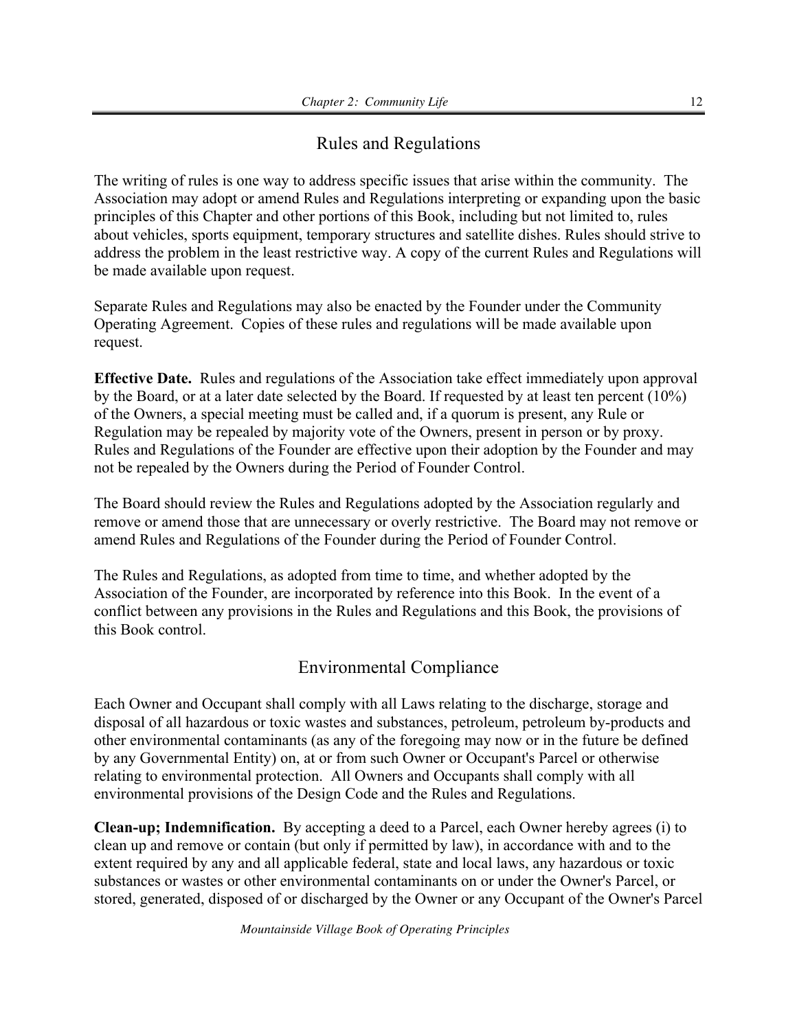## Rules and Regulations

The writing of rules is one way to address specific issues that arise within the community. The Association may adopt or amend Rules and Regulations interpreting or expanding upon the basic principles of this Chapter and other portions of this Book, including but not limited to, rules about vehicles, sports equipment, temporary structures and satellite dishes. Rules should strive to address the problem in the least restrictive way. A copy of the current Rules and Regulations will be made available upon request.

Separate Rules and Regulations may also be enacted by the Founder under the Community Operating Agreement. Copies of these rules and regulations will be made available upon request.

**Effective Date.** Rules and regulations of the Association take effect immediately upon approval by the Board, or at a later date selected by the Board. If requested by at least ten percent (10%) of the Owners, a special meeting must be called and, if a quorum is present, any Rule or Regulation may be repealed by majority vote of the Owners, present in person or by proxy. Rules and Regulations of the Founder are effective upon their adoption by the Founder and may not be repealed by the Owners during the Period of Founder Control.

The Board should review the Rules and Regulations adopted by the Association regularly and remove or amend those that are unnecessary or overly restrictive. The Board may not remove or amend Rules and Regulations of the Founder during the Period of Founder Control.

The Rules and Regulations, as adopted from time to time, and whether adopted by the Association of the Founder, are incorporated by reference into this Book. In the event of a conflict between any provisions in the Rules and Regulations and this Book, the provisions of this Book control.

## Environmental Compliance

Each Owner and Occupant shall comply with all Laws relating to the discharge, storage and disposal of all hazardous or toxic wastes and substances, petroleum, petroleum by-products and other environmental contaminants (as any of the foregoing may now or in the future be defined by any Governmental Entity) on, at or from such Owner or Occupant's Parcel or otherwise relating to environmental protection. All Owners and Occupants shall comply with all environmental provisions of the Design Code and the Rules and Regulations.

**Clean-up; Indemnification.** By accepting a deed to a Parcel, each Owner hereby agrees (i) to clean up and remove or contain (but only if permitted by law), in accordance with and to the extent required by any and all applicable federal, state and local laws, any hazardous or toxic substances or wastes or other environmental contaminants on or under the Owner's Parcel, or stored, generated, disposed of or discharged by the Owner or any Occupant of the Owner's Parcel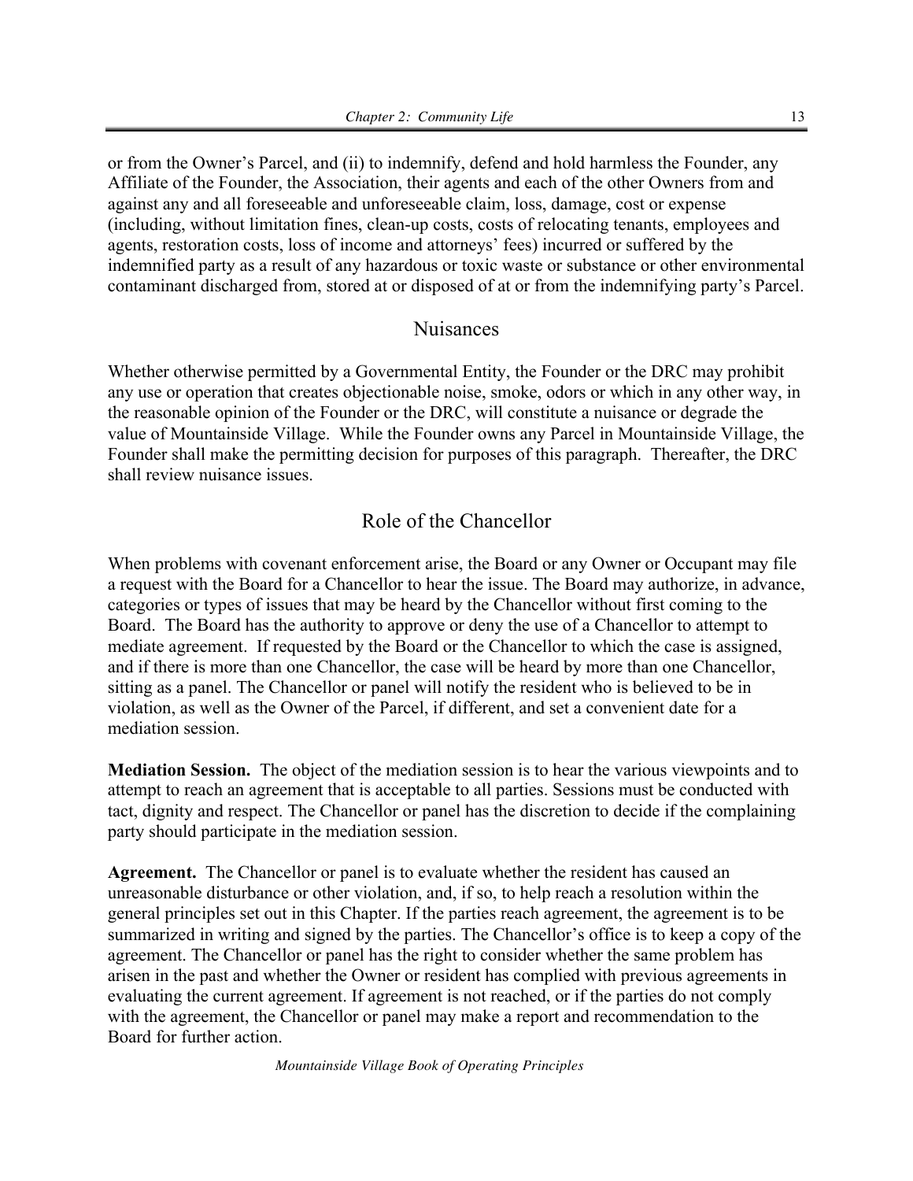or from the Owner's Parcel, and (ii) to indemnify, defend and hold harmless the Founder, any Affiliate of the Founder, the Association, their agents and each of the other Owners from and against any and all foreseeable and unforeseeable claim, loss, damage, cost or expense (including, without limitation fines, clean-up costs, costs of relocating tenants, employees and agents, restoration costs, loss of income and attorneys' fees) incurred or suffered by the indemnified party as a result of any hazardous or toxic waste or substance or other environmental contaminant discharged from, stored at or disposed of at or from the indemnifying party's Parcel.

## Nuisances

Whether otherwise permitted by a Governmental Entity, the Founder or the DRC may prohibit any use or operation that creates objectionable noise, smoke, odors or which in any other way, in the reasonable opinion of the Founder or the DRC, will constitute a nuisance or degrade the value of Mountainside Village. While the Founder owns any Parcel in Mountainside Village, the Founder shall make the permitting decision for purposes of this paragraph. Thereafter, the DRC shall review nuisance issues.

## Role of the Chancellor

When problems with covenant enforcement arise, the Board or any Owner or Occupant may file a request with the Board for a Chancellor to hear the issue. The Board may authorize, in advance, categories or types of issues that may be heard by the Chancellor without first coming to the Board. The Board has the authority to approve or deny the use of a Chancellor to attempt to mediate agreement. If requested by the Board or the Chancellor to which the case is assigned, and if there is more than one Chancellor, the case will be heard by more than one Chancellor, sitting as a panel. The Chancellor or panel will notify the resident who is believed to be in violation, as well as the Owner of the Parcel, if different, and set a convenient date for a mediation session.

**Mediation Session.** The object of the mediation session is to hear the various viewpoints and to attempt to reach an agreement that is acceptable to all parties. Sessions must be conducted with tact, dignity and respect. The Chancellor or panel has the discretion to decide if the complaining party should participate in the mediation session.

**Agreement.** The Chancellor or panel is to evaluate whether the resident has caused an unreasonable disturbance or other violation, and, if so, to help reach a resolution within the general principles set out in this Chapter. If the parties reach agreement, the agreement is to be summarized in writing and signed by the parties. The Chancellor's office is to keep a copy of the agreement. The Chancellor or panel has the right to consider whether the same problem has arisen in the past and whether the Owner or resident has complied with previous agreements in evaluating the current agreement. If agreement is not reached, or if the parties do not comply with the agreement, the Chancellor or panel may make a report and recommendation to the Board for further action.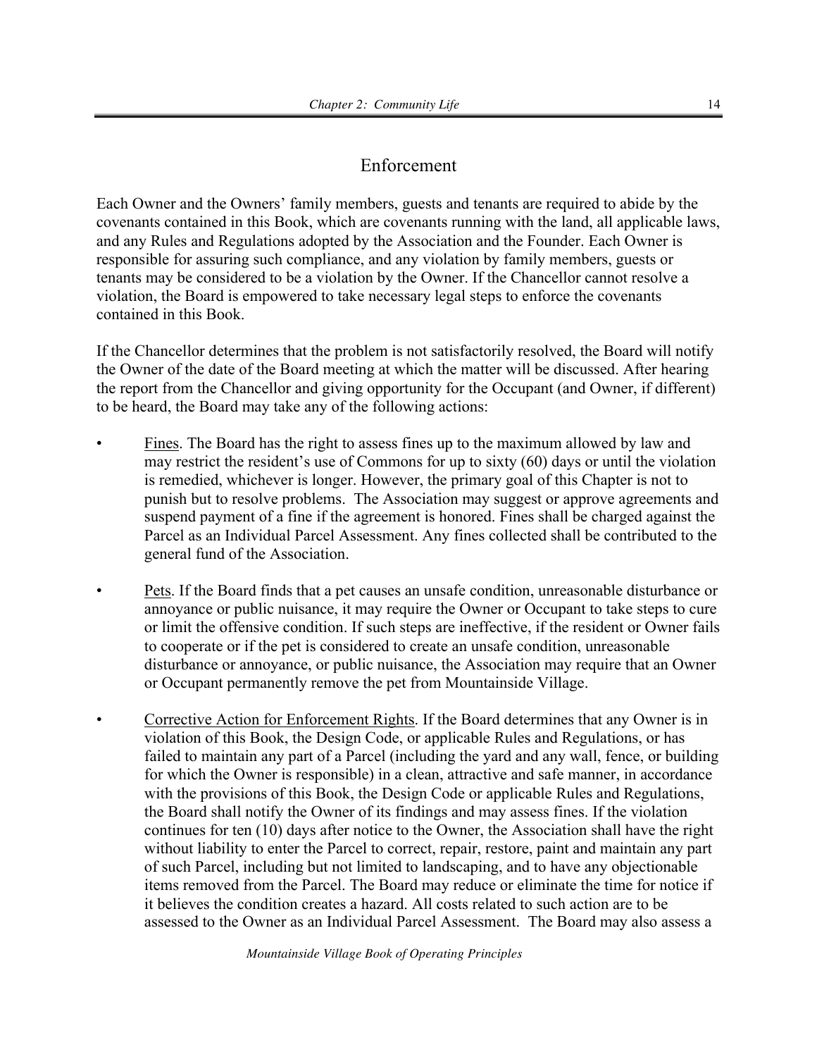## Enforcement

Each Owner and the Owners' family members, guests and tenants are required to abide by the covenants contained in this Book, which are covenants running with the land, all applicable laws, and any Rules and Regulations adopted by the Association and the Founder. Each Owner is responsible for assuring such compliance, and any violation by family members, guests or tenants may be considered to be a violation by the Owner. If the Chancellor cannot resolve a violation, the Board is empowered to take necessary legal steps to enforce the covenants contained in this Book.

If the Chancellor determines that the problem is not satisfactorily resolved, the Board will notify the Owner of the date of the Board meeting at which the matter will be discussed. After hearing the report from the Chancellor and giving opportunity for the Occupant (and Owner, if different) to be heard, the Board may take any of the following actions:

- <u>Fines</u>. The Board has the right to assess fines up to the maximum allowed by law and may restrict the resident's use of Commons for up to sixty (60) days or until the violation is remedied, whichever is longer. However, the primary goal of this Chapter is not to punish but to resolve problems. The Association may suggest or approve agreements and suspend payment of a fine if the agreement is honored. Fines shall be charged against the Parcel as an Individual Parcel Assessment. Any fines collected shall be contributed to the general fund of the Association.

- <u>Pets</u>. If the Board finds that a pet causes an unsafe condition, unreasonable disturbance or annoyance or public nuisance, it may require the Owner or Occupant to take steps to cure or limit the offensive condition. If such steps are ineffective, if the resident or Owner fails to cooperate or if the pet is considered to create an unsafe condition, unreasonable disturbance or annoyance, or public nuisance, the Association may require that an Owner or Occupant permanently remove the pet from Mountainside Village.

- <u>Corrective Action for Enforcement Rights</u>. If the Board determines that any Owner is in violation of this Book, the Design Code, or applicable Rules and Regulations, or has failed to maintain any part of a Parcel (including the yard and any wall, fence, or building for which the Owner is responsible) in a clean, attractive and safe manner, in accordance with the provisions of this Book, the Design Code or applicable Rules and Regulations, the Board shall notify the Owner of its findings and may assess fines. If the violation continues for ten (10) days after notice to the Owner, the Association shall have the right without liability to enter the Parcel to correct, repair, restore, paint and maintain any part of such Parcel, including but not limited to landscaping, and to have any objectionable items removed from the Parcel. The Board may reduce or eliminate the time for notice if it believes the condition creates a hazard. All costs related to such action are to be assessed to the Owner as an Individual Parcel Assessment. The Board may also assess a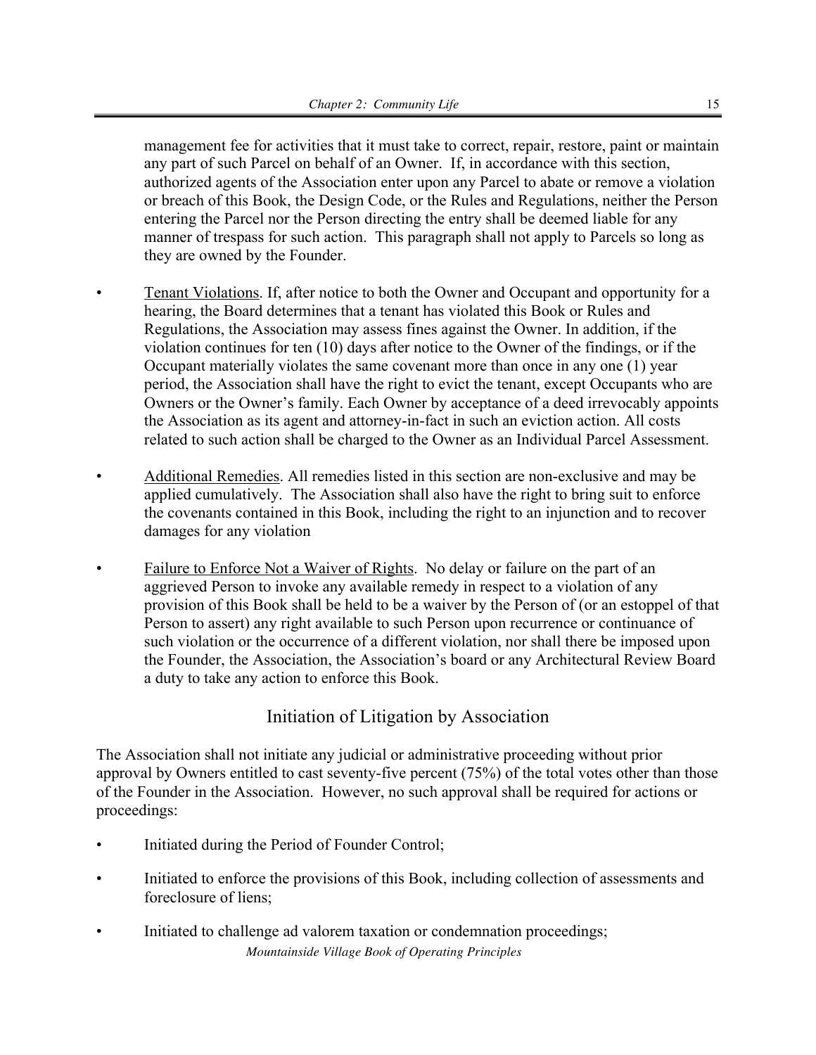management fee for activities that it must take to correct, repair, restore, paint or maintain any part of such Parcel on behalf of an Owner. If, in accordance with this section, authorized agents of the Association enter upon any Parcel to abate or remove a violation or breach of this Book, the Design Code, or the Rules and Regulations, neither the Person entering the Parcel nor the Person directing the entry shall be deemed liable for any manner of trespass for such action. This paragraph shall not apply to Parcels so long as they are owned by the Founder.

- Tenant Violations. If, after notice to both the Owner and Occupant and opportunity for a hearing, the Board determines that a tenant has violated this Book or Rules and Regulations, the Association may assess fines against the Owner. In addition, if the violation continues for ten (10) days after notice to the Owner of the findings, or if the Occupant materially violates the same covenant more than once in any one (1) year period, the Association shall have the right to evict the tenant, except Occupants who are Owners or the Owner's family. Each Owner by acceptance of a deed irrevocably appoints the Association as its agent and attorney-in-fact in such an eviction action. All costs related to such action shall be charged to the Owner as an Individual Parcel Assessment.

- Additional Remedies. All remedies listed in this section are non-exclusive and may be applied cumulatively. The Association shall also have the right to bring suit to enforce the covenants contained in this Book, including the right to an injunction and to recover damages for any violation

- Failure to Enforce Not a Waiver of Rights. No delay or failure on the part of an aggrieved Person to invoke any available remedy in respect to a violation of any provision of this Book shall be held to be a waiver by the Person of (or an estoppel of that Person to assert) any right available to such Person upon recurrence or continuance of such violation or the occurrence of a different violation, nor shall there be imposed upon the Founder, the Association, the Association's board or any Architectural Review Board a duty to take any action to enforce this Book.

## Initiation of Litigation by Association

The Association shall not initiate any judicial or administrative proceeding without prior approval by Owners entitled to cast seventy-five percent (75%) of the total votes other than those of the Founder in the Association. However, no such approval shall be required for actions or proceedings:

- Initiated during the Period of Founder Control;

- Initiated to enforce the provisions of this Book, including collection of assessments and foreclosure of liens;

- Initiated to challenge ad valorem taxation or condemnation proceedings;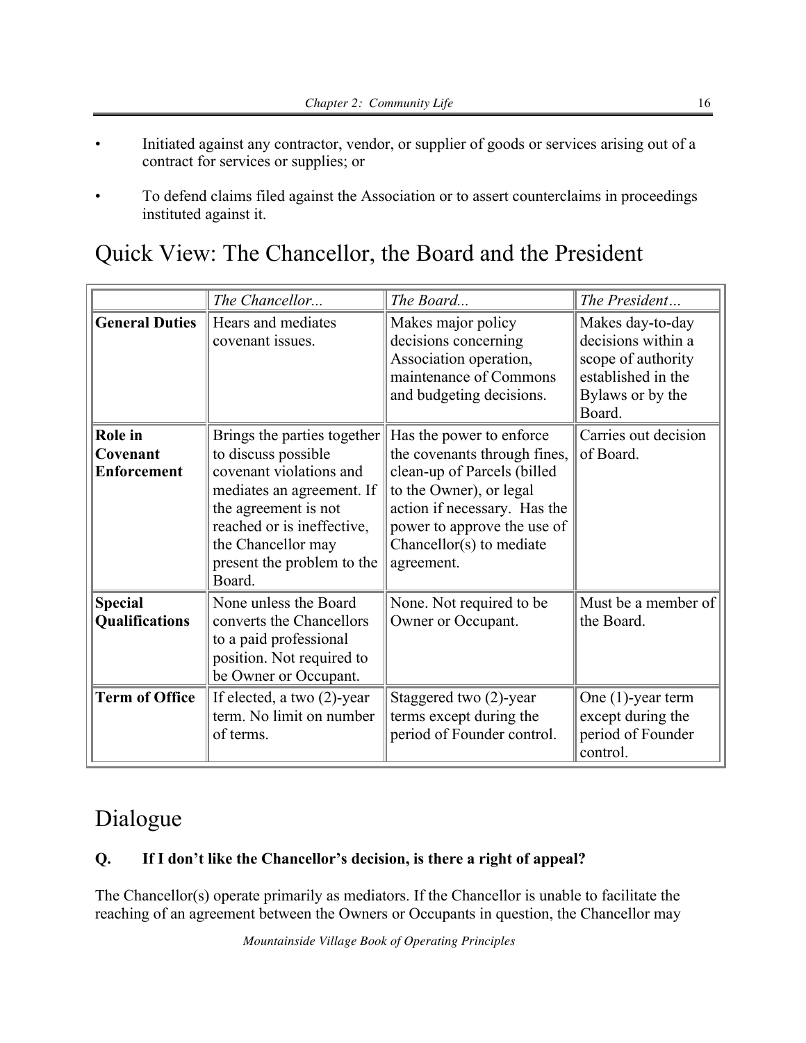- Initiated against any contractor, vendor, or supplier of goods or services arising out of a contract for services or supplies; or
- To defend claims filed against the Association or to assert counterclaims in proceedings instituted against it.

## Quick View: The Chancellor, the Board and the President

| | *The Chancellor...* | *The Board...* | *The President…* |
|---|---|---|---|
| **General Duties** | Hears and mediates covenant issues. | Makes major policy decisions concerning Association operation, maintenance of Commons and budgeting decisions. | Makes day-to-day decisions within a scope of authority established in the Bylaws or by the Board. |
| **Role in Covenant Enforcement** | Brings the parties together to discuss possible covenant violations and mediates an agreement. If the agreement is not reached or is ineffective, the Chancellor may present the problem to the Board. | Has the power to enforce the covenants through fines, clean-up of Parcels (billed to the Owner), or legal action if necessary. Has the power to approve the use of Chancellor(s) to mediate agreement. | Carries out decision of Board. |
| **Special Qualifications** | None unless the Board converts the Chancellors to a paid professional position. Not required to be Owner or Occupant. | None. Not required to be Owner or Occupant. | Must be a member of the Board. |
| **Term of Office** | If elected, a two (2)-year term. No limit on number of terms. | Staggered two (2)-year terms except during the period of Founder control. | One (1)-year term except during the period of Founder control. |

## Dialogue

**Q. If I don't like the Chancellor's decision, is there a right of appeal?**

The Chancellor(s) operate primarily as mediators. If the Chancellor is unable to facilitate the reaching of an agreement between the Owners or Occupants in question, the Chancellor may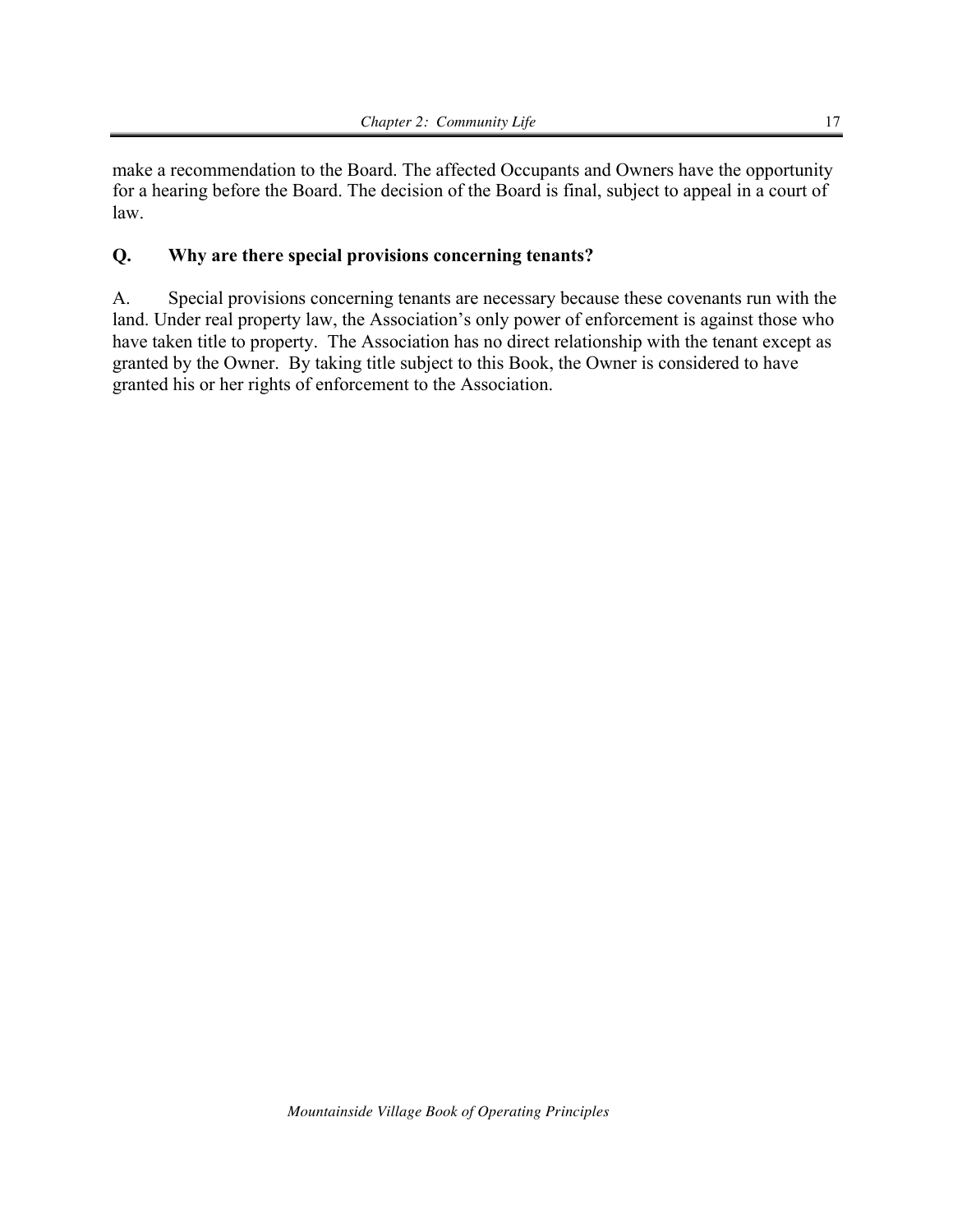make a recommendation to the Board. The affected Occupants and Owners have the opportunity for a hearing before the Board. The decision of the Board is final, subject to appeal in a court of law.

**Q. Why are there special provisions concerning tenants?**

A. Special provisions concerning tenants are necessary because these covenants run with the land. Under real property law, the Association's only power of enforcement is against those who have taken title to property. The Association has no direct relationship with the tenant except as granted by the Owner. By taking title subject to this Book, the Owner is considered to have granted his or her rights of enforcement to the Association.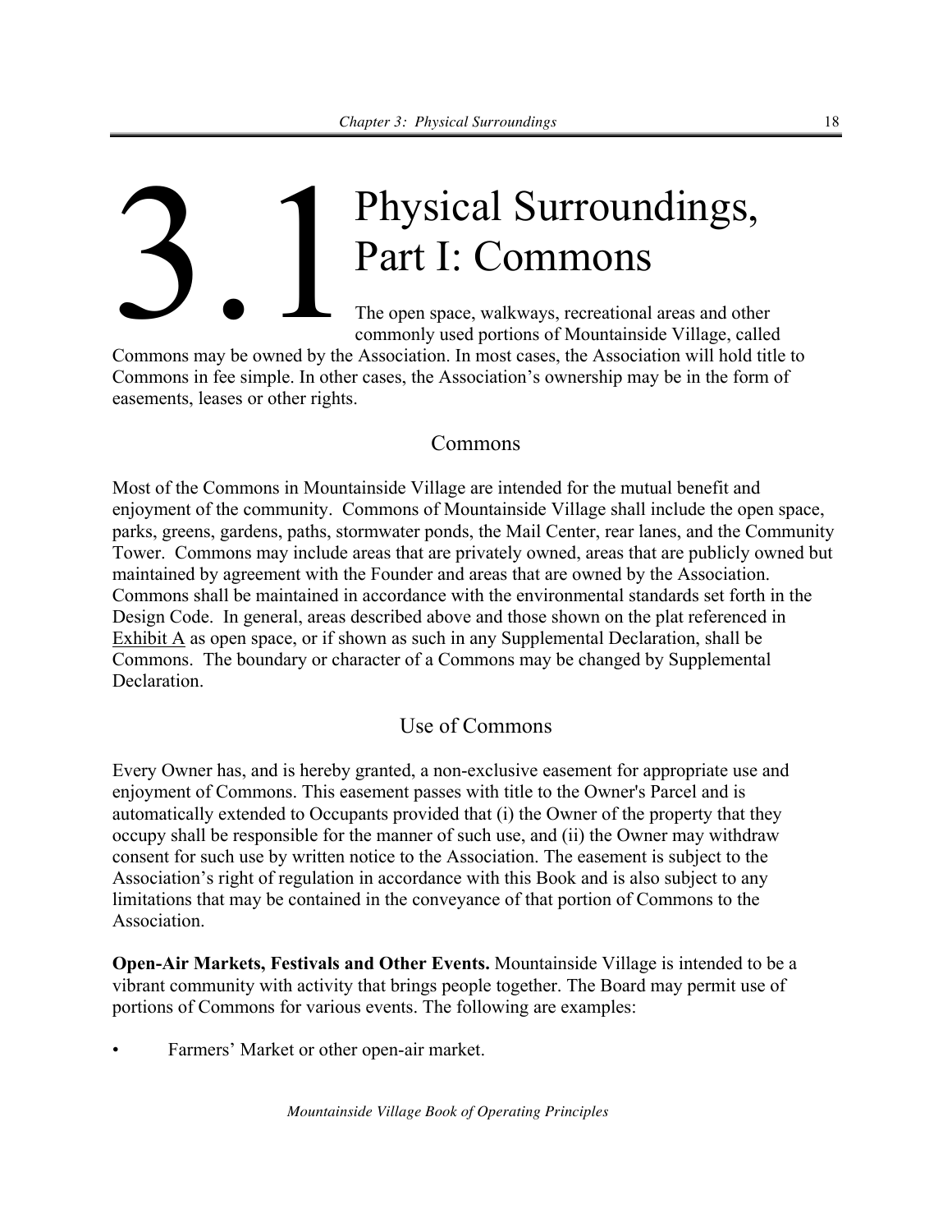# 3.1 Physical Surroundings, Part I: Commons

The open space, walkways, recreational areas and other commonly used portions of Mountainside Village, called Commons may be owned by the Association. In most cases, the Association will hold title to Commons in fee simple. In other cases, the Association's ownership may be in the form of easements, leases or other rights.

## Commons

Most of the Commons in Mountainside Village are intended for the mutual benefit and enjoyment of the community. Commons of Mountainside Village shall include the open space, parks, greens, gardens, paths, stormwater ponds, the Mail Center, rear lanes, and the Community Tower. Commons may include areas that are privately owned, areas that are publicly owned but maintained by agreement with the Founder and areas that are owned by the Association. Commons shall be maintained in accordance with the environmental standards set forth in the Design Code. In general, areas described above and those shown on the plat referenced in Exhibit A as open space, or if shown as such in any Supplemental Declaration, shall be Commons. The boundary or character of a Commons may be changed by Supplemental Declaration.

## Use of Commons

Every Owner has, and is hereby granted, a non-exclusive easement for appropriate use and enjoyment of Commons. This easement passes with title to the Owner's Parcel and is automatically extended to Occupants provided that (i) the Owner of the property that they occupy shall be responsible for the manner of such use, and (ii) the Owner may withdraw consent for such use by written notice to the Association. The easement is subject to the Association's right of regulation in accordance with this Book and is also subject to any limitations that may be contained in the conveyance of that portion of Commons to the Association.

**Open-Air Markets, Festivals and Other Events.** Mountainside Village is intended to be a vibrant community with activity that brings people together. The Board may permit use of portions of Commons for various events. The following are examples:

- Farmers' Market or other open-air market.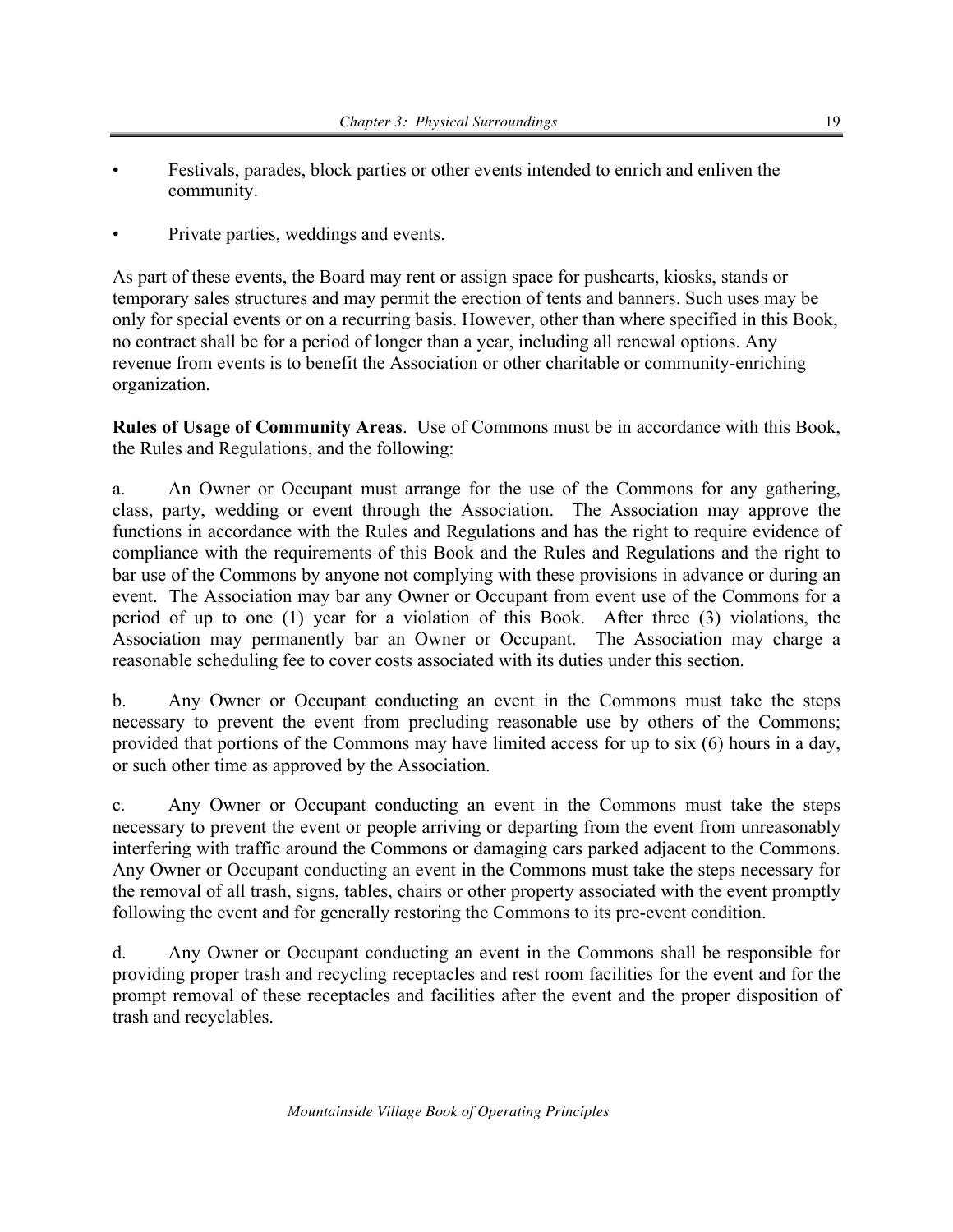- Festivals, parades, block parties or other events intended to enrich and enliven the community.

- Private parties, weddings and events.

As part of these events, the Board may rent or assign space for pushcarts, kiosks, stands or temporary sales structures and may permit the erection of tents and banners. Such uses may be only for special events or on a recurring basis. However, other than where specified in this Book, no contract shall be for a period of longer than a year, including all renewal options. Any revenue from events is to benefit the Association or other charitable or community-enriching organization.

**Rules of Usage of Community Areas**. Use of Commons must be in accordance with this Book, the Rules and Regulations, and the following:

a. An Owner or Occupant must arrange for the use of the Commons for any gathering, class, party, wedding or event through the Association. The Association may approve the functions in accordance with the Rules and Regulations and has the right to require evidence of compliance with the requirements of this Book and the Rules and Regulations and the right to bar use of the Commons by anyone not complying with these provisions in advance or during an event. The Association may bar any Owner or Occupant from event use of the Commons for a period of up to one (1) year for a violation of this Book. After three (3) violations, the Association may permanently bar an Owner or Occupant. The Association may charge a reasonable scheduling fee to cover costs associated with its duties under this section.

b. Any Owner or Occupant conducting an event in the Commons must take the steps necessary to prevent the event from precluding reasonable use by others of the Commons; provided that portions of the Commons may have limited access for up to six (6) hours in a day, or such other time as approved by the Association.

c. Any Owner or Occupant conducting an event in the Commons must take the steps necessary to prevent the event or people arriving or departing from the event from unreasonably interfering with traffic around the Commons or damaging cars parked adjacent to the Commons. Any Owner or Occupant conducting an event in the Commons must take the steps necessary for the removal of all trash, signs, tables, chairs or other property associated with the event promptly following the event and for generally restoring the Commons to its pre-event condition.

d. Any Owner or Occupant conducting an event in the Commons shall be responsible for providing proper trash and recycling receptacles and rest room facilities for the event and for the prompt removal of these receptacles and facilities after the event and the proper disposition of trash and recyclables.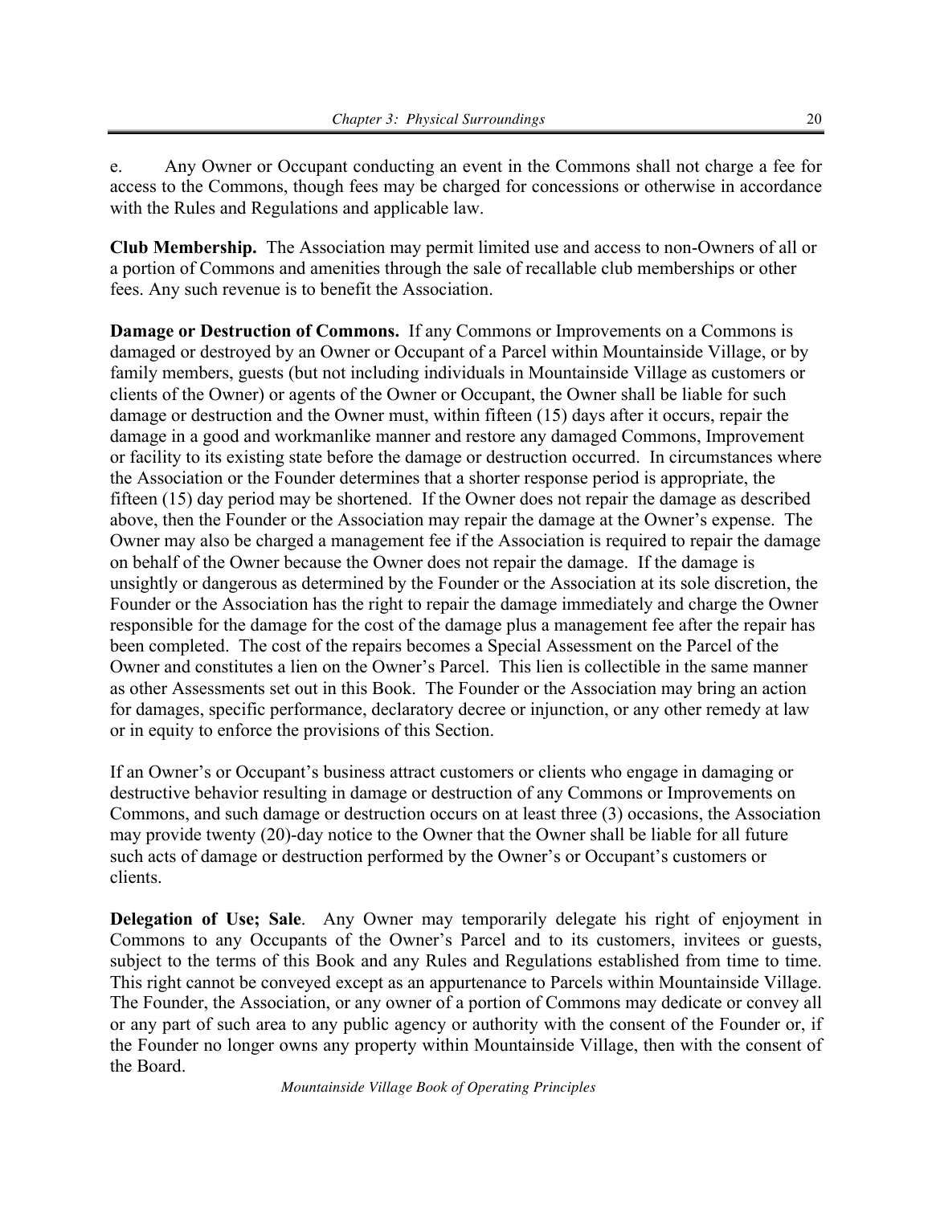e. Any Owner or Occupant conducting an event in the Commons shall not charge a fee for access to the Commons, though fees may be charged for concessions or otherwise in accordance with the Rules and Regulations and applicable law.

**Club Membership.** The Association may permit limited use and access to non-Owners of all or a portion of Commons and amenities through the sale of recallable club memberships or other fees. Any such revenue is to benefit the Association.

**Damage or Destruction of Commons.** If any Commons or Improvements on a Commons is damaged or destroyed by an Owner or Occupant of a Parcel within Mountainside Village, or by family members, guests (but not including individuals in Mountainside Village as customers or clients of the Owner) or agents of the Owner or Occupant, the Owner shall be liable for such damage or destruction and the Owner must, within fifteen (15) days after it occurs, repair the damage in a good and workmanlike manner and restore any damaged Commons, Improvement or facility to its existing state before the damage or destruction occurred. In circumstances where the Association or the Founder determines that a shorter response period is appropriate, the fifteen (15) day period may be shortened. If the Owner does not repair the damage as described above, then the Founder or the Association may repair the damage at the Owner's expense. The Owner may also be charged a management fee if the Association is required to repair the damage on behalf of the Owner because the Owner does not repair the damage. If the damage is unsightly or dangerous as determined by the Founder or the Association at its sole discretion, the Founder or the Association has the right to repair the damage immediately and charge the Owner responsible for the damage for the cost of the damage plus a management fee after the repair has been completed. The cost of the repairs becomes a Special Assessment on the Parcel of the Owner and constitutes a lien on the Owner's Parcel. This lien is collectible in the same manner as other Assessments set out in this Book. The Founder or the Association may bring an action for damages, specific performance, declaratory decree or injunction, or any other remedy at law or in equity to enforce the provisions of this Section.

If an Owner's or Occupant's business attract customers or clients who engage in damaging or destructive behavior resulting in damage or destruction of any Commons or Improvements on Commons, and such damage or destruction occurs on at least three (3) occasions, the Association may provide twenty (20)-day notice to the Owner that the Owner shall be liable for all future such acts of damage or destruction performed by the Owner's or Occupant's customers or clients.

**Delegation of Use; Sale**. Any Owner may temporarily delegate his right of enjoyment in Commons to any Occupants of the Owner's Parcel and to its customers, invitees or guests, subject to the terms of this Book and any Rules and Regulations established from time to time. This right cannot be conveyed except as an appurtenance to Parcels within Mountainside Village. The Founder, the Association, or any owner of a portion of Commons may dedicate or convey all or any part of such area to any public agency or authority with the consent of the Founder or, if the Founder no longer owns any property within Mountainside Village, then with the consent of the Board.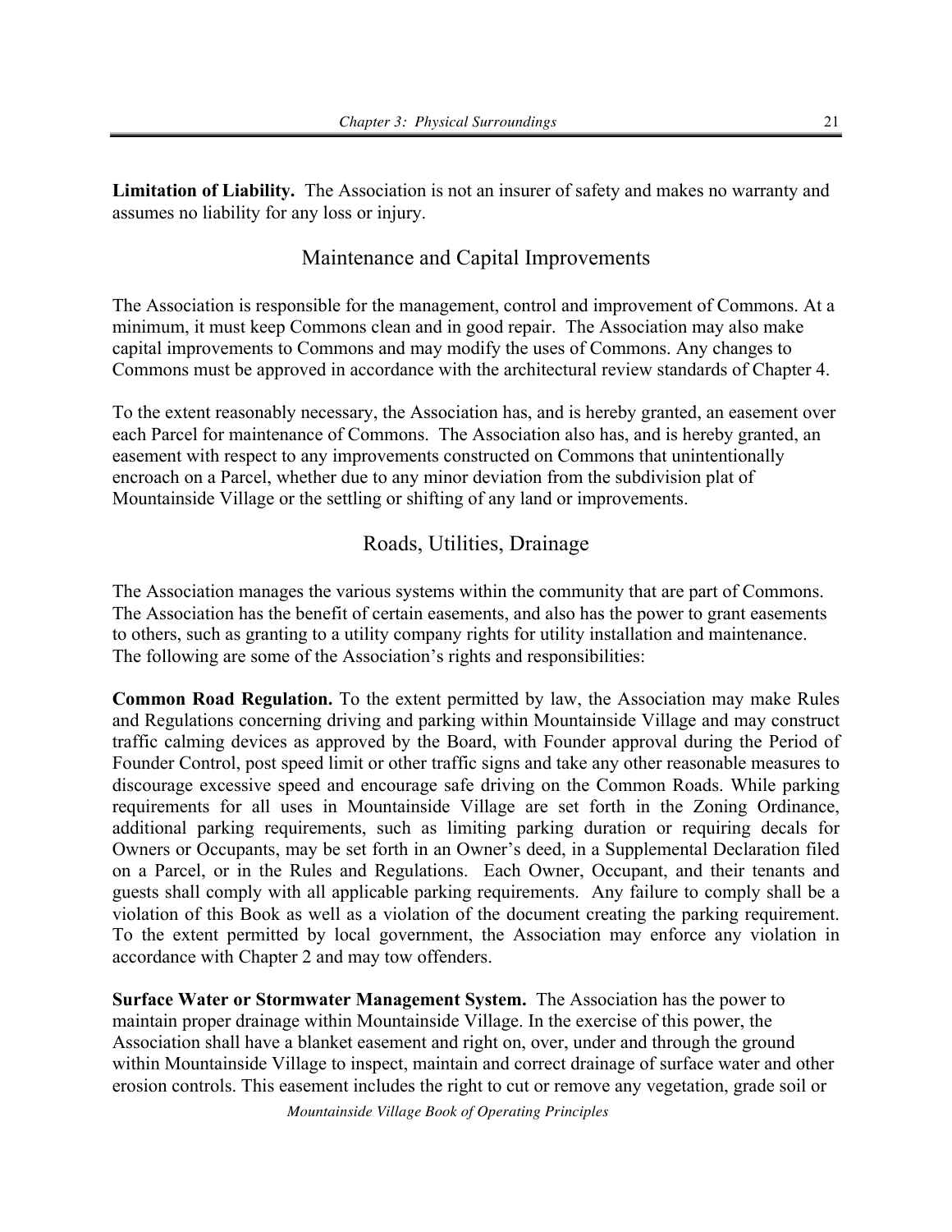**Limitation of Liability.** The Association is not an insurer of safety and makes no warranty and assumes no liability for any loss or injury.

## Maintenance and Capital Improvements

The Association is responsible for the management, control and improvement of Commons. At a minimum, it must keep Commons clean and in good repair. The Association may also make capital improvements to Commons and may modify the uses of Commons. Any changes to Commons must be approved in accordance with the architectural review standards of Chapter 4.

To the extent reasonably necessary, the Association has, and is hereby granted, an easement over each Parcel for maintenance of Commons. The Association also has, and is hereby granted, an easement with respect to any improvements constructed on Commons that unintentionally encroach on a Parcel, whether due to any minor deviation from the subdivision plat of Mountainside Village or the settling or shifting of any land or improvements.

## Roads, Utilities, Drainage

The Association manages the various systems within the community that are part of Commons. The Association has the benefit of certain easements, and also has the power to grant easements to others, such as granting to a utility company rights for utility installation and maintenance. The following are some of the Association's rights and responsibilities:

**Common Road Regulation.** To the extent permitted by law, the Association may make Rules and Regulations concerning driving and parking within Mountainside Village and may construct traffic calming devices as approved by the Board, with Founder approval during the Period of Founder Control, post speed limit or other traffic signs and take any other reasonable measures to discourage excessive speed and encourage safe driving on the Common Roads. While parking requirements for all uses in Mountainside Village are set forth in the Zoning Ordinance, additional parking requirements, such as limiting parking duration or requiring decals for Owners or Occupants, may be set forth in an Owner's deed, in a Supplemental Declaration filed on a Parcel, or in the Rules and Regulations. Each Owner, Occupant, and their tenants and guests shall comply with all applicable parking requirements. Any failure to comply shall be a violation of this Book as well as a violation of the document creating the parking requirement. To the extent permitted by local government, the Association may enforce any violation in accordance with Chapter 2 and may tow offenders.

**Surface Water or Stormwater Management System.** The Association has the power to maintain proper drainage within Mountainside Village. In the exercise of this power, the Association shall have a blanket easement and right on, over, under and through the ground within Mountainside Village to inspect, maintain and correct drainage of surface water and other erosion controls. This easement includes the right to cut or remove any vegetation, grade soil or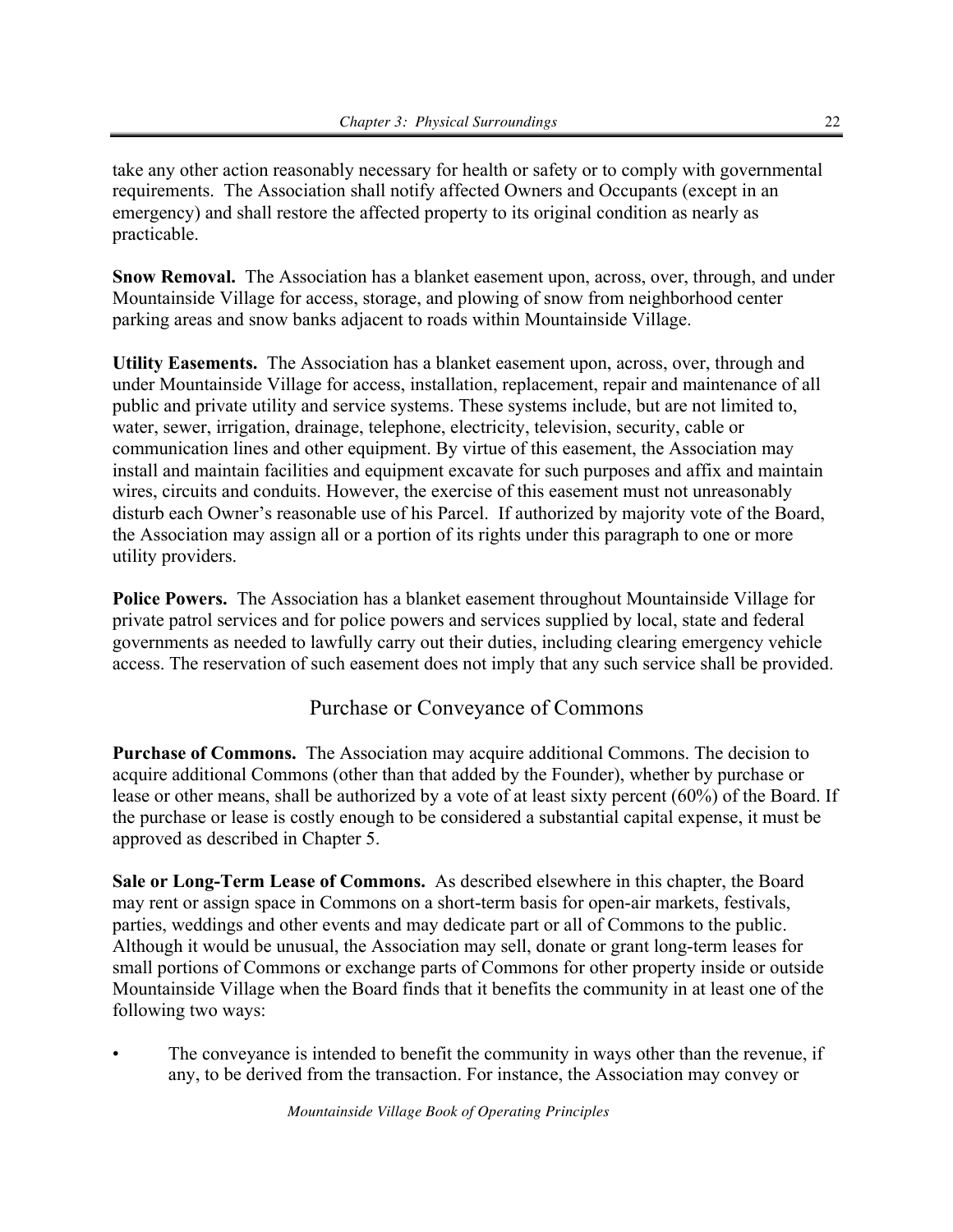take any other action reasonably necessary for health or safety or to comply with governmental requirements. The Association shall notify affected Owners and Occupants (except in an emergency) and shall restore the affected property to its original condition as nearly as practicable.

**Snow Removal.** The Association has a blanket easement upon, across, over, through, and under Mountainside Village for access, storage, and plowing of snow from neighborhood center parking areas and snow banks adjacent to roads within Mountainside Village.

**Utility Easements.** The Association has a blanket easement upon, across, over, through and under Mountainside Village for access, installation, replacement, repair and maintenance of all public and private utility and service systems. These systems include, but are not limited to, water, sewer, irrigation, drainage, telephone, electricity, television, security, cable or communication lines and other equipment. By virtue of this easement, the Association may install and maintain facilities and equipment excavate for such purposes and affix and maintain wires, circuits and conduits. However, the exercise of this easement must not unreasonably disturb each Owner's reasonable use of his Parcel. If authorized by majority vote of the Board, the Association may assign all or a portion of its rights under this paragraph to one or more utility providers.

**Police Powers.** The Association has a blanket easement throughout Mountainside Village for private patrol services and for police powers and services supplied by local, state and federal governments as needed to lawfully carry out their duties, including clearing emergency vehicle access. The reservation of such easement does not imply that any such service shall be provided.

## Purchase or Conveyance of Commons

**Purchase of Commons.** The Association may acquire additional Commons. The decision to acquire additional Commons (other than that added by the Founder), whether by purchase or lease or other means, shall be authorized by a vote of at least sixty percent (60%) of the Board. If the purchase or lease is costly enough to be considered a substantial capital expense, it must be approved as described in Chapter 5.

**Sale or Long-Term Lease of Commons.** As described elsewhere in this chapter, the Board may rent or assign space in Commons on a short-term basis for open-air markets, festivals, parties, weddings and other events and may dedicate part or all of Commons to the public. Although it would be unusual, the Association may sell, donate or grant long-term leases for small portions of Commons or exchange parts of Commons for other property inside or outside Mountainside Village when the Board finds that it benefits the community in at least one of the following two ways:

- The conveyance is intended to benefit the community in ways other than the revenue, if any, to be derived from the transaction. For instance, the Association may convey or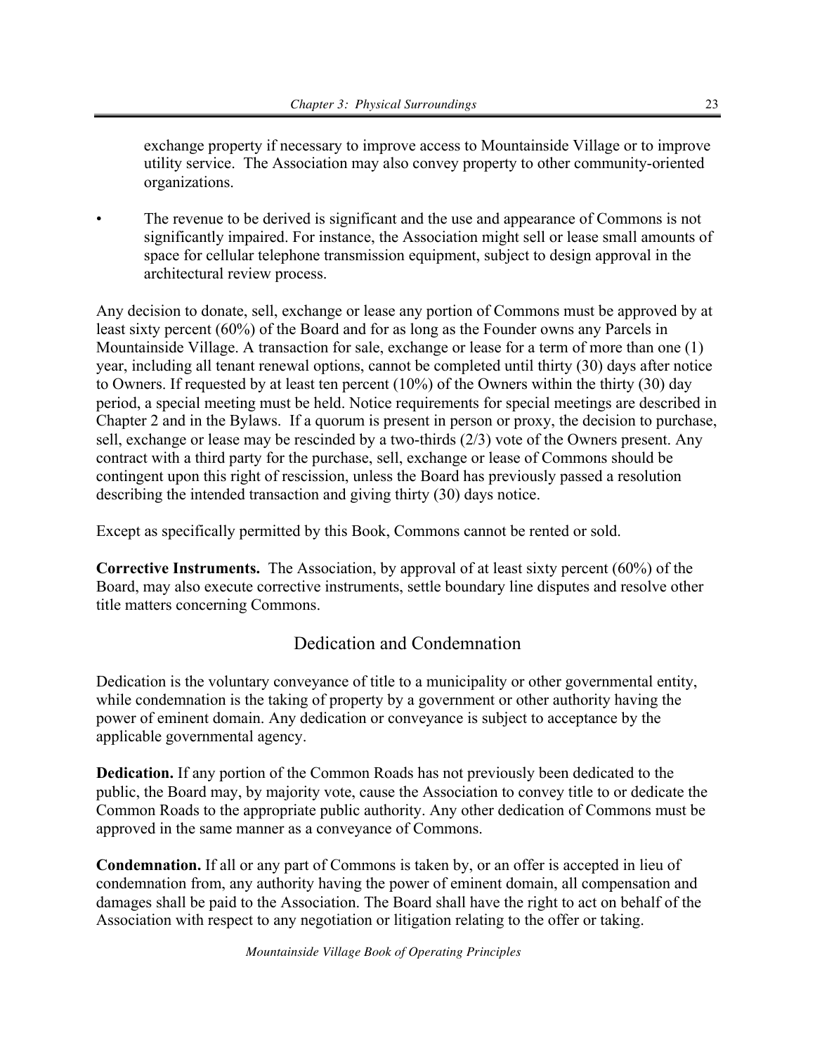exchange property if necessary to improve access to Mountainside Village or to improve utility service. The Association may also convey property to other community-oriented organizations.

- The revenue to be derived is significant and the use and appearance of Commons is not significantly impaired. For instance, the Association might sell or lease small amounts of space for cellular telephone transmission equipment, subject to design approval in the architectural review process.

Any decision to donate, sell, exchange or lease any portion of Commons must be approved by at least sixty percent (60%) of the Board and for as long as the Founder owns any Parcels in Mountainside Village. A transaction for sale, exchange or lease for a term of more than one (1) year, including all tenant renewal options, cannot be completed until thirty (30) days after notice to Owners. If requested by at least ten percent (10%) of the Owners within the thirty (30) day period, a special meeting must be held. Notice requirements for special meetings are described in Chapter 2 and in the Bylaws. If a quorum is present in person or proxy, the decision to purchase, sell, exchange or lease may be rescinded by a two-thirds (2/3) vote of the Owners present. Any contract with a third party for the purchase, sell, exchange or lease of Commons should be contingent upon this right of rescission, unless the Board has previously passed a resolution describing the intended transaction and giving thirty (30) days notice.

Except as specifically permitted by this Book, Commons cannot be rented or sold.

**Corrective Instruments.** The Association, by approval of at least sixty percent (60%) of the Board, may also execute corrective instruments, settle boundary line disputes and resolve other title matters concerning Commons.

## Dedication and Condemnation

Dedication is the voluntary conveyance of title to a municipality or other governmental entity, while condemnation is the taking of property by a government or other authority having the power of eminent domain. Any dedication or conveyance is subject to acceptance by the applicable governmental agency.

**Dedication.** If any portion of the Common Roads has not previously been dedicated to the public, the Board may, by majority vote, cause the Association to convey title to or dedicate the Common Roads to the appropriate public authority. Any other dedication of Commons must be approved in the same manner as a conveyance of Commons.

**Condemnation.** If all or any part of Commons is taken by, or an offer is accepted in lieu of condemnation from, any authority having the power of eminent domain, all compensation and damages shall be paid to the Association. The Board shall have the right to act on behalf of the Association with respect to any negotiation or litigation relating to the offer or taking.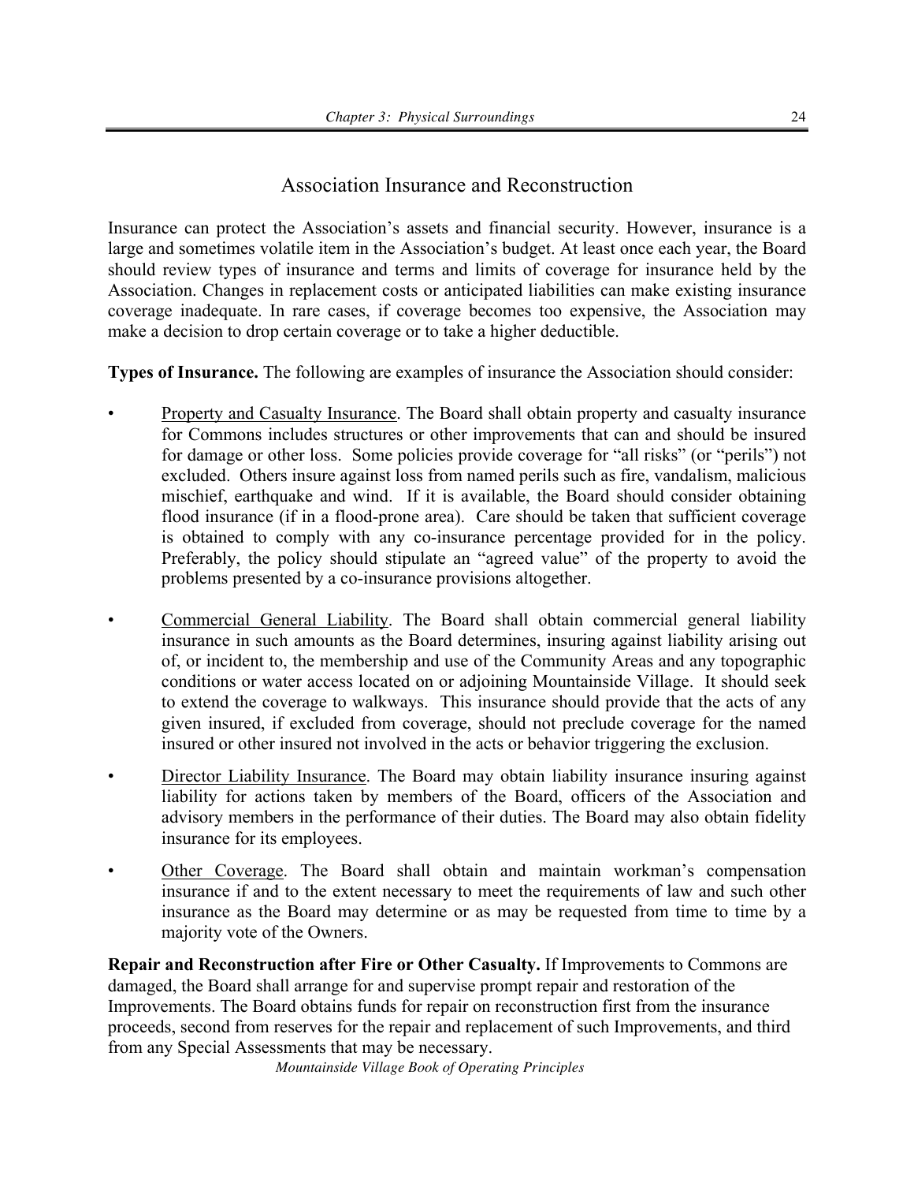## Association Insurance and Reconstruction

Insurance can protect the Association's assets and financial security. However, insurance is a large and sometimes volatile item in the Association's budget. At least once each year, the Board should review types of insurance and terms and limits of coverage for insurance held by the Association. Changes in replacement costs or anticipated liabilities can make existing insurance coverage inadequate. In rare cases, if coverage becomes too expensive, the Association may make a decision to drop certain coverage or to take a higher deductible.

**Types of Insurance.** The following are examples of insurance the Association should consider:

- Property and Casualty Insurance. The Board shall obtain property and casualty insurance for Commons includes structures or other improvements that can and should be insured for damage or other loss. Some policies provide coverage for "all risks" (or "perils") not excluded. Others insure against loss from named perils such as fire, vandalism, malicious mischief, earthquake and wind. If it is available, the Board should consider obtaining flood insurance (if in a flood-prone area). Care should be taken that sufficient coverage is obtained to comply with any co-insurance percentage provided for in the policy. Preferably, the policy should stipulate an "agreed value" of the property to avoid the problems presented by a co-insurance provisions altogether.

- Commercial General Liability. The Board shall obtain commercial general liability insurance in such amounts as the Board determines, insuring against liability arising out of, or incident to, the membership and use of the Community Areas and any topographic conditions or water access located on or adjoining Mountainside Village. It should seek to extend the coverage to walkways. This insurance should provide that the acts of any given insured, if excluded from coverage, should not preclude coverage for the named insured or other insured not involved in the acts or behavior triggering the exclusion.

- Director Liability Insurance. The Board may obtain liability insurance insuring against liability for actions taken by members of the Board, officers of the Association and advisory members in the performance of their duties. The Board may also obtain fidelity insurance for its employees.

- Other Coverage. The Board shall obtain and maintain workman's compensation insurance if and to the extent necessary to meet the requirements of law and such other insurance as the Board may determine or as may be requested from time to time by a majority vote of the Owners.

**Repair and Reconstruction after Fire or Other Casualty.** If Improvements to Commons are damaged, the Board shall arrange for and supervise prompt repair and restoration of the Improvements. The Board obtains funds for repair on reconstruction first from the insurance proceeds, second from reserves for the repair and replacement of such Improvements, and third from any Special Assessments that may be necessary.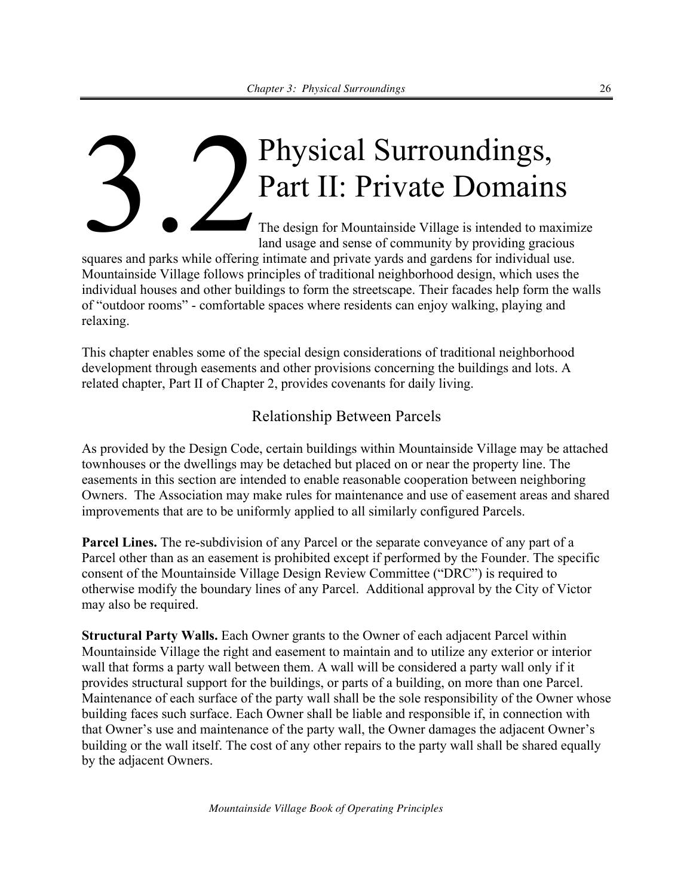# 3.2 Physical Surroundings, Part II: Private Domains

The design for Mountainside Village is intended to maximize land usage and sense of community by providing gracious squares and parks while offering intimate and private yards and gardens for individual use. Mountainside Village follows principles of traditional neighborhood design, which uses the individual houses and other buildings to form the streetscape. Their facades help form the walls of "outdoor rooms" - comfortable spaces where residents can enjoy walking, playing and relaxing.

This chapter enables some of the special design considerations of traditional neighborhood development through easements and other provisions concerning the buildings and lots. A related chapter, Part II of Chapter 2, provides covenants for daily living.

## Relationship Between Parcels

As provided by the Design Code, certain buildings within Mountainside Village may be attached townhouses or the dwellings may be detached but placed on or near the property line. The easements in this section are intended to enable reasonable cooperation between neighboring Owners. The Association may make rules for maintenance and use of easement areas and shared improvements that are to be uniformly applied to all similarly configured Parcels.

**Parcel Lines.** The re-subdivision of any Parcel or the separate conveyance of any part of a Parcel other than as an easement is prohibited except if performed by the Founder. The specific consent of the Mountainside Village Design Review Committee ("DRC") is required to otherwise modify the boundary lines of any Parcel. Additional approval by the City of Victor may also be required.

**Structural Party Walls.** Each Owner grants to the Owner of each adjacent Parcel within Mountainside Village the right and easement to maintain and to utilize any exterior or interior wall that forms a party wall between them. A wall will be considered a party wall only if it provides structural support for the buildings, or parts of a building, on more than one Parcel. Maintenance of each surface of the party wall shall be the sole responsibility of the Owner whose building faces such surface. Each Owner shall be liable and responsible if, in connection with that Owner's use and maintenance of the party wall, the Owner damages the adjacent Owner's building or the wall itself. The cost of any other repairs to the party wall shall be shared equally by the adjacent Owners.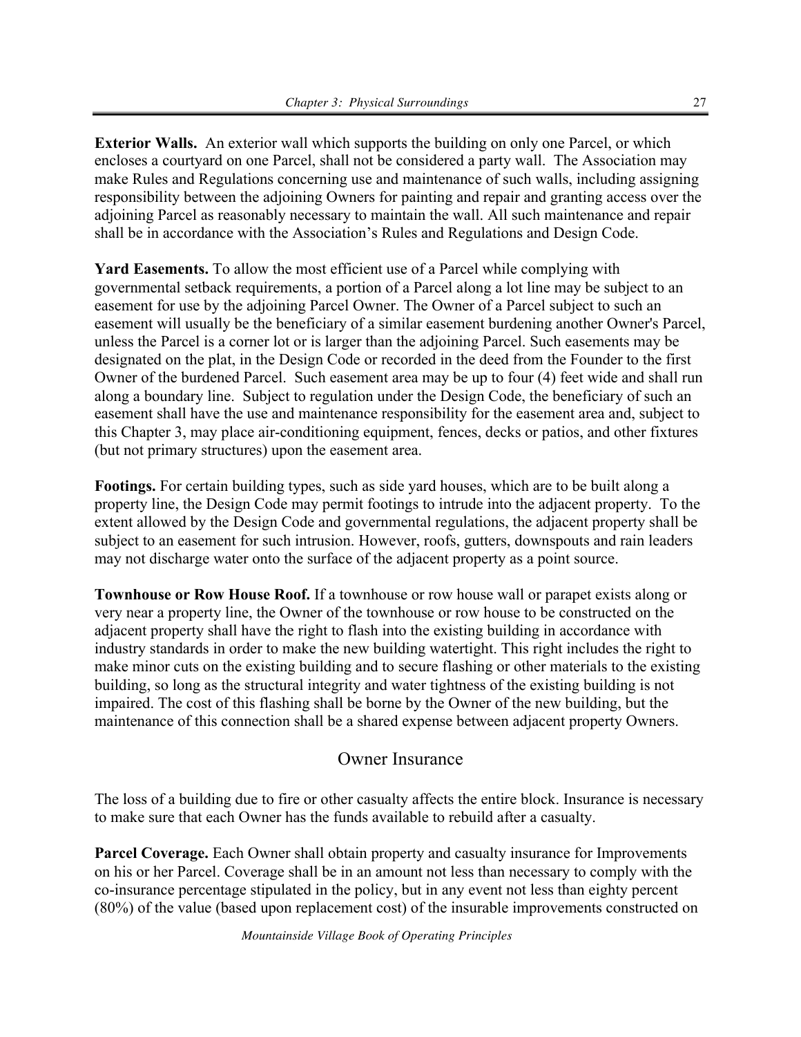**Exterior Walls.** An exterior wall which supports the building on only one Parcel, or which encloses a courtyard on one Parcel, shall not be considered a party wall. The Association may make Rules and Regulations concerning use and maintenance of such walls, including assigning responsibility between the adjoining Owners for painting and repair and granting access over the adjoining Parcel as reasonably necessary to maintain the wall. All such maintenance and repair shall be in accordance with the Association's Rules and Regulations and Design Code.

**Yard Easements.** To allow the most efficient use of a Parcel while complying with governmental setback requirements, a portion of a Parcel along a lot line may be subject to an easement for use by the adjoining Parcel Owner. The Owner of a Parcel subject to such an easement will usually be the beneficiary of a similar easement burdening another Owner's Parcel, unless the Parcel is a corner lot or is larger than the adjoining Parcel. Such easements may be designated on the plat, in the Design Code or recorded in the deed from the Founder to the first Owner of the burdened Parcel. Such easement area may be up to four (4) feet wide and shall run along a boundary line. Subject to regulation under the Design Code, the beneficiary of such an easement shall have the use and maintenance responsibility for the easement area and, subject to this Chapter 3, may place air-conditioning equipment, fences, decks or patios, and other fixtures (but not primary structures) upon the easement area.

**Footings.** For certain building types, such as side yard houses, which are to be built along a property line, the Design Code may permit footings to intrude into the adjacent property. To the extent allowed by the Design Code and governmental regulations, the adjacent property shall be subject to an easement for such intrusion. However, roofs, gutters, downspouts and rain leaders may not discharge water onto the surface of the adjacent property as a point source.

**Townhouse or Row House Roof.** If a townhouse or row house wall or parapet exists along or very near a property line, the Owner of the townhouse or row house to be constructed on the adjacent property shall have the right to flash into the existing building in accordance with industry standards in order to make the new building watertight. This right includes the right to make minor cuts on the existing building and to secure flashing or other materials to the existing building, so long as the structural integrity and water tightness of the existing building is not impaired. The cost of this flashing shall be borne by the Owner of the new building, but the maintenance of this connection shall be a shared expense between adjacent property Owners.

## Owner Insurance

The loss of a building due to fire or other casualty affects the entire block. Insurance is necessary to make sure that each Owner has the funds available to rebuild after a casualty.

**Parcel Coverage.** Each Owner shall obtain property and casualty insurance for Improvements on his or her Parcel. Coverage shall be in an amount not less than necessary to comply with the co-insurance percentage stipulated in the policy, but in any event not less than eighty percent (80%) of the value (based upon replacement cost) of the insurable improvements constructed on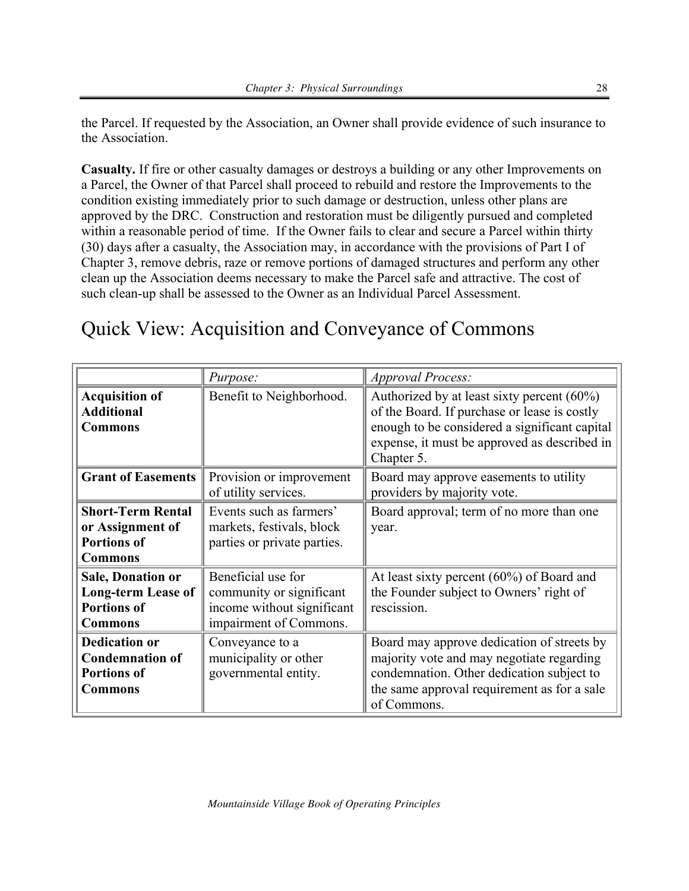the Parcel. If requested by the Association, an Owner shall provide evidence of such insurance to the Association.

**Casualty.** If fire or other casualty damages or destroys a building or any other Improvements on a Parcel, the Owner of that Parcel shall proceed to rebuild and restore the Improvements to the condition existing immediately prior to such damage or destruction, unless other plans are approved by the DRC. Construction and restoration must be diligently pursued and completed within a reasonable period of time. If the Owner fails to clear and secure a Parcel within thirty (30) days after a casualty, the Association may, in accordance with the provisions of Part I of Chapter 3, remove debris, raze or remove portions of damaged structures and perform any other clean up the Association deems necessary to make the Parcel safe and attractive. The cost of such clean-up shall be assessed to the Owner as an Individual Parcel Assessment.

# Quick View: Acquisition and Conveyance of Commons

| | *Purpose:* | *Approval Process:* |
|---|---|---|
| **Acquisition of Additional Commons** | Benefit to Neighborhood. | Authorized by at least sixty percent (60%) of the Board. If purchase or lease is costly enough to be considered a significant capital expense, it must be approved as described in Chapter 5. |
| **Grant of Easements** | Provision or improvement of utility services. | Board may approve easements to utility providers by majority vote. |
| **Short-Term Rental or Assignment of Portions of Commons** | Events such as farmers' markets, festivals, block parties or private parties. | Board approval; term of no more than one year. |
| **Sale, Donation or Long-term Lease of Portions of Commons** | Beneficial use for community or significant income without significant impairment of Commons. | At least sixty percent (60%) of Board and the Founder subject to Owners' right of rescission. |
| **Dedication or Condemnation of Portions of Commons** | Conveyance to a municipality or other governmental entity. | Board may approve dedication of streets by majority vote and may negotiate regarding condemnation. Other dedication subject to the same approval requirement as for a sale of Commons. |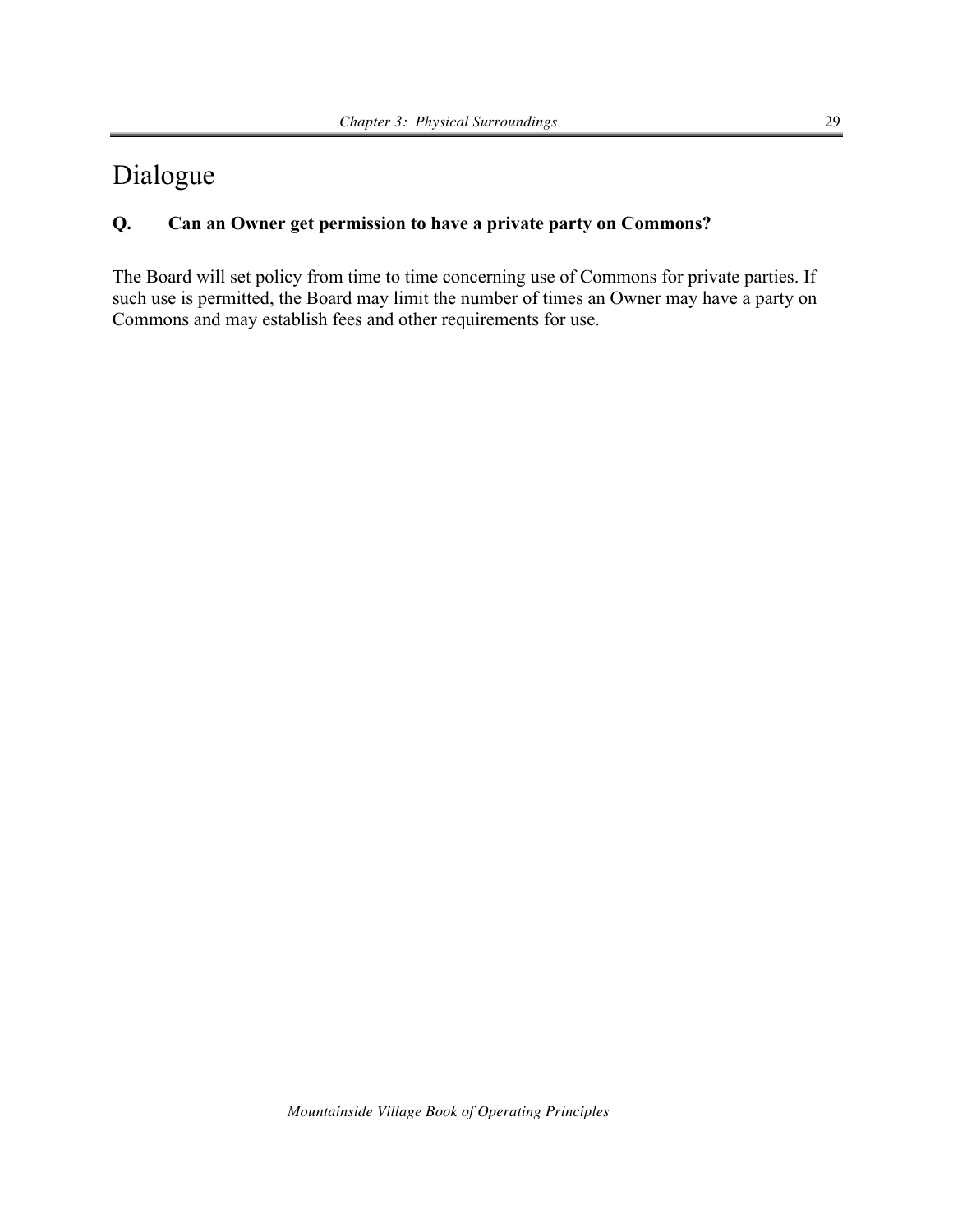# Dialogue

**Q. Can an Owner get permission to have a private party on Commons?**

The Board will set policy from time to time concerning use of Commons for private parties. If such use is permitted, the Board may limit the number of times an Owner may have a party on Commons and may establish fees and other requirements for use.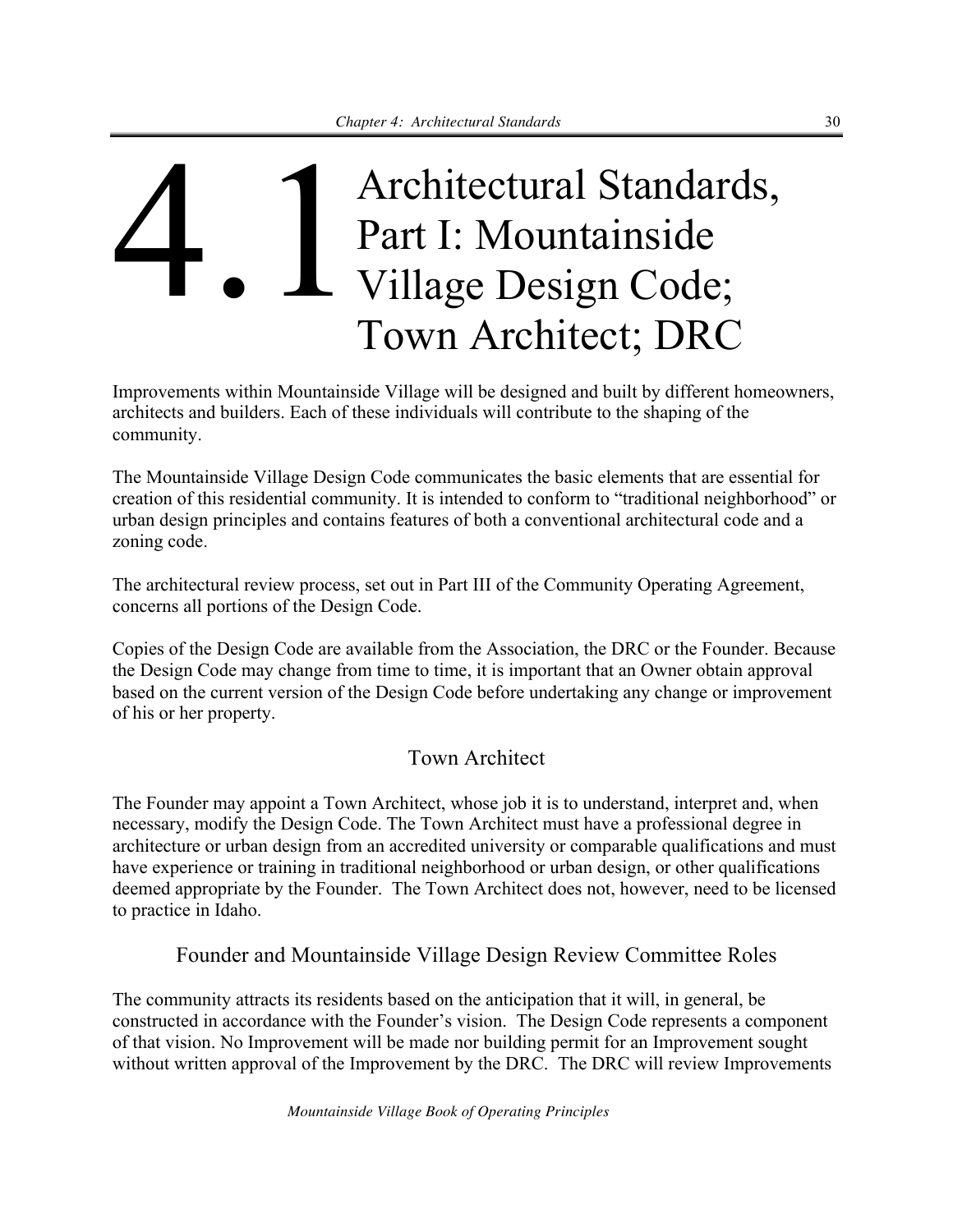# 4.1 Architectural Standards, Part I: Mountainside Village Design Code; Town Architect; DRC

Improvements within Mountainside Village will be designed and built by different homeowners, architects and builders. Each of these individuals will contribute to the shaping of the community.

The Mountainside Village Design Code communicates the basic elements that are essential for creation of this residential community. It is intended to conform to "traditional neighborhood" or urban design principles and contains features of both a conventional architectural code and a zoning code.

The architectural review process, set out in Part III of the Community Operating Agreement, concerns all portions of the Design Code.

Copies of the Design Code are available from the Association, the DRC or the Founder. Because the Design Code may change from time to time, it is important that an Owner obtain approval based on the current version of the Design Code before undertaking any change or improvement of his or her property.

## Town Architect

The Founder may appoint a Town Architect, whose job it is to understand, interpret and, when necessary, modify the Design Code. The Town Architect must have a professional degree in architecture or urban design from an accredited university or comparable qualifications and must have experience or training in traditional neighborhood or urban design, or other qualifications deemed appropriate by the Founder. The Town Architect does not, however, need to be licensed to practice in Idaho.

## Founder and Mountainside Village Design Review Committee Roles

The community attracts its residents based on the anticipation that it will, in general, be constructed in accordance with the Founder's vision. The Design Code represents a component of that vision. No Improvement will be made nor building permit for an Improvement sought without written approval of the Improvement by the DRC. The DRC will review Improvements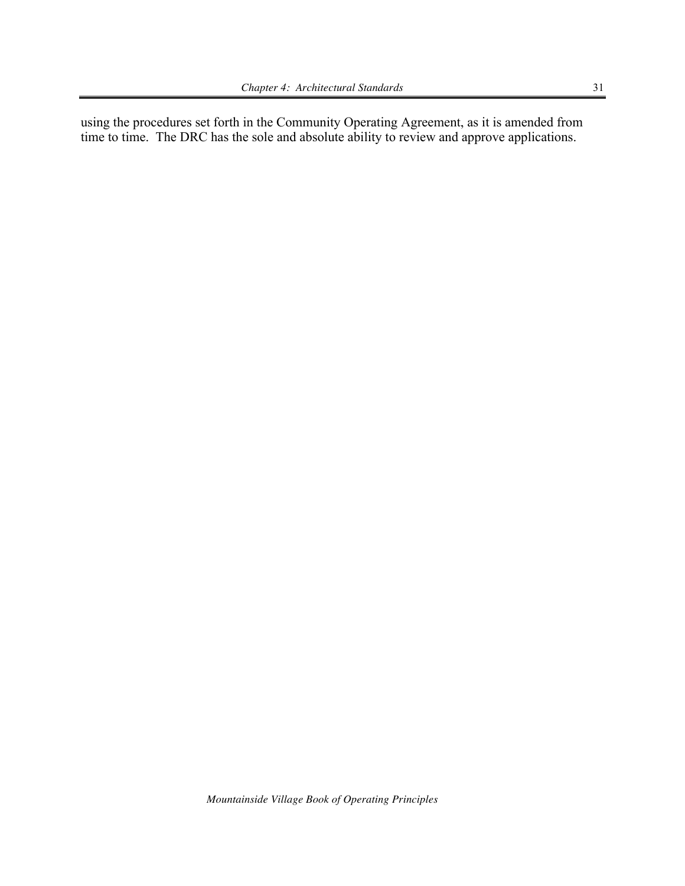using the procedures set forth in the Community Operating Agreement, as it is amended from time to time. The DRC has the sole and absolute ability to review and approve applications.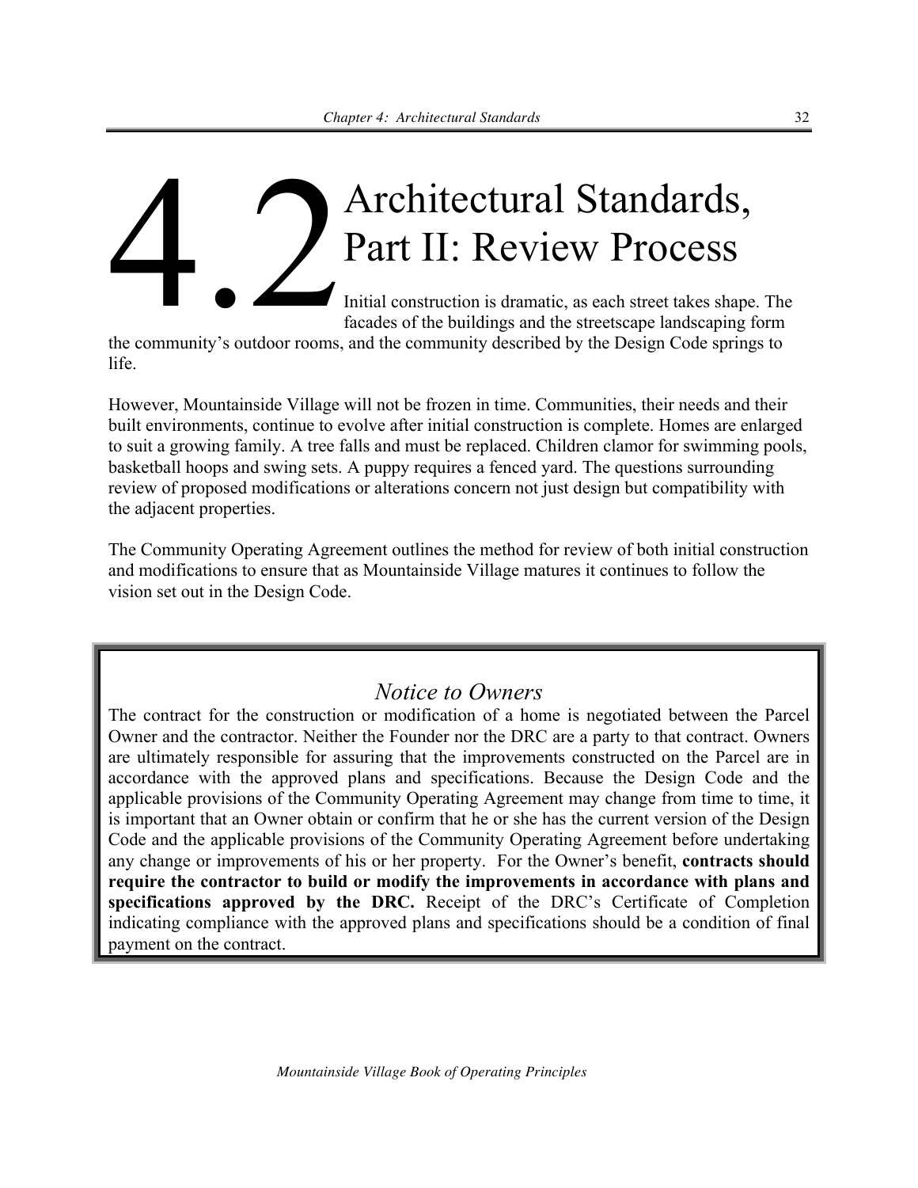# 4.2 Architectural Standards, Part II: Review Process

Initial construction is dramatic, as each street takes shape. The facades of the buildings and the streetscape landscaping form the community's outdoor rooms, and the community described by the Design Code springs to life.

However, Mountainside Village will not be frozen in time. Communities, their needs and their built environments, continue to evolve after initial construction is complete. Homes are enlarged to suit a growing family. A tree falls and must be replaced. Children clamor for swimming pools, basketball hoops and swing sets. A puppy requires a fenced yard. The questions surrounding review of proposed modifications or alterations concern not just design but compatibility with the adjacent properties.

The Community Operating Agreement outlines the method for review of both initial construction and modifications to ensure that as Mountainside Village matures it continues to follow the vision set out in the Design Code.

*Notice to Owners*

The contract for the construction or modification of a home is negotiated between the Parcel Owner and the contractor. Neither the Founder nor the DRC are a party to that contract. Owners are ultimately responsible for assuring that the improvements constructed on the Parcel are in accordance with the approved plans and specifications. Because the Design Code and the applicable provisions of the Community Operating Agreement may change from time to time, it is important that an Owner obtain or confirm that he or she has the current version of the Design Code and the applicable provisions of the Community Operating Agreement before undertaking any change or improvements of his or her property. For the Owner's benefit, **contracts should require the contractor to build or modify the improvements in accordance with plans and specifications approved by the DRC.** Receipt of the DRC's Certificate of Completion indicating compliance with the approved plans and specifications should be a condition of final payment on the contract.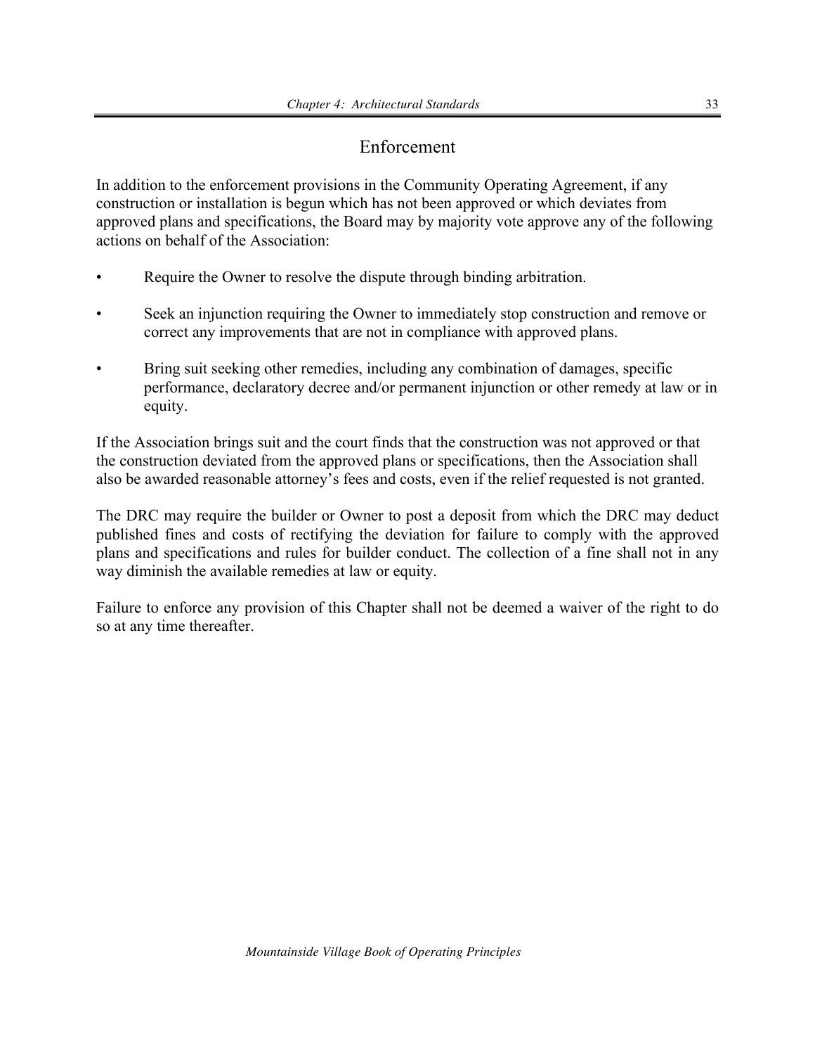## Enforcement

In addition to the enforcement provisions in the Community Operating Agreement, if any construction or installation is begun which has not been approved or which deviates from approved plans and specifications, the Board may by majority vote approve any of the following actions on behalf of the Association:

- Require the Owner to resolve the dispute through binding arbitration.
- Seek an injunction requiring the Owner to immediately stop construction and remove or correct any improvements that are not in compliance with approved plans.
- Bring suit seeking other remedies, including any combination of damages, specific performance, declaratory decree and/or permanent injunction or other remedy at law or in equity.

If the Association brings suit and the court finds that the construction was not approved or that the construction deviated from the approved plans or specifications, then the Association shall also be awarded reasonable attorney's fees and costs, even if the relief requested is not granted.

The DRC may require the builder or Owner to post a deposit from which the DRC may deduct published fines and costs of rectifying the deviation for failure to comply with the approved plans and specifications and rules for builder conduct. The collection of a fine shall not in any way diminish the available remedies at law or equity.

Failure to enforce any provision of this Chapter shall not be deemed a waiver of the right to do so at any time thereafter.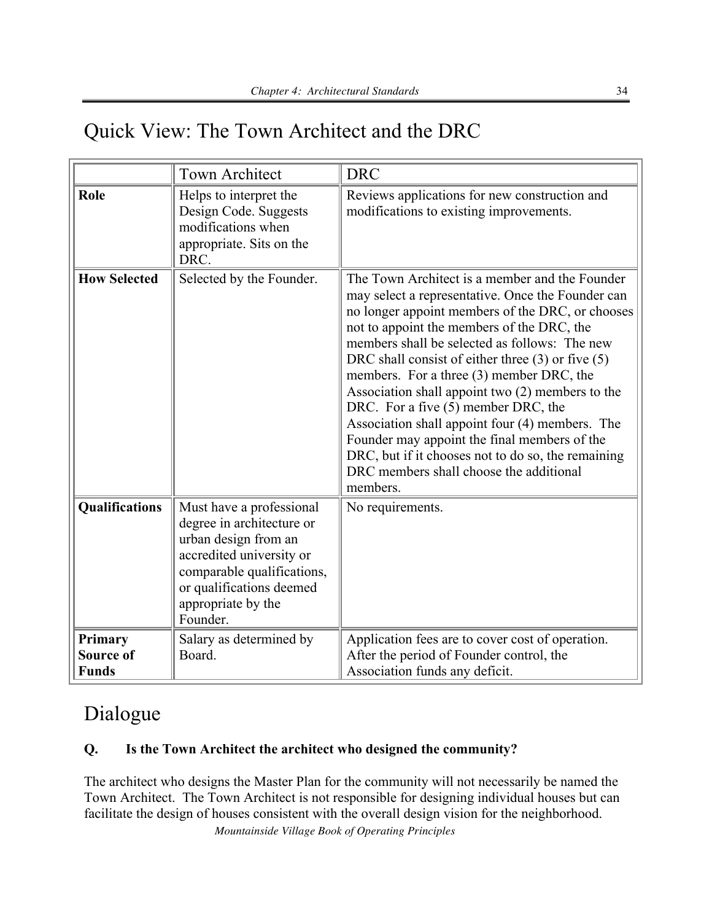# Quick View: The Town Architect and the DRC

| | Town Architect | DRC |
|---|---|---|
| **Role** | Helps to interpret the Design Code. Suggests modifications when appropriate. Sits on the DRC. | Reviews applications for new construction and modifications to existing improvements. |
| **How Selected** | Selected by the Founder. | The Town Architect is a member and the Founder may select a representative. Once the Founder can no longer appoint members of the DRC, or chooses not to appoint the members of the DRC, the members shall be selected as follows: The new DRC shall consist of either three (3) or five (5) members. For a three (3) member DRC, the Association shall appoint two (2) members to the DRC. For a five (5) member DRC, the Association shall appoint four (4) members. The Founder may appoint the final members of the DRC, but if it chooses not to do so, the remaining DRC members shall choose the additional members. |
| **Qualifications** | Must have a professional degree in architecture or urban design from an accredited university or comparable qualifications, or qualifications deemed appropriate by the Founder. | No requirements. |
| **Primary Source of Funds** | Salary as determined by Board. | Application fees are to cover cost of operation. After the period of Founder control, the Association funds any deficit. |

# Dialogue

**Q. Is the Town Architect the architect who designed the community?**

The architect who designs the Master Plan for the community will not necessarily be named the Town Architect. The Town Architect is not responsible for designing individual houses but can facilitate the design of houses consistent with the overall design vision for the neighborhood.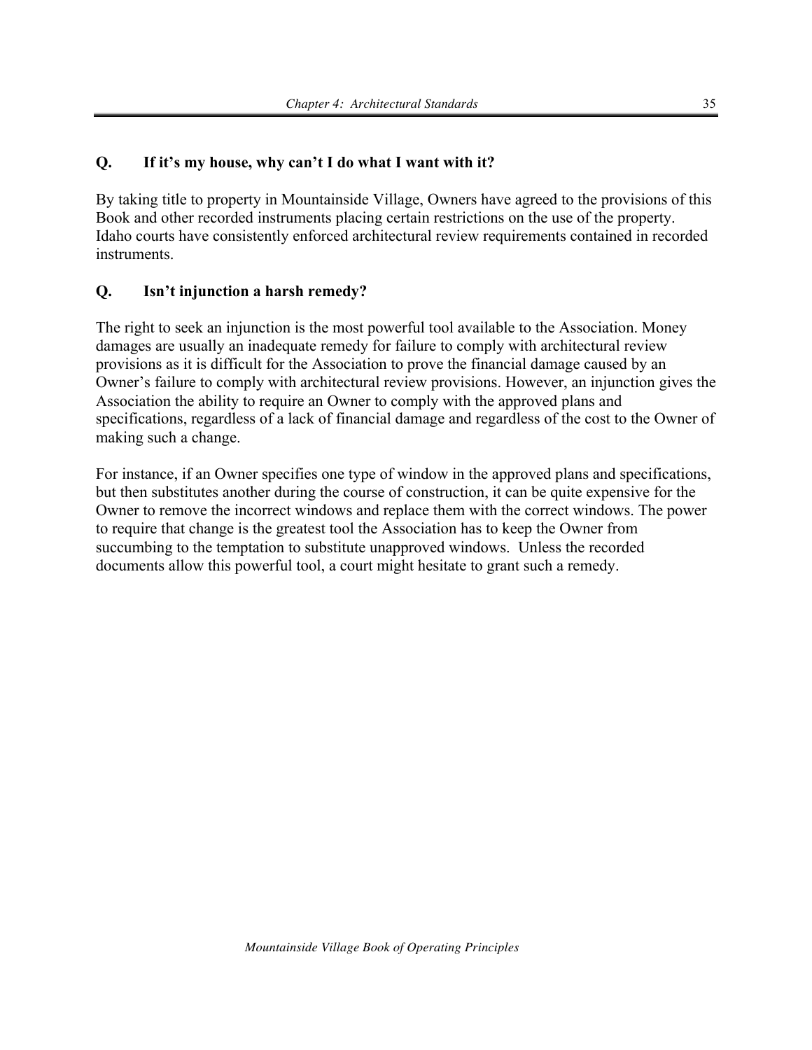**Q. If it's my house, why can't I do what I want with it?**

By taking title to property in Mountainside Village, Owners have agreed to the provisions of this Book and other recorded instruments placing certain restrictions on the use of the property. Idaho courts have consistently enforced architectural review requirements contained in recorded instruments.

**Q. Isn't injunction a harsh remedy?**

The right to seek an injunction is the most powerful tool available to the Association. Money damages are usually an inadequate remedy for failure to comply with architectural review provisions as it is difficult for the Association to prove the financial damage caused by an Owner's failure to comply with architectural review provisions. However, an injunction gives the Association the ability to require an Owner to comply with the approved plans and specifications, regardless of a lack of financial damage and regardless of the cost to the Owner of making such a change.

For instance, if an Owner specifies one type of window in the approved plans and specifications, but then substitutes another during the course of construction, it can be quite expensive for the Owner to remove the incorrect windows and replace them with the correct windows. The power to require that change is the greatest tool the Association has to keep the Owner from succumbing to the temptation to substitute unapproved windows. Unless the recorded documents allow this powerful tool, a court might hesitate to grant such a remedy.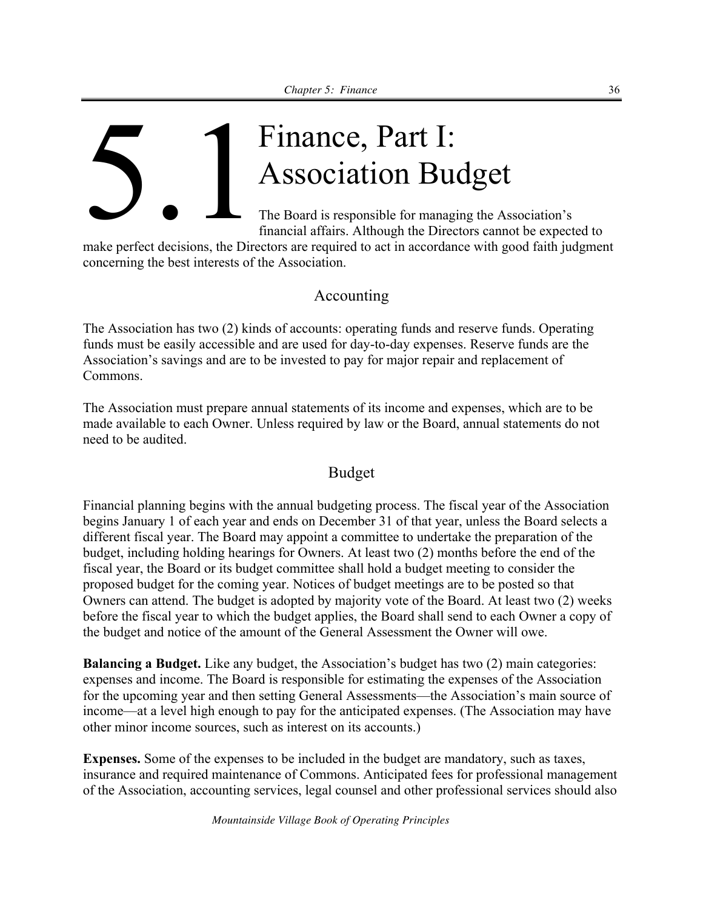# 5.1 Finance, Part I: Association Budget

The Board is responsible for managing the Association's financial affairs. Although the Directors cannot be expected to make perfect decisions, the Directors are required to act in accordance with good faith judgment concerning the best interests of the Association.

## Accounting

The Association has two (2) kinds of accounts: operating funds and reserve funds. Operating funds must be easily accessible and are used for day-to-day expenses. Reserve funds are the Association's savings and are to be invested to pay for major repair and replacement of Commons.

The Association must prepare annual statements of its income and expenses, which are to be made available to each Owner. Unless required by law or the Board, annual statements do not need to be audited.

## Budget

Financial planning begins with the annual budgeting process. The fiscal year of the Association begins January 1 of each year and ends on December 31 of that year, unless the Board selects a different fiscal year. The Board may appoint a committee to undertake the preparation of the budget, including holding hearings for Owners. At least two (2) months before the end of the fiscal year, the Board or its budget committee shall hold a budget meeting to consider the proposed budget for the coming year. Notices of budget meetings are to be posted so that Owners can attend. The budget is adopted by majority vote of the Board. At least two (2) weeks before the fiscal year to which the budget applies, the Board shall send to each Owner a copy of the budget and notice of the amount of the General Assessment the Owner will owe.

**Balancing a Budget.** Like any budget, the Association's budget has two (2) main categories: expenses and income. The Board is responsible for estimating the expenses of the Association for the upcoming year and then setting General Assessments—the Association's main source of income—at a level high enough to pay for the anticipated expenses. (The Association may have other minor income sources, such as interest on its accounts.)

**Expenses.** Some of the expenses to be included in the budget are mandatory, such as taxes, insurance and required maintenance of Commons. Anticipated fees for professional management of the Association, accounting services, legal counsel and other professional services should also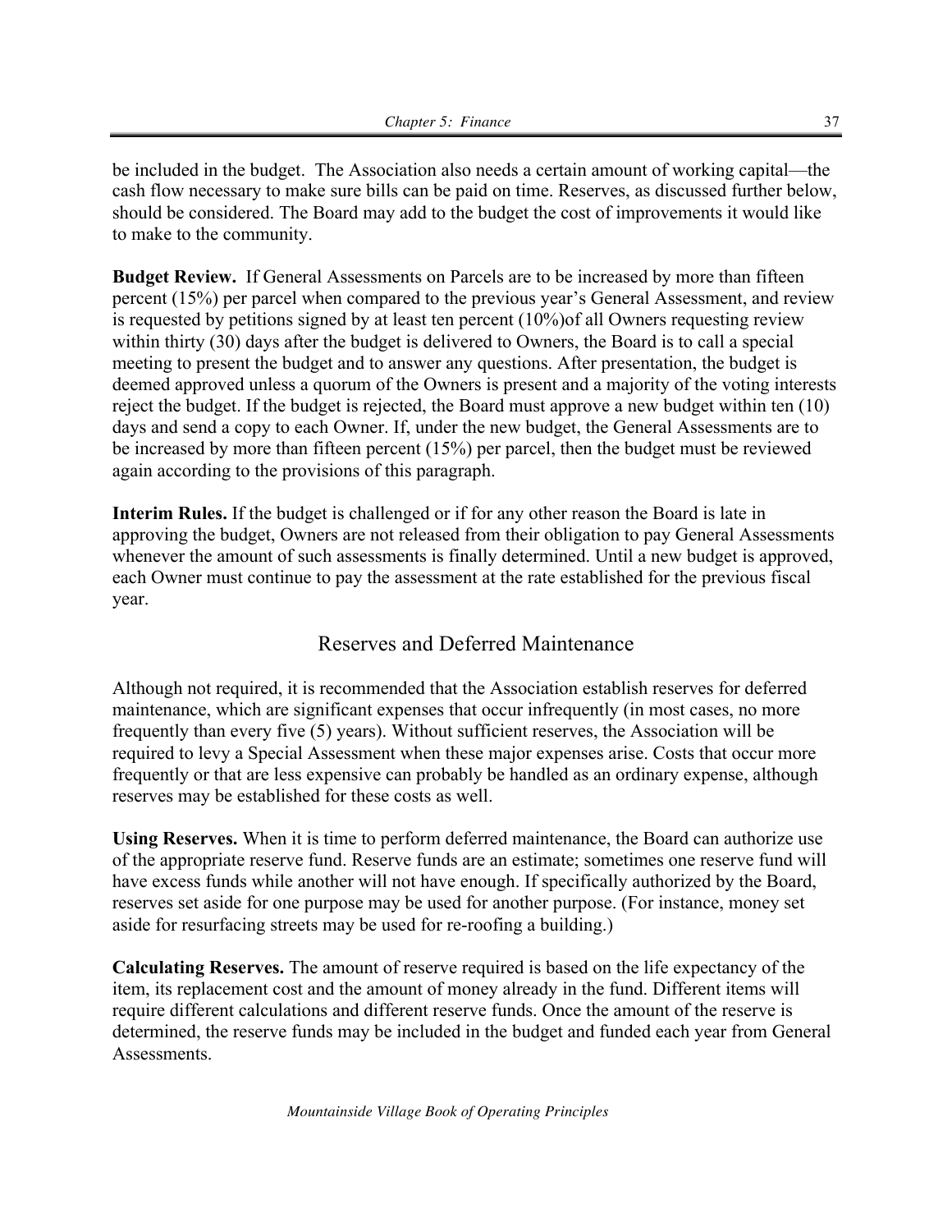be included in the budget. The Association also needs a certain amount of working capital—the cash flow necessary to make sure bills can be paid on time. Reserves, as discussed further below, should be considered. The Board may add to the budget the cost of improvements it would like to make to the community.

**Budget Review.** If General Assessments on Parcels are to be increased by more than fifteen percent (15%) per parcel when compared to the previous year's General Assessment, and review is requested by petitions signed by at least ten percent (10%)of all Owners requesting review within thirty (30) days after the budget is delivered to Owners, the Board is to call a special meeting to present the budget and to answer any questions. After presentation, the budget is deemed approved unless a quorum of the Owners is present and a majority of the voting interests reject the budget. If the budget is rejected, the Board must approve a new budget within ten (10) days and send a copy to each Owner. If, under the new budget, the General Assessments are to be increased by more than fifteen percent (15%) per parcel, then the budget must be reviewed again according to the provisions of this paragraph.

**Interim Rules.** If the budget is challenged or if for any other reason the Board is late in approving the budget, Owners are not released from their obligation to pay General Assessments whenever the amount of such assessments is finally determined. Until a new budget is approved, each Owner must continue to pay the assessment at the rate established for the previous fiscal year.

## Reserves and Deferred Maintenance

Although not required, it is recommended that the Association establish reserves for deferred maintenance, which are significant expenses that occur infrequently (in most cases, no more frequently than every five (5) years). Without sufficient reserves, the Association will be required to levy a Special Assessment when these major expenses arise. Costs that occur more frequently or that are less expensive can probably be handled as an ordinary expense, although reserves may be established for these costs as well.

**Using Reserves.** When it is time to perform deferred maintenance, the Board can authorize use of the appropriate reserve fund. Reserve funds are an estimate; sometimes one reserve fund will have excess funds while another will not have enough. If specifically authorized by the Board, reserves set aside for one purpose may be used for another purpose. (For instance, money set aside for resurfacing streets may be used for re-roofing a building.)

**Calculating Reserves.** The amount of reserve required is based on the life expectancy of the item, its replacement cost and the amount of money already in the fund. Different items will require different calculations and different reserve funds. Once the amount of the reserve is determined, the reserve funds may be included in the budget and funded each year from General Assessments.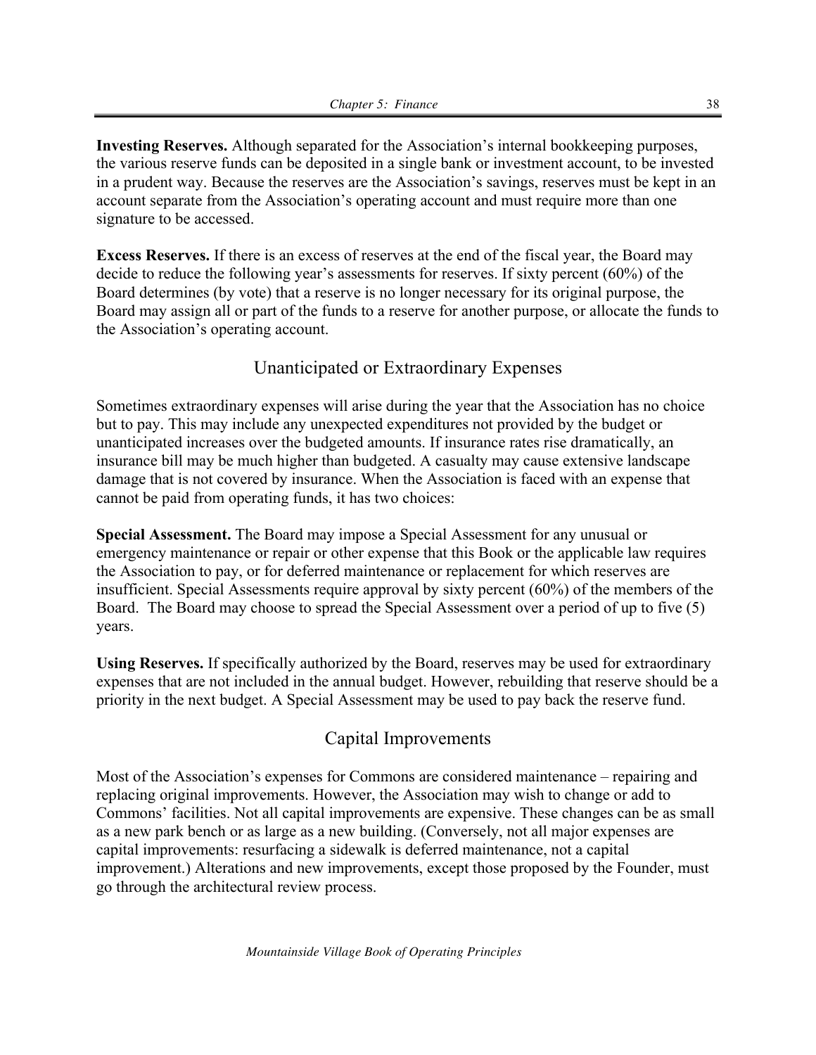**Investing Reserves.** Although separated for the Association's internal bookkeeping purposes, the various reserve funds can be deposited in a single bank or investment account, to be invested in a prudent way. Because the reserves are the Association's savings, reserves must be kept in an account separate from the Association's operating account and must require more than one signature to be accessed.

**Excess Reserves.** If there is an excess of reserves at the end of the fiscal year, the Board may decide to reduce the following year's assessments for reserves. If sixty percent (60%) of the Board determines (by vote) that a reserve is no longer necessary for its original purpose, the Board may assign all or part of the funds to a reserve for another purpose, or allocate the funds to the Association's operating account.

## Unanticipated or Extraordinary Expenses

Sometimes extraordinary expenses will arise during the year that the Association has no choice but to pay. This may include any unexpected expenditures not provided by the budget or unanticipated increases over the budgeted amounts. If insurance rates rise dramatically, an insurance bill may be much higher than budgeted. A casualty may cause extensive landscape damage that is not covered by insurance. When the Association is faced with an expense that cannot be paid from operating funds, it has two choices:

**Special Assessment.** The Board may impose a Special Assessment for any unusual or emergency maintenance or repair or other expense that this Book or the applicable law requires the Association to pay, or for deferred maintenance or replacement for which reserves are insufficient. Special Assessments require approval by sixty percent (60%) of the members of the Board. The Board may choose to spread the Special Assessment over a period of up to five (5) years.

**Using Reserves.** If specifically authorized by the Board, reserves may be used for extraordinary expenses that are not included in the annual budget. However, rebuilding that reserve should be a priority in the next budget. A Special Assessment may be used to pay back the reserve fund.

## Capital Improvements

Most of the Association's expenses for Commons are considered maintenance – repairing and replacing original improvements. However, the Association may wish to change or add to Commons' facilities. Not all capital improvements are expensive. These changes can be as small as a new park bench or as large as a new building. (Conversely, not all major expenses are capital improvements: resurfacing a sidewalk is deferred maintenance, not a capital improvement.) Alterations and new improvements, except those proposed by the Founder, must go through the architectural review process.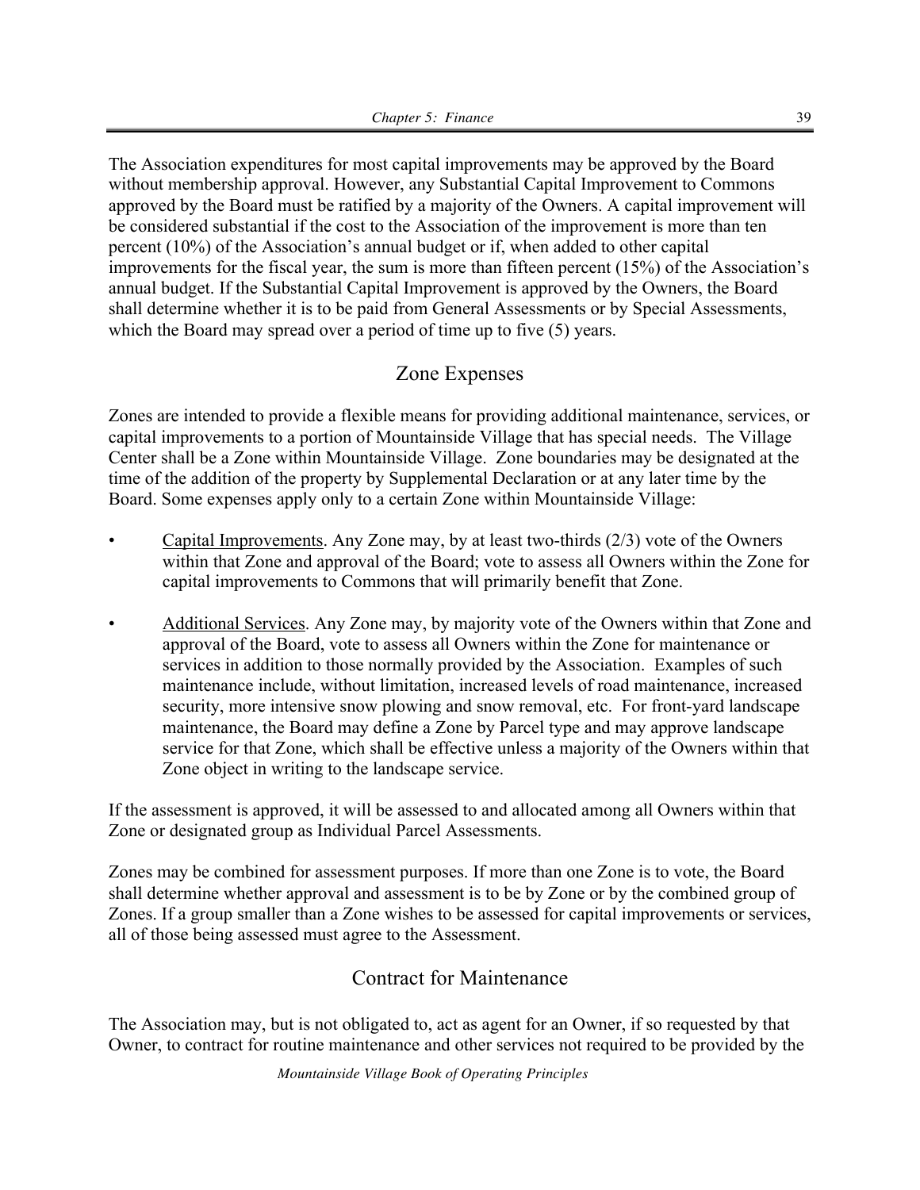The Association expenditures for most capital improvements may be approved by the Board without membership approval. However, any Substantial Capital Improvement to Commons approved by the Board must be ratified by a majority of the Owners. A capital improvement will be considered substantial if the cost to the Association of the improvement is more than ten percent (10%) of the Association's annual budget or if, when added to other capital improvements for the fiscal year, the sum is more than fifteen percent (15%) of the Association's annual budget. If the Substantial Capital Improvement is approved by the Owners, the Board shall determine whether it is to be paid from General Assessments or by Special Assessments, which the Board may spread over a period of time up to five (5) years.

## Zone Expenses

Zones are intended to provide a flexible means for providing additional maintenance, services, or capital improvements to a portion of Mountainside Village that has special needs. The Village Center shall be a Zone within Mountainside Village. Zone boundaries may be designated at the time of the addition of the property by Supplemental Declaration or at any later time by the Board. Some expenses apply only to a certain Zone within Mountainside Village:

- <u>Capital Improvements</u>. Any Zone may, by at least two-thirds (2/3) vote of the Owners within that Zone and approval of the Board; vote to assess all Owners within the Zone for capital improvements to Commons that will primarily benefit that Zone.
- <u>Additional Services</u>. Any Zone may, by majority vote of the Owners within that Zone and approval of the Board, vote to assess all Owners within the Zone for maintenance or services in addition to those normally provided by the Association. Examples of such maintenance include, without limitation, increased levels of road maintenance, increased security, more intensive snow plowing and snow removal, etc. For front-yard landscape maintenance, the Board may define a Zone by Parcel type and may approve landscape service for that Zone, which shall be effective unless a majority of the Owners within that Zone object in writing to the landscape service.

If the assessment is approved, it will be assessed to and allocated among all Owners within that Zone or designated group as Individual Parcel Assessments.

Zones may be combined for assessment purposes. If more than one Zone is to vote, the Board shall determine whether approval and assessment is to be by Zone or by the combined group of Zones. If a group smaller than a Zone wishes to be assessed for capital improvements or services, all of those being assessed must agree to the Assessment.

## Contract for Maintenance

The Association may, but is not obligated to, act as agent for an Owner, if so requested by that Owner, to contract for routine maintenance and other services not required to be provided by the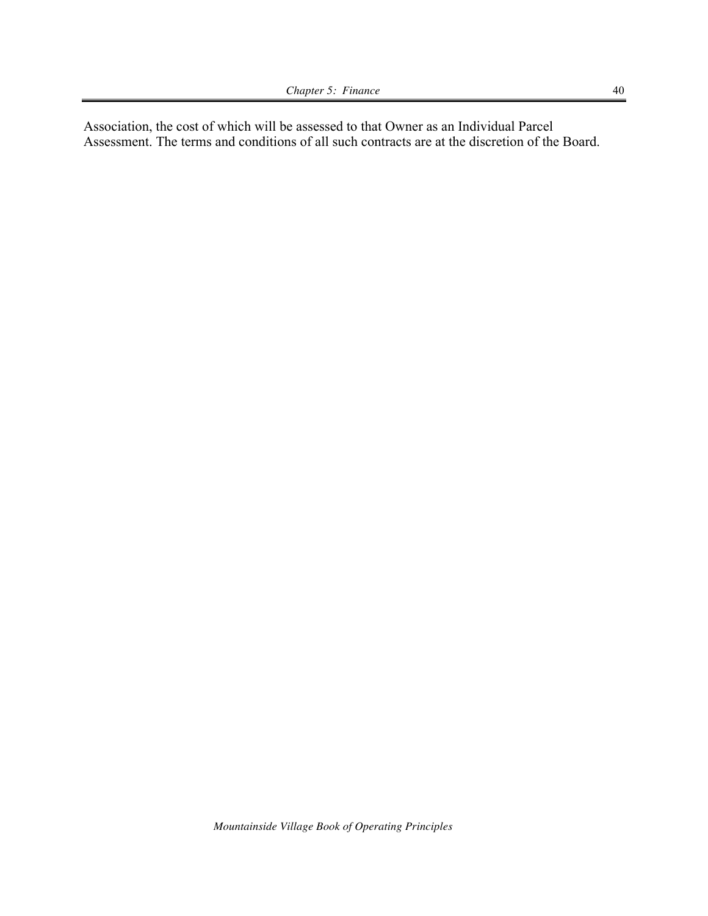Association, the cost of which will be assessed to that Owner as an Individual Parcel Assessment. The terms and conditions of all such contracts are at the discretion of the Board.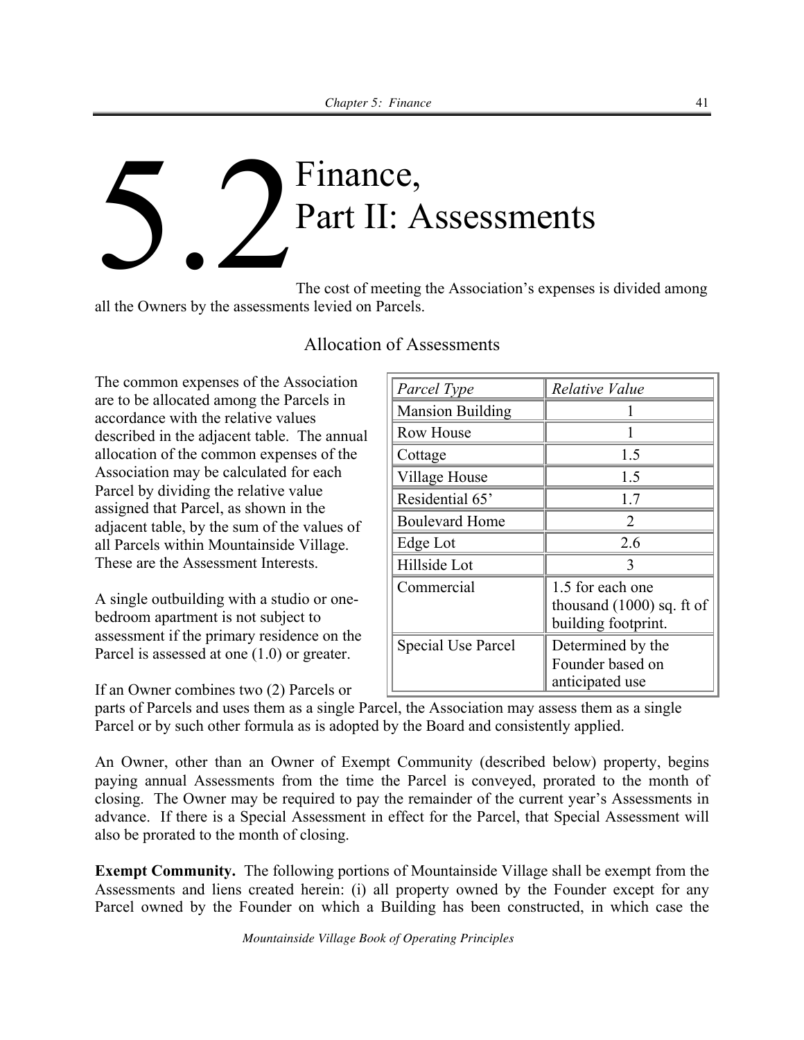# 5.2 Finance, Part II: Assessments

The cost of meeting the Association's expenses is divided among all the Owners by the assessments levied on Parcels.

## Allocation of Assessments

The common expenses of the Association are to be allocated among the Parcels in accordance with the relative values described in the adjacent table. The annual allocation of the common expenses of the Association may be calculated for each Parcel by dividing the relative value assigned that Parcel, as shown in the adjacent table, by the sum of the values of all Parcels within Mountainside Village. These are the Assessment Interests.

| *Parcel Type* | *Relative Value* |
|---|---|
| Mansion Building | 1 |
| Row House | 1 |
| Cottage | 1.5 |
| Village House | 1.5 |
| Residential 65' | 1.7 |
| Boulevard Home | 2 |
| Edge Lot | 2.6 |
| Hillside Lot | 3 |
| Commercial | 1.5 for each one thousand (1000) sq. ft of building footprint. |
| Special Use Parcel | Determined by the Founder based on anticipated use |

A single outbuilding with a studio or one-bedroom apartment is not subject to assessment if the primary residence on the Parcel is assessed at one (1.0) or greater.

If an Owner combines two (2) Parcels or parts of Parcels and uses them as a single Parcel, the Association may assess them as a single Parcel or by such other formula as is adopted by the Board and consistently applied.

An Owner, other than an Owner of Exempt Community (described below) property, begins paying annual Assessments from the time the Parcel is conveyed, prorated to the month of closing. The Owner may be required to pay the remainder of the current year's Assessments in advance. If there is a Special Assessment in effect for the Parcel, that Special Assessment will also be prorated to the month of closing.

**Exempt Community.** The following portions of Mountainside Village shall be exempt from the Assessments and liens created herein: (i) all property owned by the Founder except for any Parcel owned by the Founder on which a Building has been constructed, in which case the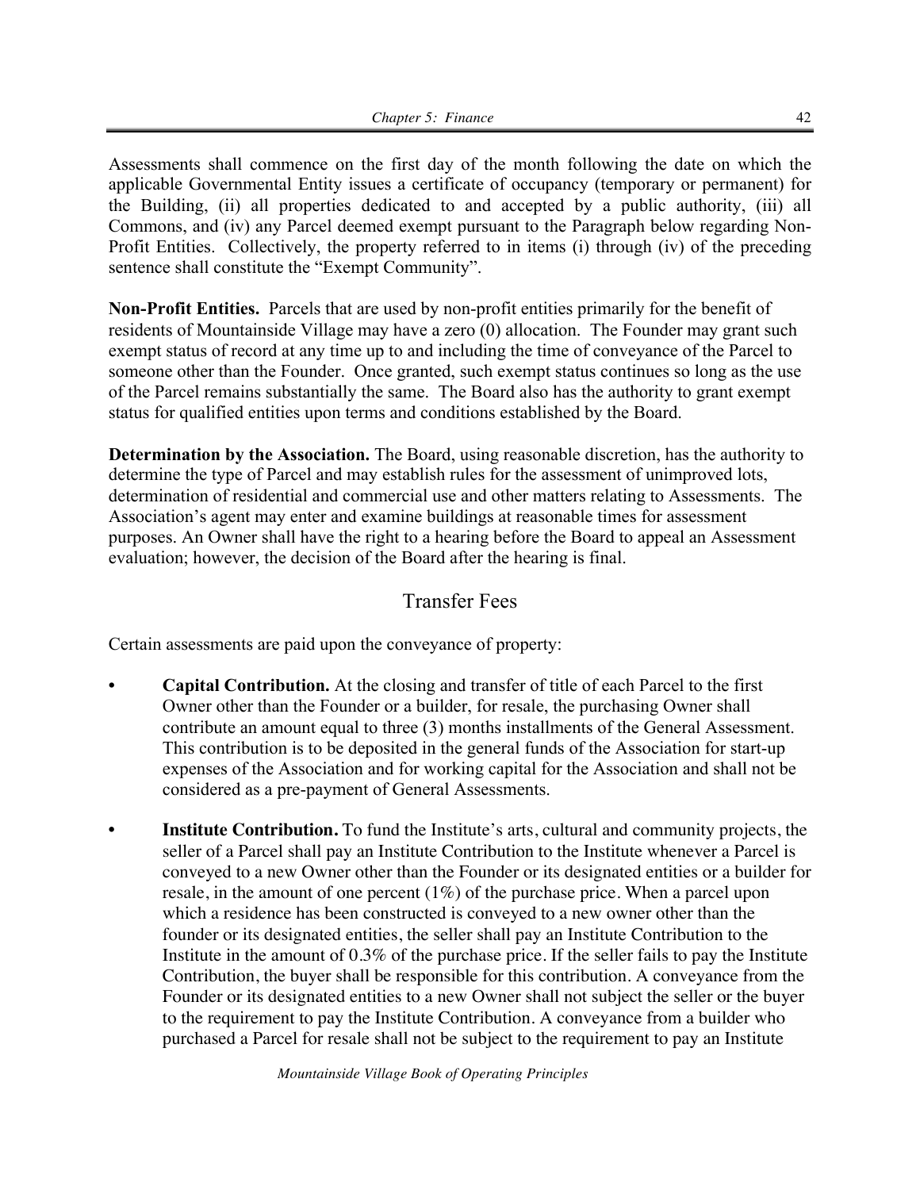Assessments shall commence on the first day of the month following the date on which the applicable Governmental Entity issues a certificate of occupancy (temporary or permanent) for the Building, (ii) all properties dedicated to and accepted by a public authority, (iii) all Commons, and (iv) any Parcel deemed exempt pursuant to the Paragraph below regarding Non-Profit Entities. Collectively, the property referred to in items (i) through (iv) of the preceding sentence shall constitute the "Exempt Community".

**Non-Profit Entities.** Parcels that are used by non-profit entities primarily for the benefit of residents of Mountainside Village may have a zero (0) allocation. The Founder may grant such exempt status of record at any time up to and including the time of conveyance of the Parcel to someone other than the Founder. Once granted, such exempt status continues so long as the use of the Parcel remains substantially the same. The Board also has the authority to grant exempt status for qualified entities upon terms and conditions established by the Board.

**Determination by the Association.** The Board, using reasonable discretion, has the authority to determine the type of Parcel and may establish rules for the assessment of unimproved lots, determination of residential and commercial use and other matters relating to Assessments. The Association's agent may enter and examine buildings at reasonable times for assessment purposes. An Owner shall have the right to a hearing before the Board to appeal an Assessment evaluation; however, the decision of the Board after the hearing is final.

## Transfer Fees

Certain assessments are paid upon the conveyance of property:

- **Capital Contribution.** At the closing and transfer of title of each Parcel to the first Owner other than the Founder or a builder, for resale, the purchasing Owner shall contribute an amount equal to three (3) months installments of the General Assessment. This contribution is to be deposited in the general funds of the Association for start-up expenses of the Association and for working capital for the Association and shall not be considered as a pre-payment of General Assessments.

- **Institute Contribution.** To fund the Institute's arts, cultural and community projects, the seller of a Parcel shall pay an Institute Contribution to the Institute whenever a Parcel is conveyed to a new Owner other than the Founder or its designated entities or a builder for resale, in the amount of one percent (1%) of the purchase price. When a parcel upon which a residence has been constructed is conveyed to a new owner other than the founder or its designated entities, the seller shall pay an Institute Contribution to the Institute in the amount of 0.3% of the purchase price. If the seller fails to pay the Institute Contribution, the buyer shall be responsible for this contribution. A conveyance from the Founder or its designated entities to a new Owner shall not subject the seller or the buyer to the requirement to pay the Institute Contribution. A conveyance from a builder who purchased a Parcel for resale shall not be subject to the requirement to pay an Institute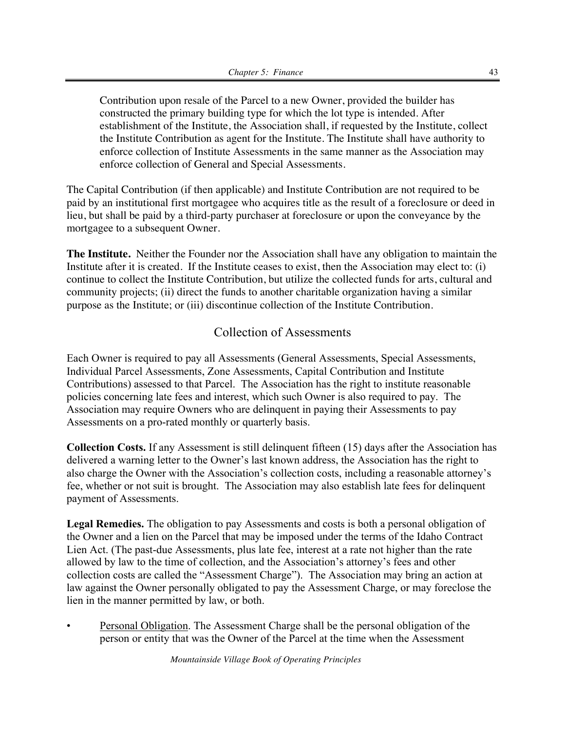Contribution upon resale of the Parcel to a new Owner, provided the builder has constructed the primary building type for which the lot type is intended. After establishment of the Institute, the Association shall, if requested by the Institute, collect the Institute Contribution as agent for the Institute. The Institute shall have authority to enforce collection of Institute Assessments in the same manner as the Association may enforce collection of General and Special Assessments.

The Capital Contribution (if then applicable) and Institute Contribution are not required to be paid by an institutional first mortgagee who acquires title as the result of a foreclosure or deed in lieu, but shall be paid by a third-party purchaser at foreclosure or upon the conveyance by the mortgagee to a subsequent Owner.

**The Institute.** Neither the Founder nor the Association shall have any obligation to maintain the Institute after it is created. If the Institute ceases to exist, then the Association may elect to: (i) continue to collect the Institute Contribution, but utilize the collected funds for arts, cultural and community projects; (ii) direct the funds to another charitable organization having a similar purpose as the Institute; or (iii) discontinue collection of the Institute Contribution.

## Collection of Assessments

Each Owner is required to pay all Assessments (General Assessments, Special Assessments, Individual Parcel Assessments, Zone Assessments, Capital Contribution and Institute Contributions) assessed to that Parcel. The Association has the right to institute reasonable policies concerning late fees and interest, which such Owner is also required to pay. The Association may require Owners who are delinquent in paying their Assessments to pay Assessments on a pro-rated monthly or quarterly basis.

**Collection Costs.** If any Assessment is still delinquent fifteen (15) days after the Association has delivered a warning letter to the Owner's last known address, the Association has the right to also charge the Owner with the Association's collection costs, including a reasonable attorney's fee, whether or not suit is brought. The Association may also establish late fees for delinquent payment of Assessments.

**Legal Remedies.** The obligation to pay Assessments and costs is both a personal obligation of the Owner and a lien on the Parcel that may be imposed under the terms of the Idaho Contract Lien Act. (The past-due Assessments, plus late fee, interest at a rate not higher than the rate allowed by law to the time of collection, and the Association's attorney's fees and other collection costs are called the "Assessment Charge"). The Association may bring an action at law against the Owner personally obligated to pay the Assessment Charge, or may foreclose the lien in the manner permitted by law, or both.

- Personal Obligation. The Assessment Charge shall be the personal obligation of the person or entity that was the Owner of the Parcel at the time when the Assessment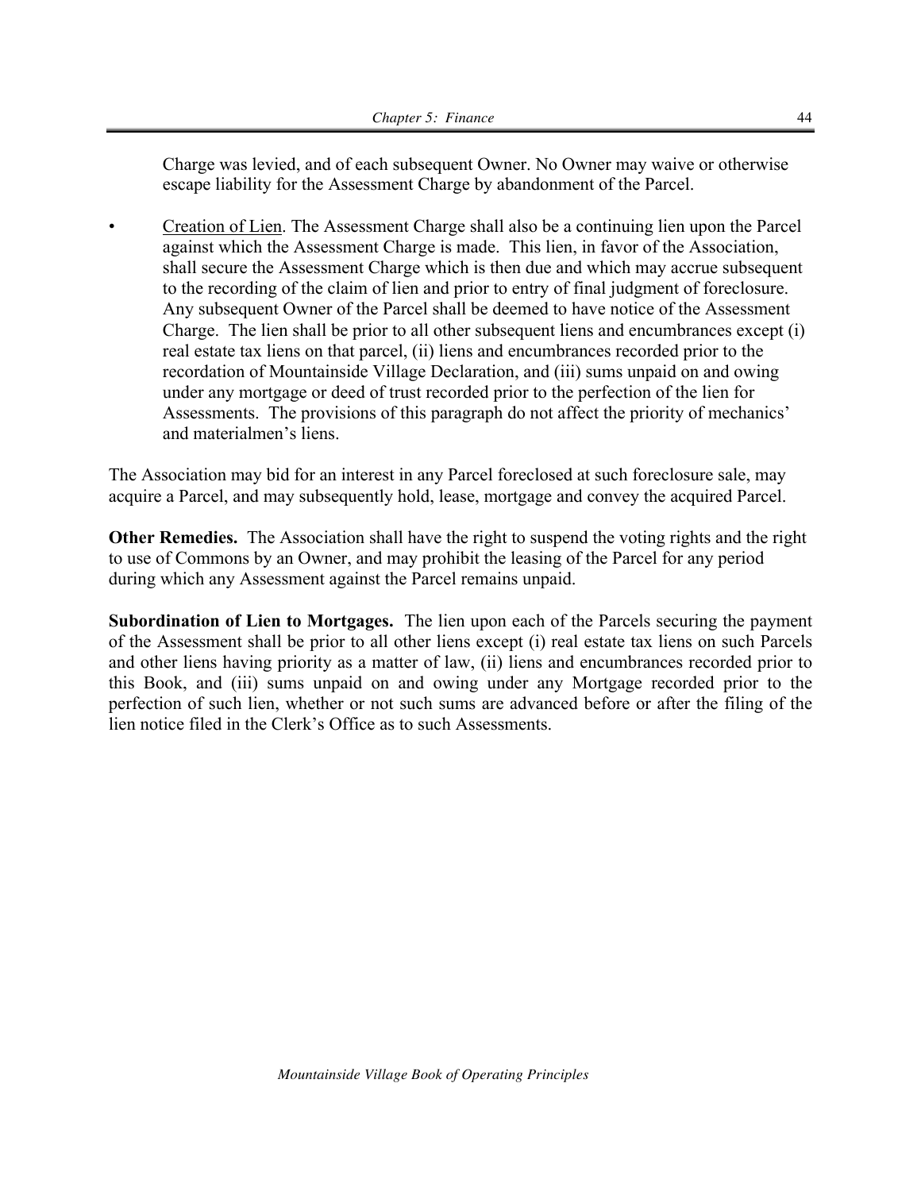Charge was levied, and of each subsequent Owner. No Owner may waive or otherwise escape liability for the Assessment Charge by abandonment of the Parcel.

- Creation of Lien. The Assessment Charge shall also be a continuing lien upon the Parcel against which the Assessment Charge is made. This lien, in favor of the Association, shall secure the Assessment Charge which is then due and which may accrue subsequent to the recording of the claim of lien and prior to entry of final judgment of foreclosure. Any subsequent Owner of the Parcel shall be deemed to have notice of the Assessment Charge. The lien shall be prior to all other subsequent liens and encumbrances except (i) real estate tax liens on that parcel, (ii) liens and encumbrances recorded prior to the recordation of Mountainside Village Declaration, and (iii) sums unpaid on and owing under any mortgage or deed of trust recorded prior to the perfection of the lien for Assessments. The provisions of this paragraph do not affect the priority of mechanics' and materialmen's liens.

The Association may bid for an interest in any Parcel foreclosed at such foreclosure sale, may acquire a Parcel, and may subsequently hold, lease, mortgage and convey the acquired Parcel.

**Other Remedies.** The Association shall have the right to suspend the voting rights and the right to use of Commons by an Owner, and may prohibit the leasing of the Parcel for any period during which any Assessment against the Parcel remains unpaid.

**Subordination of Lien to Mortgages.** The lien upon each of the Parcels securing the payment of the Assessment shall be prior to all other liens except (i) real estate tax liens on such Parcels and other liens having priority as a matter of law, (ii) liens and encumbrances recorded prior to this Book, and (iii) sums unpaid on and owing under any Mortgage recorded prior to the perfection of such lien, whether or not such sums are advanced before or after the filing of the lien notice filed in the Clerk's Office as to such Assessments.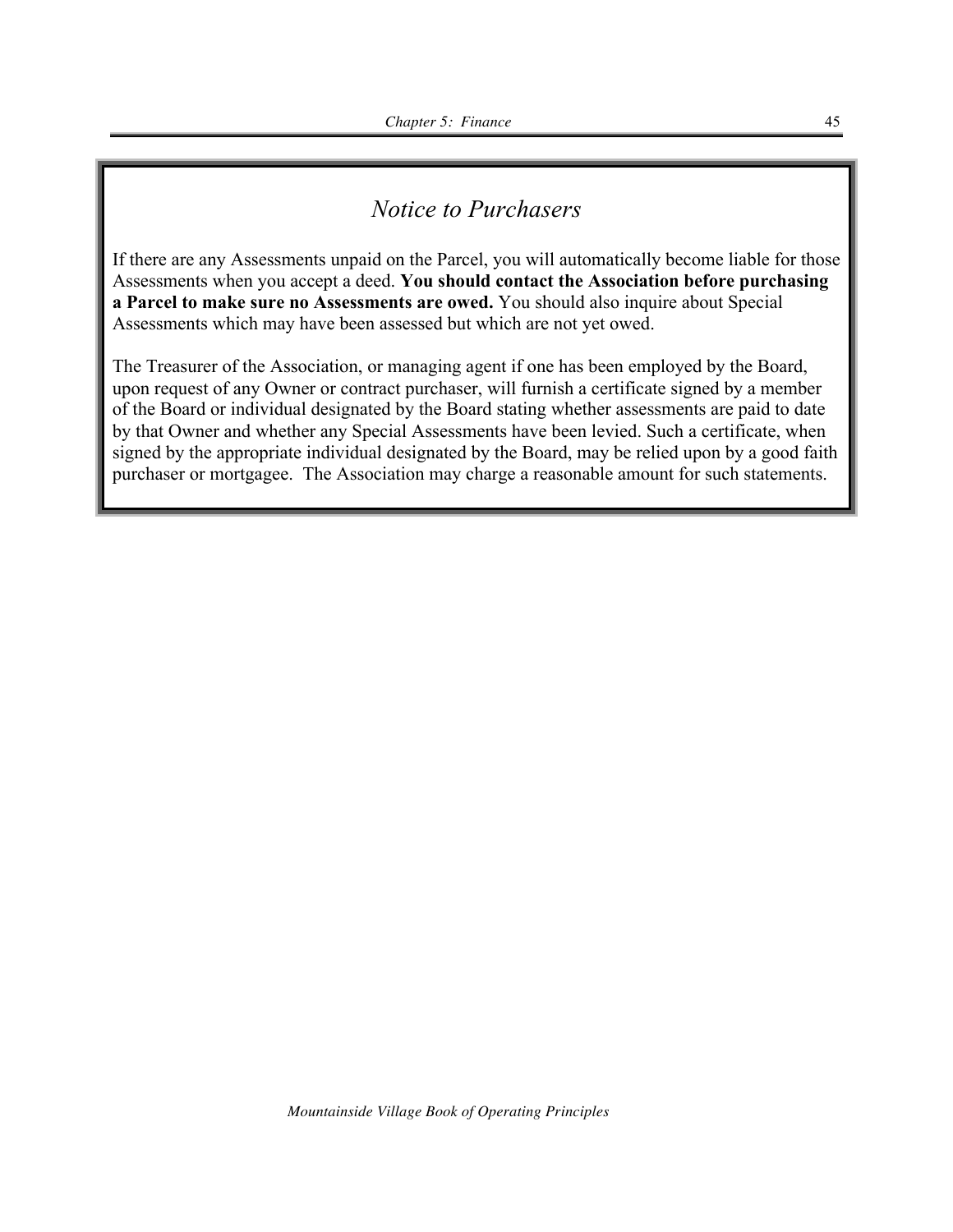## *Notice to Purchasers*

If there are any Assessments unpaid on the Parcel, you will automatically become liable for those Assessments when you accept a deed. **You should contact the Association before purchasing a Parcel to make sure no Assessments are owed.** You should also inquire about Special Assessments which may have been assessed but which are not yet owed.

The Treasurer of the Association, or managing agent if one has been employed by the Board, upon request of any Owner or contract purchaser, will furnish a certificate signed by a member of the Board or individual designated by the Board stating whether assessments are paid to date by that Owner and whether any Special Assessments have been levied. Such a certificate, when signed by the appropriate individual designated by the Board, may be relied upon by a good faith purchaser or mortgagee. The Association may charge a reasonable amount for such statements.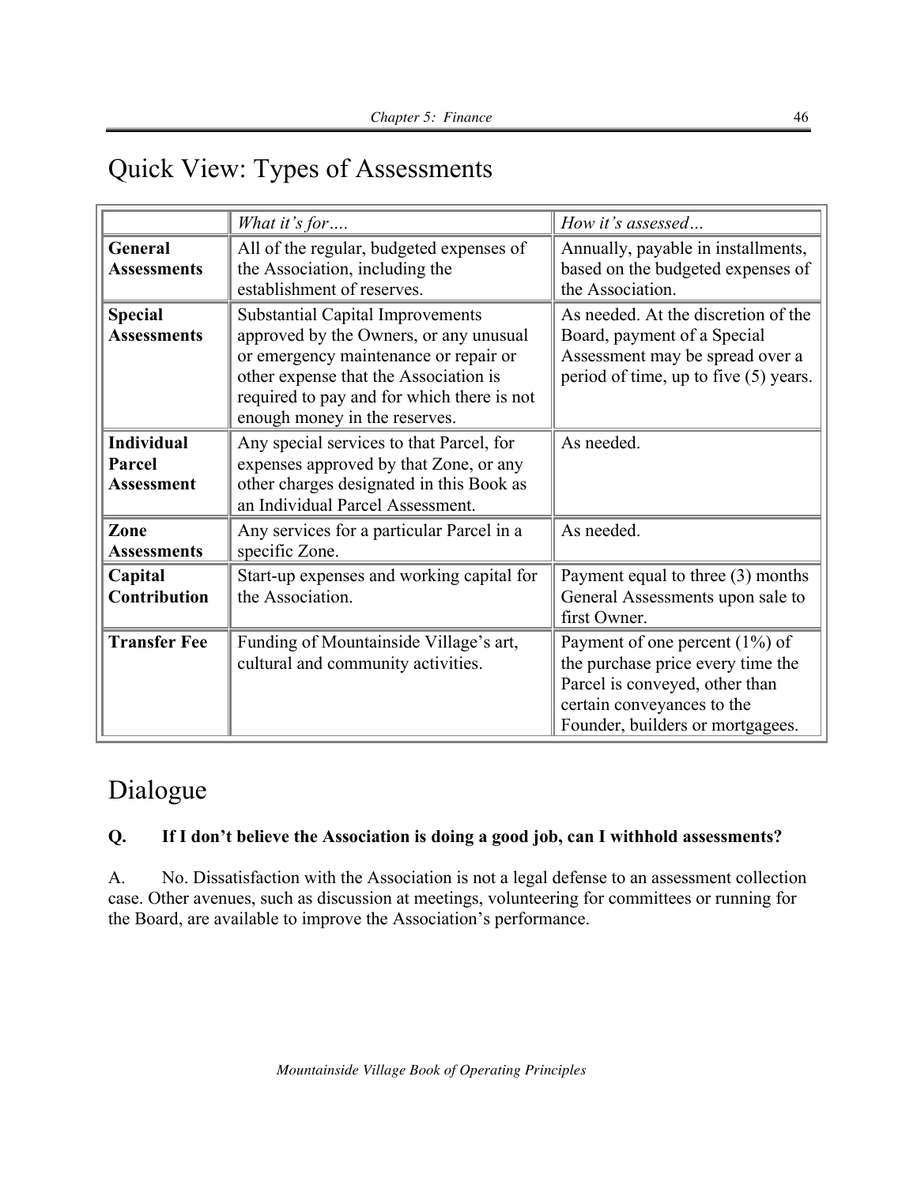## Quick View: Types of Assessments

| | *What it's for….* | *How it's assessed…* |
|---|---|---|
| **General Assessments** | All of the regular, budgeted expenses of the Association, including the establishment of reserves. | Annually, payable in installments, based on the budgeted expenses of the Association. |
| **Special Assessments** | Substantial Capital Improvements approved by the Owners, or any unusual or emergency maintenance or repair or other expense that the Association is required to pay and for which there is not enough money in the reserves. | As needed. At the discretion of the Board, payment of a Special Assessment may be spread over a period of time, up to five (5) years. |
| **Individual Parcel Assessment** | Any special services to that Parcel, for expenses approved by that Zone, or any other charges designated in this Book as an Individual Parcel Assessment. | As needed. |
| **Zone Assessments** | Any services for a particular Parcel in a specific Zone. | As needed. |
| **Capital Contribution** | Start-up expenses and working capital for the Association. | Payment equal to three (3) months General Assessments upon sale to first Owner. |
| **Transfer Fee** | Funding of Mountainside Village's art, cultural and community activities. | Payment of one percent (1%) of the purchase price every time the Parcel is conveyed, other than certain conveyances to the Founder, builders or mortgagees. |

## Dialogue

**Q. If I don't believe the Association is doing a good job, can I withhold assessments?**

A. No. Dissatisfaction with the Association is not a legal defense to an assessment collection case. Other avenues, such as discussion at meetings, volunteering for committees or running for the Board, are available to improve the Association's performance.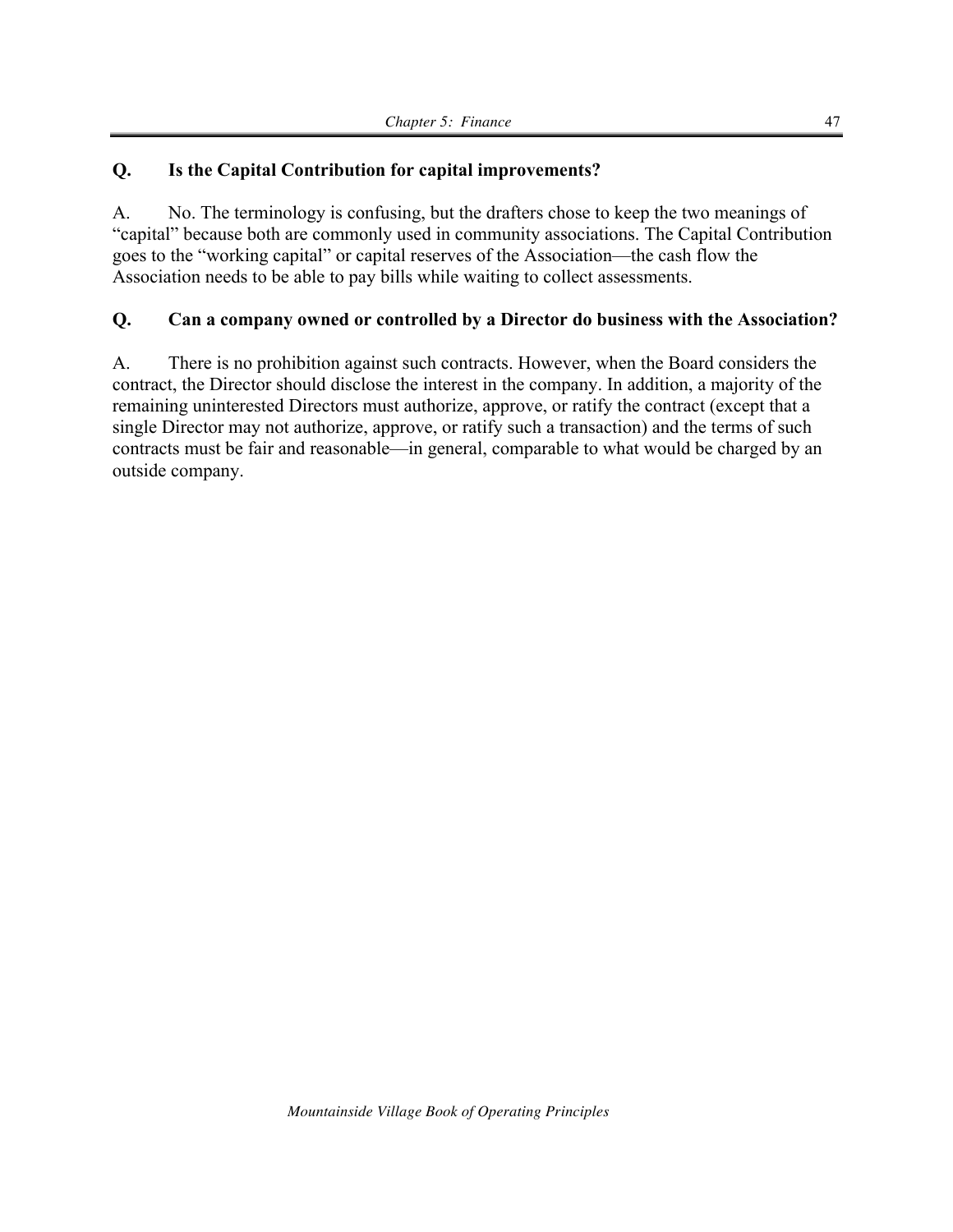**Q. Is the Capital Contribution for capital improvements?**

A. No. The terminology is confusing, but the drafters chose to keep the two meanings of "capital" because both are commonly used in community associations. The Capital Contribution goes to the "working capital" or capital reserves of the Association—the cash flow the Association needs to be able to pay bills while waiting to collect assessments.

**Q. Can a company owned or controlled by a Director do business with the Association?**

A. There is no prohibition against such contracts. However, when the Board considers the contract, the Director should disclose the interest in the company. In addition, a majority of the remaining uninterested Directors must authorize, approve, or ratify the contract (except that a single Director may not authorize, approve, or ratify such a transaction) and the terms of such contracts must be fair and reasonable—in general, comparable to what would be charged by an outside company.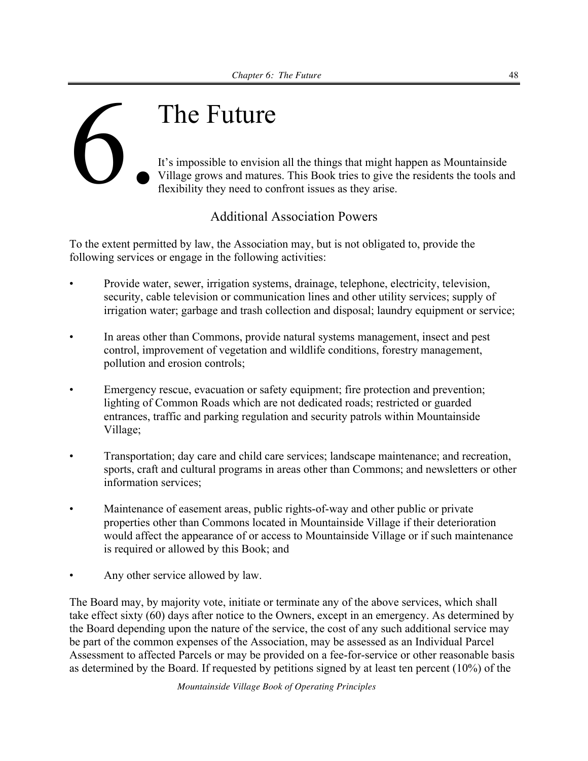# 6. The Future

It's impossible to envision all the things that might happen as Mountainside Village grows and matures. This Book tries to give the residents the tools and flexibility they need to confront issues as they arise.

## Additional Association Powers

To the extent permitted by law, the Association may, but is not obligated to, provide the following services or engage in the following activities:

- Provide water, sewer, irrigation systems, drainage, telephone, electricity, television, security, cable television or communication lines and other utility services; supply of irrigation water; garbage and trash collection and disposal; laundry equipment or service;
- In areas other than Commons, provide natural systems management, insect and pest control, improvement of vegetation and wildlife conditions, forestry management, pollution and erosion controls;
- Emergency rescue, evacuation or safety equipment; fire protection and prevention; lighting of Common Roads which are not dedicated roads; restricted or guarded entrances, traffic and parking regulation and security patrols within Mountainside Village;
- Transportation; day care and child care services; landscape maintenance; and recreation, sports, craft and cultural programs in areas other than Commons; and newsletters or other information services;
- Maintenance of easement areas, public rights-of-way and other public or private properties other than Commons located in Mountainside Village if their deterioration would affect the appearance of or access to Mountainside Village or if such maintenance is required or allowed by this Book; and
- Any other service allowed by law.

The Board may, by majority vote, initiate or terminate any of the above services, which shall take effect sixty (60) days after notice to the Owners, except in an emergency. As determined by the Board depending upon the nature of the service, the cost of any such additional service may be part of the common expenses of the Association, may be assessed as an Individual Parcel Assessment to affected Parcels or may be provided on a fee-for-service or other reasonable basis as determined by the Board. If requested by petitions signed by at least ten percent (10%) of the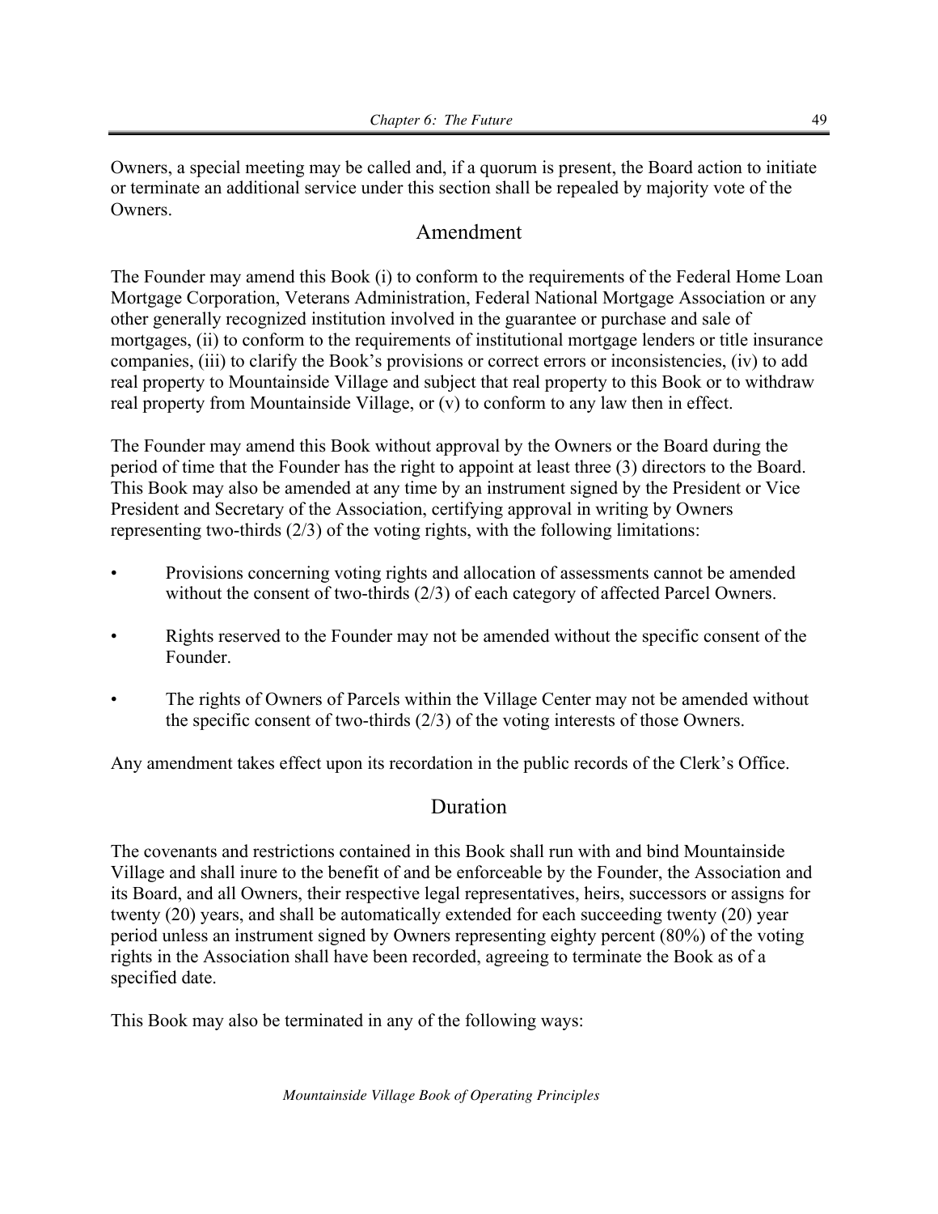Owners, a special meeting may be called and, if a quorum is present, the Board action to initiate or terminate an additional service under this section shall be repealed by majority vote of the Owners.

## Amendment

The Founder may amend this Book (i) to conform to the requirements of the Federal Home Loan Mortgage Corporation, Veterans Administration, Federal National Mortgage Association or any other generally recognized institution involved in the guarantee or purchase and sale of mortgages, (ii) to conform to the requirements of institutional mortgage lenders or title insurance companies, (iii) to clarify the Book's provisions or correct errors or inconsistencies, (iv) to add real property to Mountainside Village and subject that real property to this Book or to withdraw real property from Mountainside Village, or (v) to conform to any law then in effect.

The Founder may amend this Book without approval by the Owners or the Board during the period of time that the Founder has the right to appoint at least three (3) directors to the Board. This Book may also be amended at any time by an instrument signed by the President or Vice President and Secretary of the Association, certifying approval in writing by Owners representing two-thirds (2/3) of the voting rights, with the following limitations:

- Provisions concerning voting rights and allocation of assessments cannot be amended without the consent of two-thirds (2/3) of each category of affected Parcel Owners.
- Rights reserved to the Founder may not be amended without the specific consent of the Founder.
- The rights of Owners of Parcels within the Village Center may not be amended without the specific consent of two-thirds (2/3) of the voting interests of those Owners.

Any amendment takes effect upon its recordation in the public records of the Clerk's Office.

## Duration

The covenants and restrictions contained in this Book shall run with and bind Mountainside Village and shall inure to the benefit of and be enforceable by the Founder, the Association and its Board, and all Owners, their respective legal representatives, heirs, successors or assigns for twenty (20) years, and shall be automatically extended for each succeeding twenty (20) year period unless an instrument signed by Owners representing eighty percent (80%) of the voting rights in the Association shall have been recorded, agreeing to terminate the Book as of a specified date.

This Book may also be terminated in any of the following ways: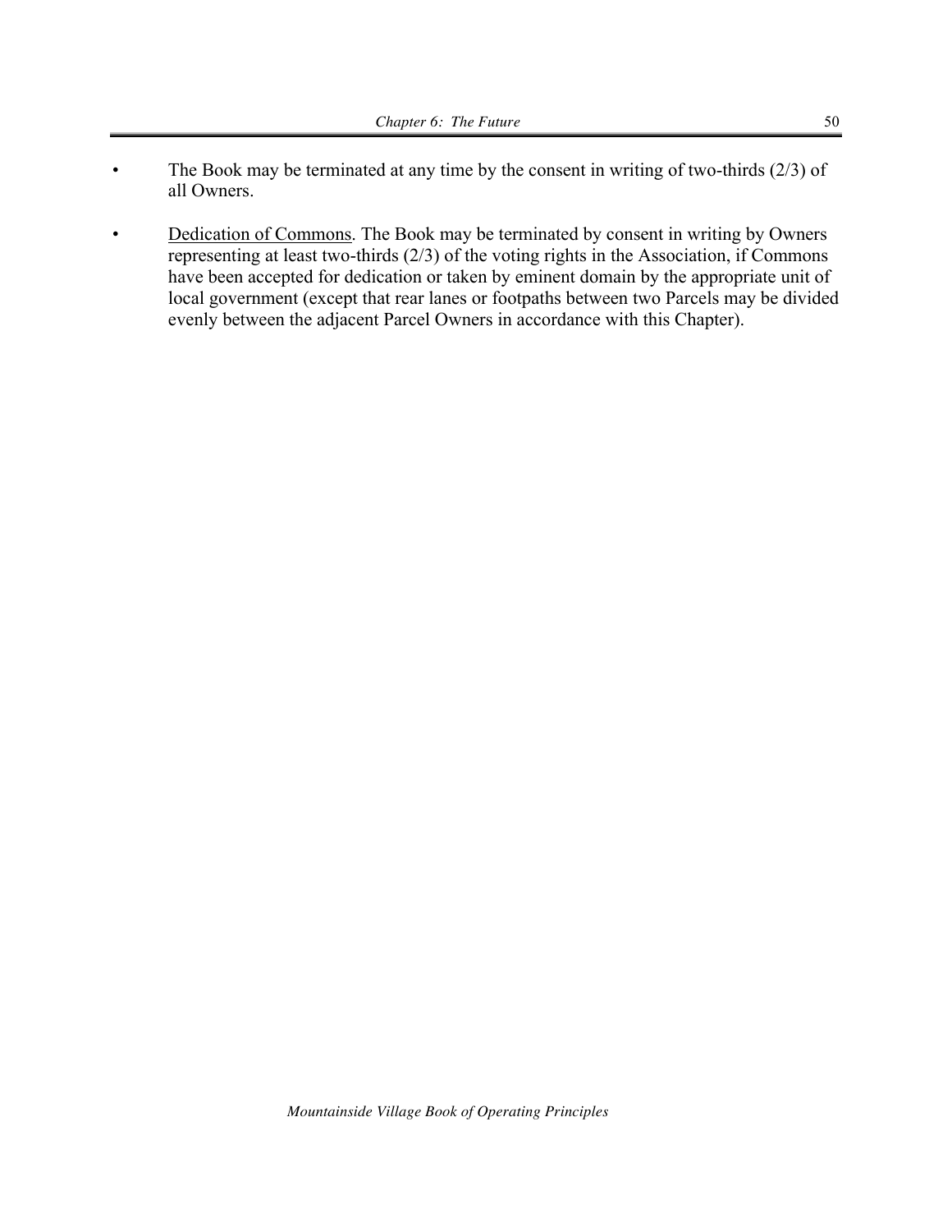- The Book may be terminated at any time by the consent in writing of two-thirds (2/3) of all Owners.

- Dedication of Commons. The Book may be terminated by consent in writing by Owners representing at least two-thirds (2/3) of the voting rights in the Association, if Commons have been accepted for dedication or taken by eminent domain by the appropriate unit of local government (except that rear lanes or footpaths between two Parcels may be divided evenly between the adjacent Parcel Owners in accordance with this Chapter).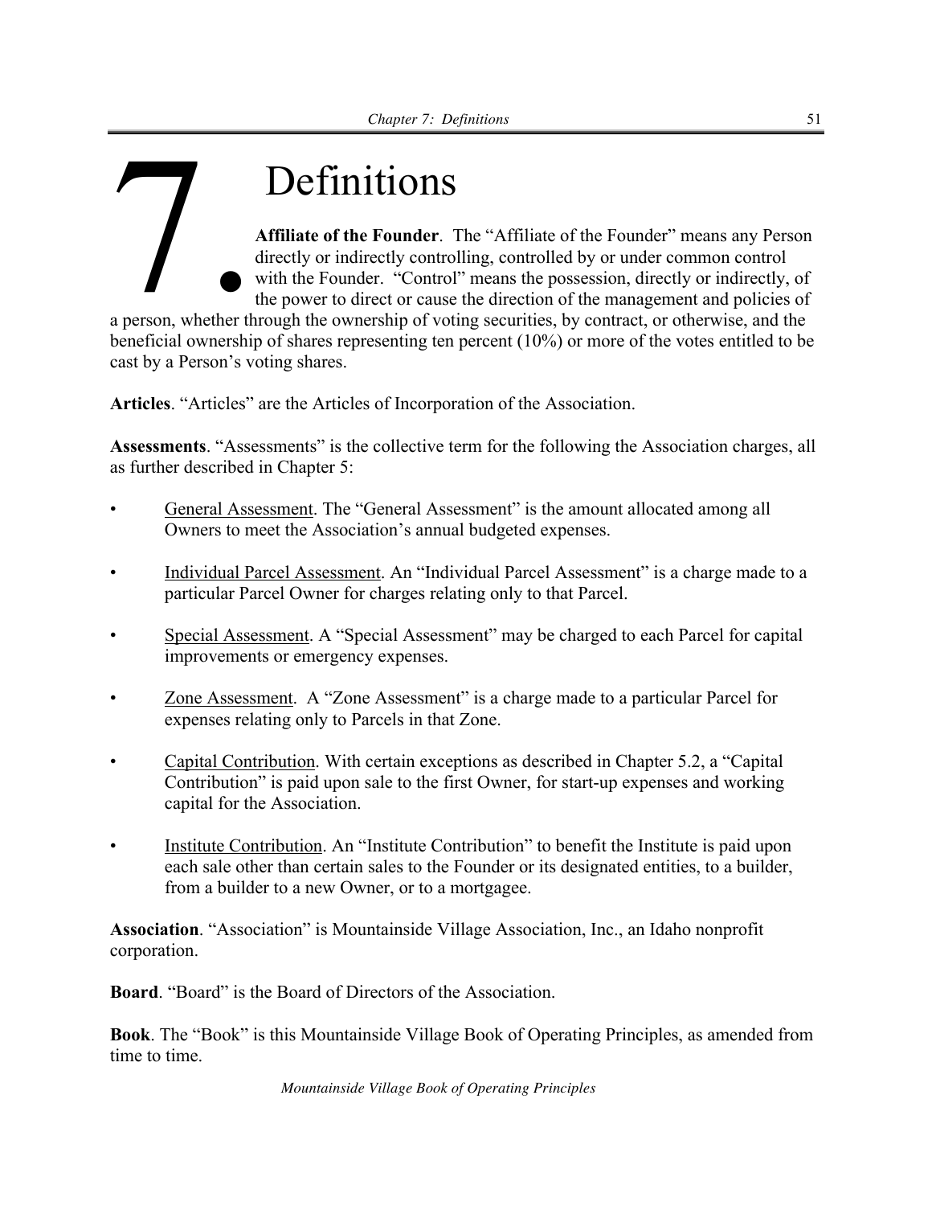# 7. Definitions

**Affiliate of the Founder**. The "Affiliate of the Founder" means any Person directly or indirectly controlling, controlled by or under common control with the Founder. "Control" means the possession, directly or indirectly, of the power to direct or cause the direction of the management and policies of a person, whether through the ownership of voting securities, by contract, or otherwise, and the beneficial ownership of shares representing ten percent (10%) or more of the votes entitled to be cast by a Person's voting shares.

**Articles**. "Articles" are the Articles of Incorporation of the Association.

**Assessments**. "Assessments" is the collective term for the following the Association charges, all as further described in Chapter 5:

- General Assessment. The "General Assessment" is the amount allocated among all Owners to meet the Association's annual budgeted expenses.
- Individual Parcel Assessment. An "Individual Parcel Assessment" is a charge made to a particular Parcel Owner for charges relating only to that Parcel.
- Special Assessment. A "Special Assessment" may be charged to each Parcel for capital improvements or emergency expenses.
- Zone Assessment. A "Zone Assessment" is a charge made to a particular Parcel for expenses relating only to Parcels in that Zone.
- Capital Contribution. With certain exceptions as described in Chapter 5.2, a "Capital Contribution" is paid upon sale to the first Owner, for start-up expenses and working capital for the Association.
- Institute Contribution. An "Institute Contribution" to benefit the Institute is paid upon each sale other than certain sales to the Founder or its designated entities, to a builder, from a builder to a new Owner, or to a mortgagee.

**Association**. "Association" is Mountainside Village Association, Inc., an Idaho nonprofit corporation.

**Board**. "Board" is the Board of Directors of the Association.

**Book**. The "Book" is this Mountainside Village Book of Operating Principles, as amended from time to time.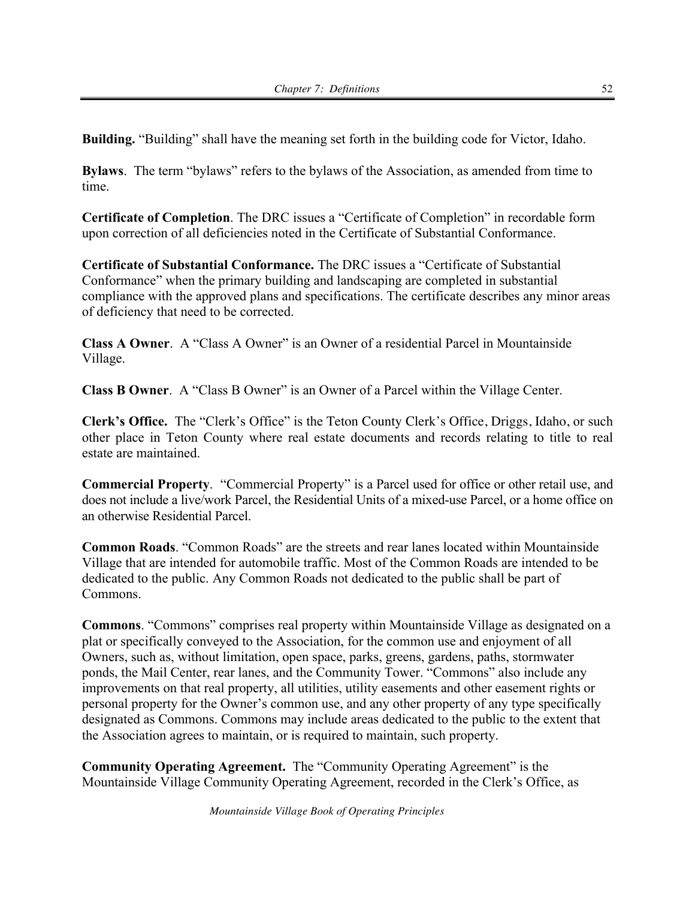**Building.** "Building" shall have the meaning set forth in the building code for Victor, Idaho.

**Bylaws**. The term "bylaws" refers to the bylaws of the Association, as amended from time to time.

**Certificate of Completion**. The DRC issues a "Certificate of Completion" in recordable form upon correction of all deficiencies noted in the Certificate of Substantial Conformance.

**Certificate of Substantial Conformance.** The DRC issues a "Certificate of Substantial Conformance" when the primary building and landscaping are completed in substantial compliance with the approved plans and specifications. The certificate describes any minor areas of deficiency that need to be corrected.

**Class A Owner**. A "Class A Owner" is an Owner of a residential Parcel in Mountainside Village.

**Class B Owner**. A "Class B Owner" is an Owner of a Parcel within the Village Center.

**Clerk's Office.** The "Clerk's Office" is the Teton County Clerk's Office, Driggs, Idaho, or such other place in Teton County where real estate documents and records relating to title to real estate are maintained.

**Commercial Property**. "Commercial Property" is a Parcel used for office or other retail use, and does not include a live/work Parcel, the Residential Units of a mixed-use Parcel, or a home office on an otherwise Residential Parcel.

**Common Roads**. "Common Roads" are the streets and rear lanes located within Mountainside Village that are intended for automobile traffic. Most of the Common Roads are intended to be dedicated to the public. Any Common Roads not dedicated to the public shall be part of Commons.

**Commons**. "Commons" comprises real property within Mountainside Village as designated on a plat or specifically conveyed to the Association, for the common use and enjoyment of all Owners, such as, without limitation, open space, parks, greens, gardens, paths, stormwater ponds, the Mail Center, rear lanes, and the Community Tower. "Commons" also include any improvements on that real property, all utilities, utility easements and other easement rights or personal property for the Owner's common use, and any other property of any type specifically designated as Commons. Commons may include areas dedicated to the public to the extent that the Association agrees to maintain, or is required to maintain, such property.

**Community Operating Agreement.** The "Community Operating Agreement" is the Mountainside Village Community Operating Agreement, recorded in the Clerk's Office, as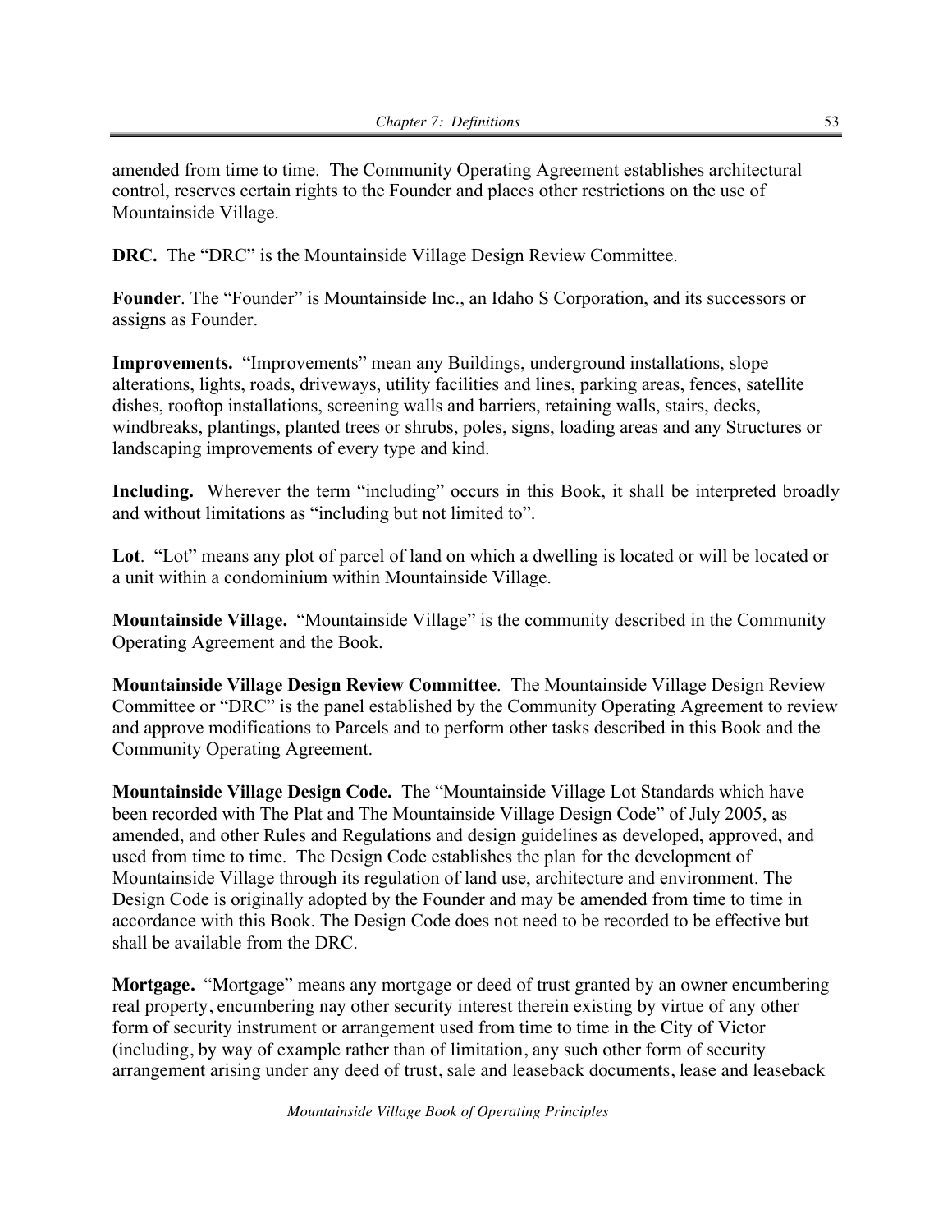amended from time to time. The Community Operating Agreement establishes architectural control, reserves certain rights to the Founder and places other restrictions on the use of Mountainside Village.

**DRC.** The "DRC" is the Mountainside Village Design Review Committee.

**Founder**. The "Founder" is Mountainside Inc., an Idaho S Corporation, and its successors or assigns as Founder.

**Improvements.** "Improvements" mean any Buildings, underground installations, slope alterations, lights, roads, driveways, utility facilities and lines, parking areas, fences, satellite dishes, rooftop installations, screening walls and barriers, retaining walls, stairs, decks, windbreaks, plantings, planted trees or shrubs, poles, signs, loading areas and any Structures or landscaping improvements of every type and kind.

**Including.** Wherever the term "including" occurs in this Book, it shall be interpreted broadly and without limitations as "including but not limited to".

**Lot**. "Lot" means any plot of parcel of land on which a dwelling is located or will be located or a unit within a condominium within Mountainside Village.

**Mountainside Village.** "Mountainside Village" is the community described in the Community Operating Agreement and the Book.

**Mountainside Village Design Review Committee**. The Mountainside Village Design Review Committee or "DRC" is the panel established by the Community Operating Agreement to review and approve modifications to Parcels and to perform other tasks described in this Book and the Community Operating Agreement.

**Mountainside Village Design Code.** The "Mountainside Village Lot Standards which have been recorded with The Plat and The Mountainside Village Design Code" of July 2005, as amended, and other Rules and Regulations and design guidelines as developed, approved, and used from time to time. The Design Code establishes the plan for the development of Mountainside Village through its regulation of land use, architecture and environment. The Design Code is originally adopted by the Founder and may be amended from time to time in accordance with this Book. The Design Code does not need to be recorded to be effective but shall be available from the DRC.

**Mortgage.** "Mortgage" means any mortgage or deed of trust granted by an owner encumbering real property, encumbering nay other security interest therein existing by virtue of any other form of security instrument or arrangement used from time to time in the City of Victor (including, by way of example rather than of limitation, any such other form of security arrangement arising under any deed of trust, sale and leaseback documents, lease and leaseback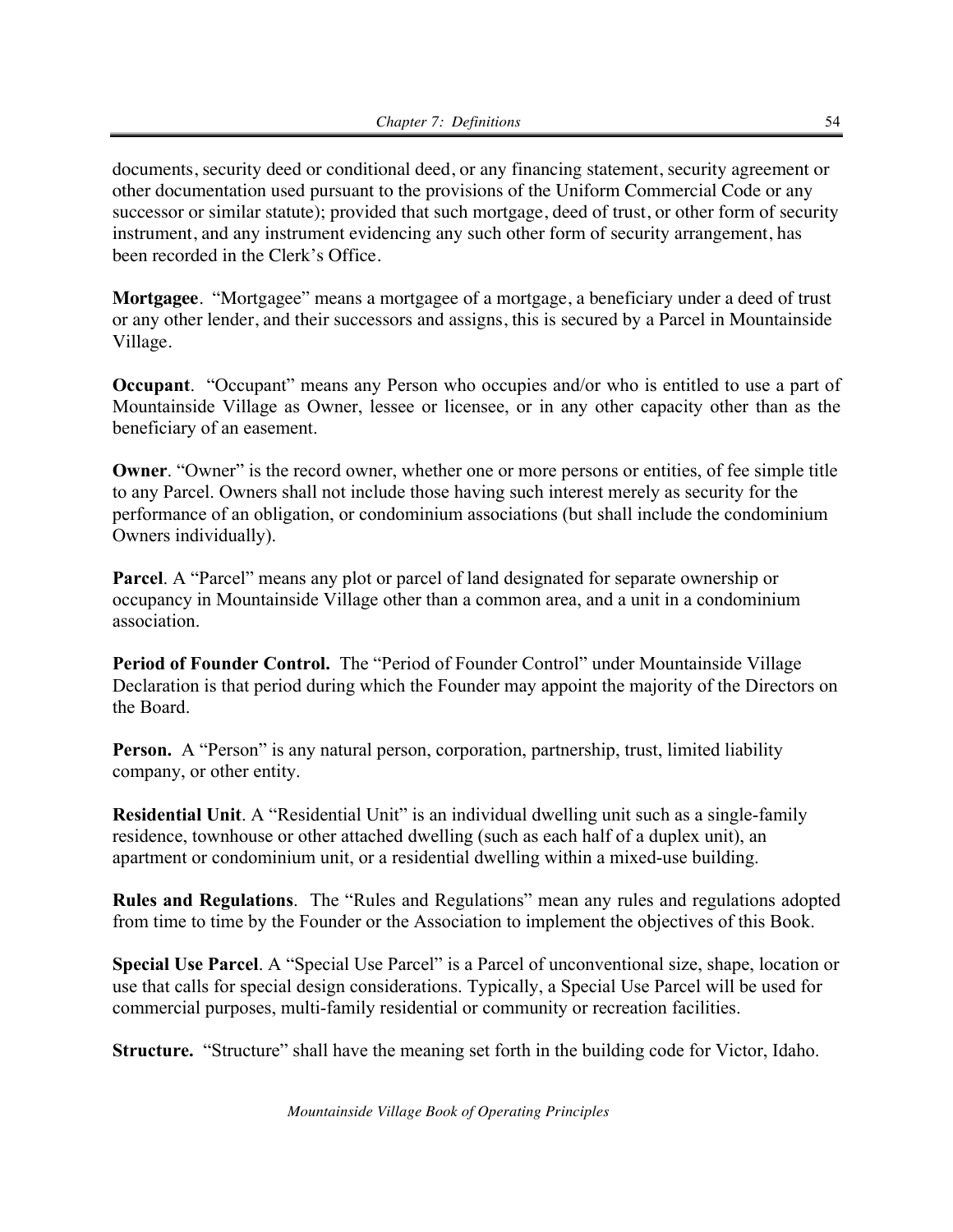documents, security deed or conditional deed, or any financing statement, security agreement or other documentation used pursuant to the provisions of the Uniform Commercial Code or any successor or similar statute); provided that such mortgage, deed of trust, or other form of security instrument, and any instrument evidencing any such other form of security arrangement, has been recorded in the Clerk's Office.

**Mortgagee**. "Mortgagee" means a mortgagee of a mortgage, a beneficiary under a deed of trust or any other lender, and their successors and assigns, this is secured by a Parcel in Mountainside Village.

**Occupant**. "Occupant" means any Person who occupies and/or who is entitled to use a part of Mountainside Village as Owner, lessee or licensee, or in any other capacity other than as the beneficiary of an easement.

**Owner**. "Owner" is the record owner, whether one or more persons or entities, of fee simple title to any Parcel. Owners shall not include those having such interest merely as security for the performance of an obligation, or condominium associations (but shall include the condominium Owners individually).

**Parcel**. A "Parcel" means any plot or parcel of land designated for separate ownership or occupancy in Mountainside Village other than a common area, and a unit in a condominium association.

**Period of Founder Control.** The "Period of Founder Control" under Mountainside Village Declaration is that period during which the Founder may appoint the majority of the Directors on the Board.

**Person.** A "Person" is any natural person, corporation, partnership, trust, limited liability company, or other entity.

**Residential Unit**. A "Residential Unit" is an individual dwelling unit such as a single-family residence, townhouse or other attached dwelling (such as each half of a duplex unit), an apartment or condominium unit, or a residential dwelling within a mixed-use building.

**Rules and Regulations**. The "Rules and Regulations" mean any rules and regulations adopted from time to time by the Founder or the Association to implement the objectives of this Book.

**Special Use Parcel**. A "Special Use Parcel" is a Parcel of unconventional size, shape, location or use that calls for special design considerations. Typically, a Special Use Parcel will be used for commercial purposes, multi-family residential or community or recreation facilities.

**Structure.** "Structure" shall have the meaning set forth in the building code for Victor, Idaho.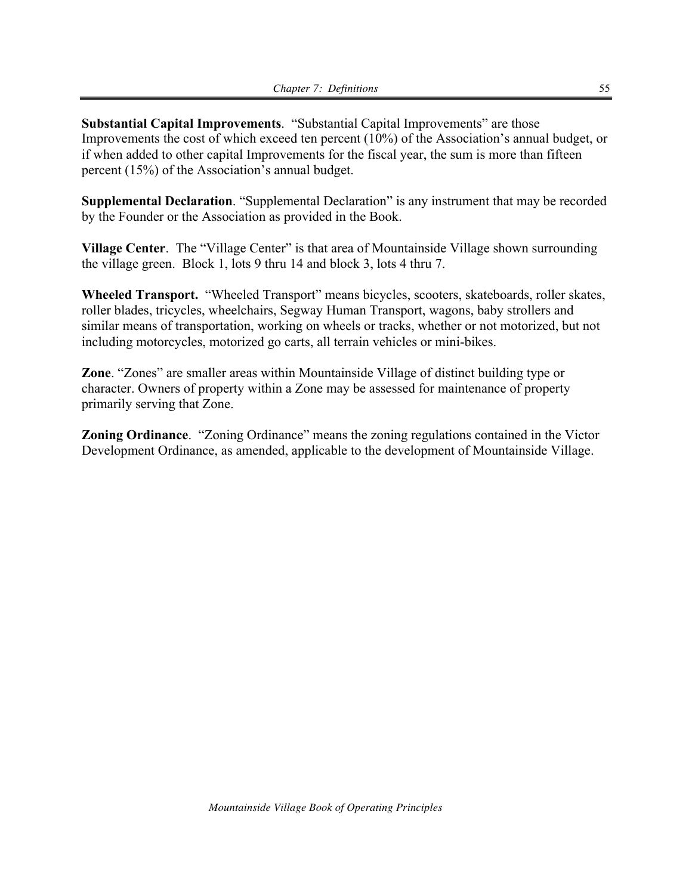**Substantial Capital Improvements**. "Substantial Capital Improvements" are those Improvements the cost of which exceed ten percent (10%) of the Association's annual budget, or if when added to other capital Improvements for the fiscal year, the sum is more than fifteen percent (15%) of the Association's annual budget.

**Supplemental Declaration**. "Supplemental Declaration" is any instrument that may be recorded by the Founder or the Association as provided in the Book.

**Village Center**. The "Village Center" is that area of Mountainside Village shown surrounding the village green. Block 1, lots 9 thru 14 and block 3, lots 4 thru 7.

**Wheeled Transport.** "Wheeled Transport" means bicycles, scooters, skateboards, roller skates, roller blades, tricycles, wheelchairs, Segway Human Transport, wagons, baby strollers and similar means of transportation, working on wheels or tracks, whether or not motorized, but not including motorcycles, motorized go carts, all terrain vehicles or mini-bikes.

**Zone**. "Zones" are smaller areas within Mountainside Village of distinct building type or character. Owners of property within a Zone may be assessed for maintenance of property primarily serving that Zone.

**Zoning Ordinance**. "Zoning Ordinance" means the zoning regulations contained in the Victor Development Ordinance, as amended, applicable to the development of Mountainside Village.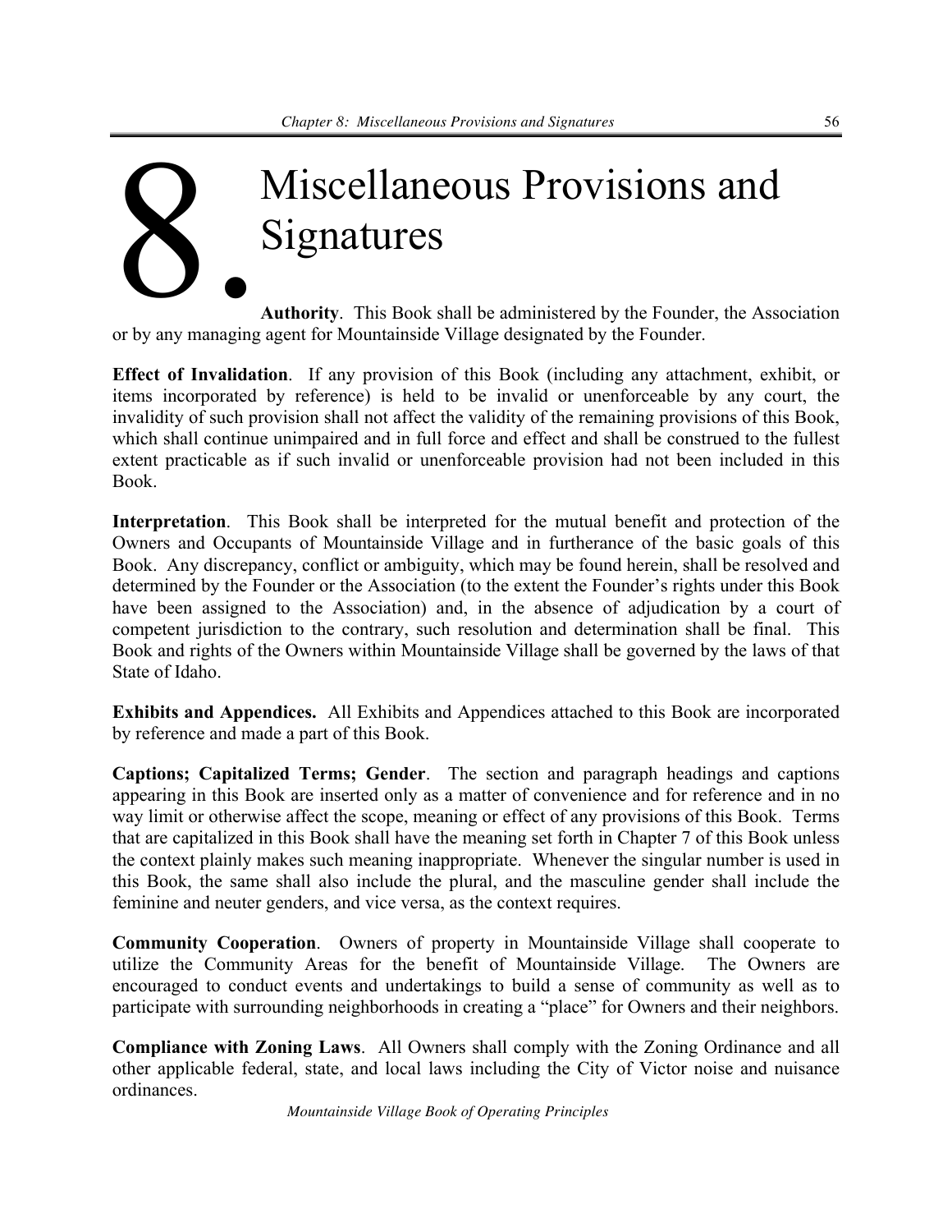# 8. Miscellaneous Provisions and Signatures

**Authority**. This Book shall be administered by the Founder, the Association or by any managing agent for Mountainside Village designated by the Founder.

**Effect of Invalidation**. If any provision of this Book (including any attachment, exhibit, or items incorporated by reference) is held to be invalid or unenforceable by any court, the invalidity of such provision shall not affect the validity of the remaining provisions of this Book, which shall continue unimpaired and in full force and effect and shall be construed to the fullest extent practicable as if such invalid or unenforceable provision had not been included in this Book.

**Interpretation**. This Book shall be interpreted for the mutual benefit and protection of the Owners and Occupants of Mountainside Village and in furtherance of the basic goals of this Book. Any discrepancy, conflict or ambiguity, which may be found herein, shall be resolved and determined by the Founder or the Association (to the extent the Founder's rights under this Book have been assigned to the Association) and, in the absence of adjudication by a court of competent jurisdiction to the contrary, such resolution and determination shall be final. This Book and rights of the Owners within Mountainside Village shall be governed by the laws of that State of Idaho.

**Exhibits and Appendices.** All Exhibits and Appendices attached to this Book are incorporated by reference and made a part of this Book.

**Captions; Capitalized Terms; Gender**. The section and paragraph headings and captions appearing in this Book are inserted only as a matter of convenience and for reference and in no way limit or otherwise affect the scope, meaning or effect of any provisions of this Book. Terms that are capitalized in this Book shall have the meaning set forth in Chapter 7 of this Book unless the context plainly makes such meaning inappropriate. Whenever the singular number is used in this Book, the same shall also include the plural, and the masculine gender shall include the feminine and neuter genders, and vice versa, as the context requires.

**Community Cooperation**. Owners of property in Mountainside Village shall cooperate to utilize the Community Areas for the benefit of Mountainside Village. The Owners are encouraged to conduct events and undertakings to build a sense of community as well as to participate with surrounding neighborhoods in creating a "place" for Owners and their neighbors.

**Compliance with Zoning Laws**. All Owners shall comply with the Zoning Ordinance and all other applicable federal, state, and local laws including the City of Victor noise and nuisance ordinances.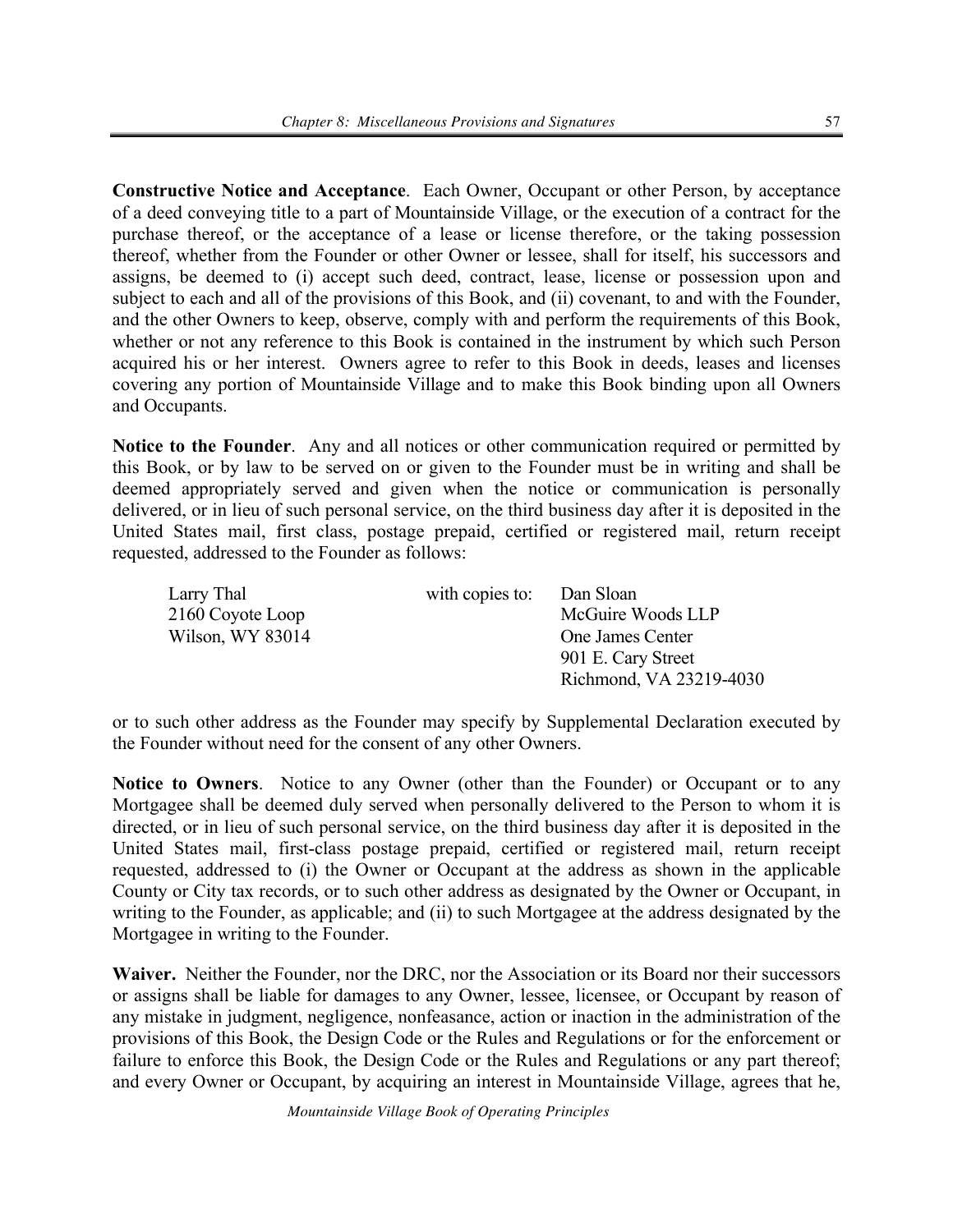**Constructive Notice and Acceptance**. Each Owner, Occupant or other Person, by acceptance of a deed conveying title to a part of Mountainside Village, or the execution of a contract for the purchase thereof, or the acceptance of a lease or license therefore, or the taking possession thereof, whether from the Founder or other Owner or lessee, shall for itself, his successors and assigns, be deemed to (i) accept such deed, contract, lease, license or possession upon and subject to each and all of the provisions of this Book, and (ii) covenant, to and with the Founder, and the other Owners to keep, observe, comply with and perform the requirements of this Book, whether or not any reference to this Book is contained in the instrument by which such Person acquired his or her interest. Owners agree to refer to this Book in deeds, leases and licenses covering any portion of Mountainside Village and to make this Book binding upon all Owners and Occupants.

**Notice to the Founder**. Any and all notices or other communication required or permitted by this Book, or by law to be served on or given to the Founder must be in writing and shall be deemed appropriately served and given when the notice or communication is personally delivered, or in lieu of such personal service, on the third business day after it is deposited in the United States mail, first class, postage prepaid, certified or registered mail, return receipt requested, addressed to the Founder as follows:

Larry Thal
2160 Coyote Loop
Wilson, WY 83014

with copies to:

Dan Sloan
McGuire Woods LLP
One James Center
901 E. Cary Street
Richmond, VA 23219-4030

or to such other address as the Founder may specify by Supplemental Declaration executed by the Founder without need for the consent of any other Owners.

**Notice to Owners**. Notice to any Owner (other than the Founder) or Occupant or to any Mortgagee shall be deemed duly served when personally delivered to the Person to whom it is directed, or in lieu of such personal service, on the third business day after it is deposited in the United States mail, first-class postage prepaid, certified or registered mail, return receipt requested, addressed to (i) the Owner or Occupant at the address as shown in the applicable County or City tax records, or to such other address as designated by the Owner or Occupant, in writing to the Founder, as applicable; and (ii) to such Mortgagee at the address designated by the Mortgagee in writing to the Founder.

**Waiver.** Neither the Founder, nor the DRC, nor the Association or its Board nor their successors or assigns shall be liable for damages to any Owner, lessee, licensee, or Occupant by reason of any mistake in judgment, negligence, nonfeasance, action or inaction in the administration of the provisions of this Book, the Design Code or the Rules and Regulations or for the enforcement or failure to enforce this Book, the Design Code or the Rules and Regulations or any part thereof; and every Owner or Occupant, by acquiring an interest in Mountainside Village, agrees that he,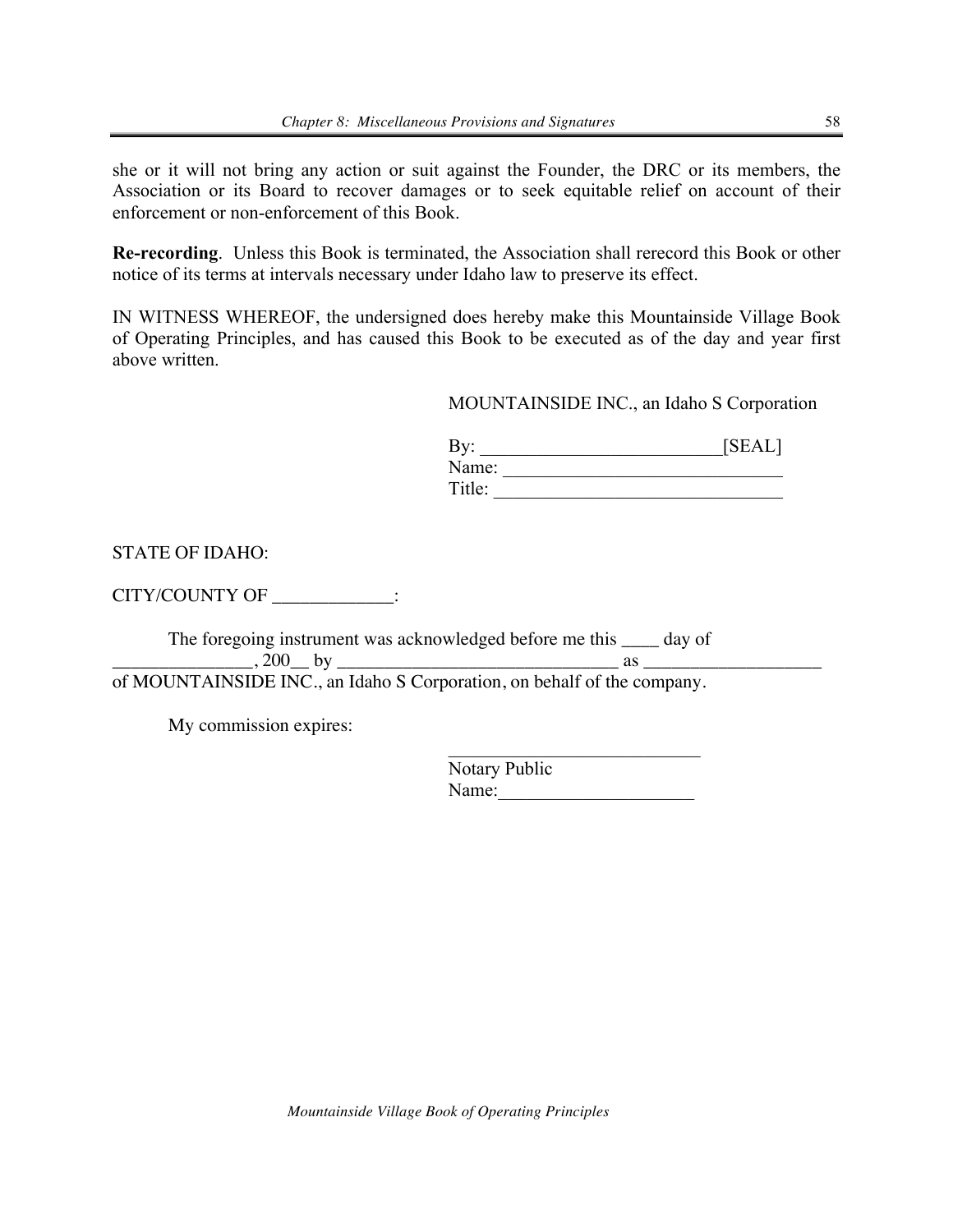she or it will not bring any action or suit against the Founder, the DRC or its members, the Association or its Board to recover damages or to seek equitable relief on account of their enforcement or non-enforcement of this Book.

**Re-recording**. Unless this Book is terminated, the Association shall rerecord this Book or other notice of its terms at intervals necessary under Idaho law to preserve its effect.

IN WITNESS WHEREOF, the undersigned does hereby make this Mountainside Village Book of Operating Principles, and has caused this Book to be executed as of the day and year first above written.

MOUNTAINSIDE INC., an Idaho S Corporation

By: __________________________[SEAL]
Name: ______________________________
Title: _______________________________

STATE OF IDAHO:

CITY/COUNTY OF _____________:

The foregoing instrument was acknowledged before me this ____ day of _______________, 200__ by ______________________________ as ___________________ of MOUNTAINSIDE INC., an Idaho S Corporation, on behalf of the company.

My commission expires:

___________________________
Notary Public
Name:_____________________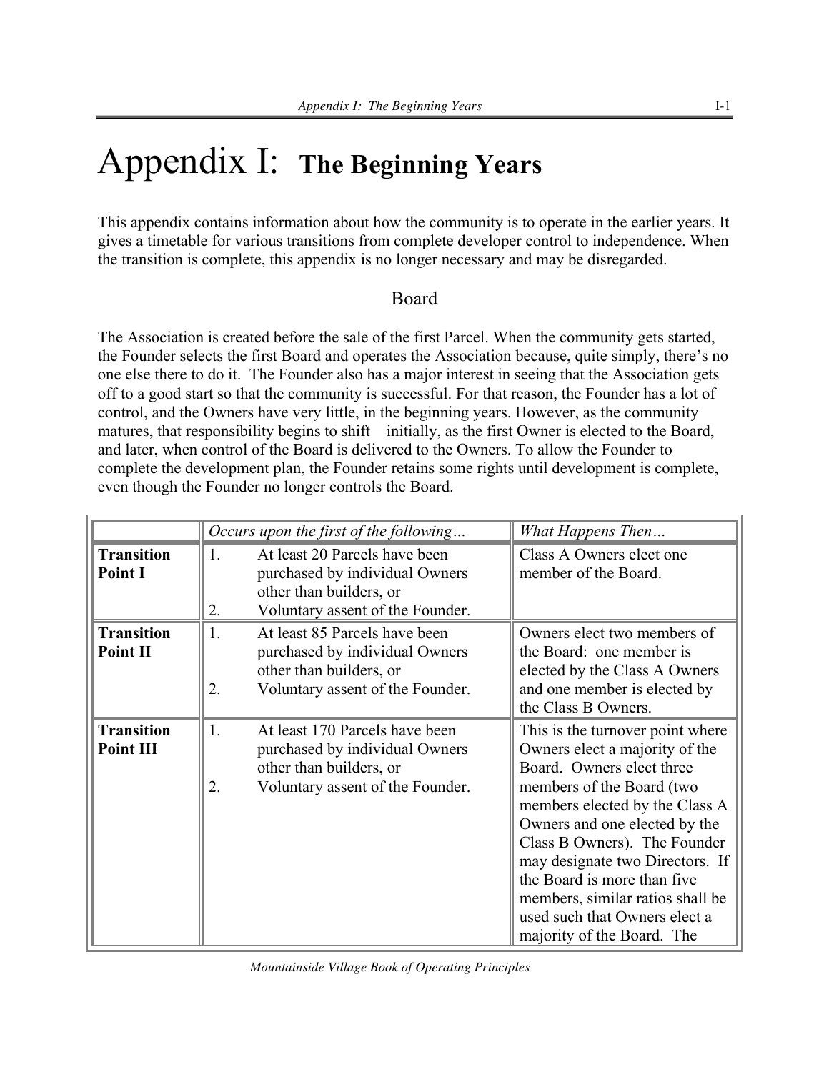# Appendix I: **The Beginning Years**

This appendix contains information about how the community is to operate in the earlier years. It gives a timetable for various transitions from complete developer control to independence. When the transition is complete, this appendix is no longer necessary and may be disregarded.

## Board

The Association is created before the sale of the first Parcel. When the community gets started, the Founder selects the first Board and operates the Association because, quite simply, there's no one else there to do it. The Founder also has a major interest in seeing that the Association gets off to a good start so that the community is successful. For that reason, the Founder has a lot of control, and the Owners have very little, in the beginning years. However, as the community matures, that responsibility begins to shift—initially, as the first Owner is elected to the Board, and later, when control of the Board is delivered to the Owners. To allow the Founder to complete the development plan, the Founder retains some rights until development is complete, even though the Founder no longer controls the Board.

| | *Occurs upon the first of the following…* | *What Happens Then…* |
|---|---|---|
| **Transition Point I** | 1. At least 20 Parcels have been purchased by individual Owners other than builders, or<br>2. Voluntary assent of the Founder. | Class A Owners elect one member of the Board. |
| **Transition Point II** | 1. At least 85 Parcels have been purchased by individual Owners other than builders, or<br>2. Voluntary assent of the Founder. | Owners elect two members of the Board: one member is elected by the Class A Owners and one member is elected by the Class B Owners. |
| **Transition Point III** | 1. At least 170 Parcels have been purchased by individual Owners other than builders, or<br>2. Voluntary assent of the Founder. | This is the turnover point where Owners elect a majority of the Board. Owners elect three members of the Board (two members elected by the Class A Owners and one elected by the Class B Owners). The Founder may designate two Directors. If the Board is more than five members, similar ratios shall be used such that Owners elect a majority of the Board. The |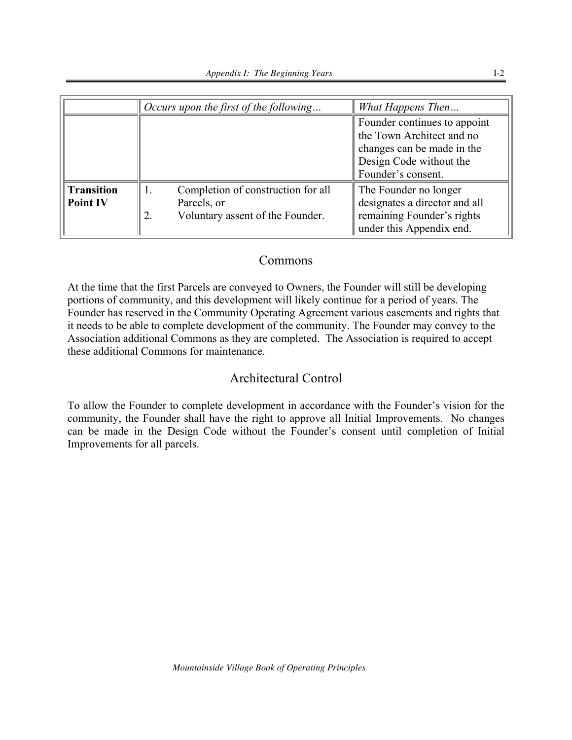| | *Occurs upon the first of the following…* | *What Happens Then…* |
|---|---|---|
| | | Founder continues to appoint the Town Architect and no changes can be made in the Design Code without the Founder's consent. |
| **Transition Point IV** | 1. Completion of construction for all Parcels, or<br>2. Voluntary assent of the Founder. | The Founder no longer designates a director and all remaining Founder's rights under this Appendix end. |

## Commons

At the time that the first Parcels are conveyed to Owners, the Founder will still be developing portions of community, and this development will likely continue for a period of years. The Founder has reserved in the Community Operating Agreement various easements and rights that it needs to be able to complete development of the community. The Founder may convey to the Association additional Commons as they are completed. The Association is required to accept these additional Commons for maintenance.

## Architectural Control

To allow the Founder to complete development in accordance with the Founder's vision for the community, the Founder shall have the right to approve all Initial Improvements. No changes can be made in the Design Code without the Founder's consent until completion of Initial Improvements for all parcels.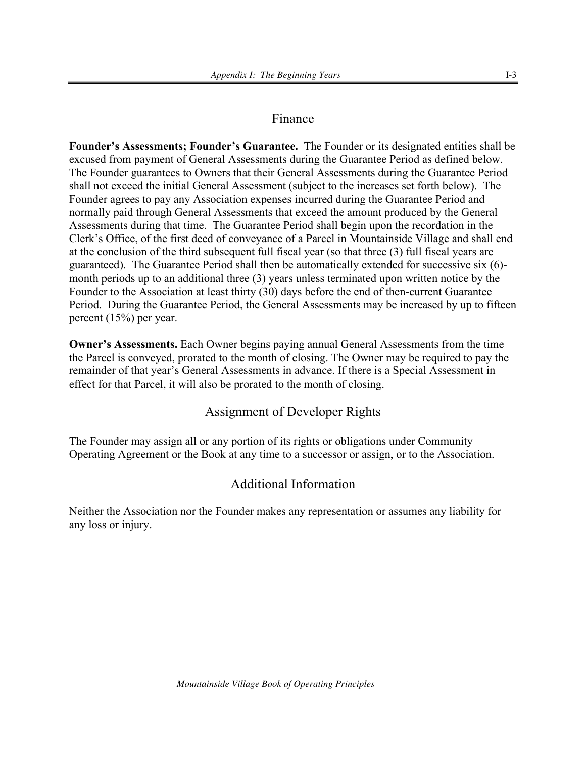## Finance

**Founder's Assessments; Founder's Guarantee.** The Founder or its designated entities shall be excused from payment of General Assessments during the Guarantee Period as defined below. The Founder guarantees to Owners that their General Assessments during the Guarantee Period shall not exceed the initial General Assessment (subject to the increases set forth below). The Founder agrees to pay any Association expenses incurred during the Guarantee Period and normally paid through General Assessments that exceed the amount produced by the General Assessments during that time. The Guarantee Period shall begin upon the recordation in the Clerk's Office, of the first deed of conveyance of a Parcel in Mountainside Village and shall end at the conclusion of the third subsequent full fiscal year (so that three (3) full fiscal years are guaranteed). The Guarantee Period shall then be automatically extended for successive six (6)-month periods up to an additional three (3) years unless terminated upon written notice by the Founder to the Association at least thirty (30) days before the end of then-current Guarantee Period. During the Guarantee Period, the General Assessments may be increased by up to fifteen percent (15%) per year.

**Owner's Assessments.** Each Owner begins paying annual General Assessments from the time the Parcel is conveyed, prorated to the month of closing. The Owner may be required to pay the remainder of that year's General Assessments in advance. If there is a Special Assessment in effect for that Parcel, it will also be prorated to the month of closing.

## Assignment of Developer Rights

The Founder may assign all or any portion of its rights or obligations under Community Operating Agreement or the Book at any time to a successor or assign, or to the Association.

## Additional Information

Neither the Association nor the Founder makes any representation or assumes any liability for any loss or injury.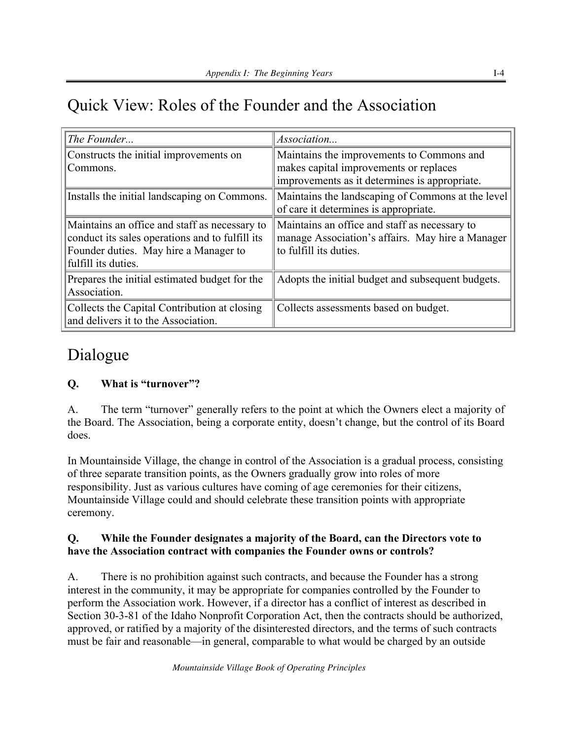# Quick View: Roles of the Founder and the Association

| *The Founder...* | *Association...* |
|---|---|
| Constructs the initial improvements on Commons. | Maintains the improvements to Commons and makes capital improvements or replaces improvements as it determines is appropriate. |
| Installs the initial landscaping on Commons. | Maintains the landscaping of Commons at the level of care it determines is appropriate. |
| Maintains an office and staff as necessary to conduct its sales operations and to fulfill its Founder duties. May hire a Manager to fulfill its duties. | Maintains an office and staff as necessary to manage Association's affairs. May hire a Manager to fulfill its duties. |
| Prepares the initial estimated budget for the Association. | Adopts the initial budget and subsequent budgets. |
| Collects the Capital Contribution at closing and delivers it to the Association. | Collects assessments based on budget. |

# Dialogue

**Q. What is "turnover"?**

A. The term "turnover" generally refers to the point at which the Owners elect a majority of the Board. The Association, being a corporate entity, doesn't change, but the control of its Board does.

In Mountainside Village, the change in control of the Association is a gradual process, consisting of three separate transition points, as the Owners gradually grow into roles of more responsibility. Just as various cultures have coming of age ceremonies for their citizens, Mountainside Village could and should celebrate these transition points with appropriate ceremony.

**Q. While the Founder designates a majority of the Board, can the Directors vote to have the Association contract with companies the Founder owns or controls?**

A. There is no prohibition against such contracts, and because the Founder has a strong interest in the community, it may be appropriate for companies controlled by the Founder to perform the Association work. However, if a director has a conflict of interest as described in Section 30-3-81 of the Idaho Nonprofit Corporation Act, then the contracts should be authorized, approved, or ratified by a majority of the disinterested directors, and the terms of such contracts must be fair and reasonable—in general, comparable to what would be charged by an outside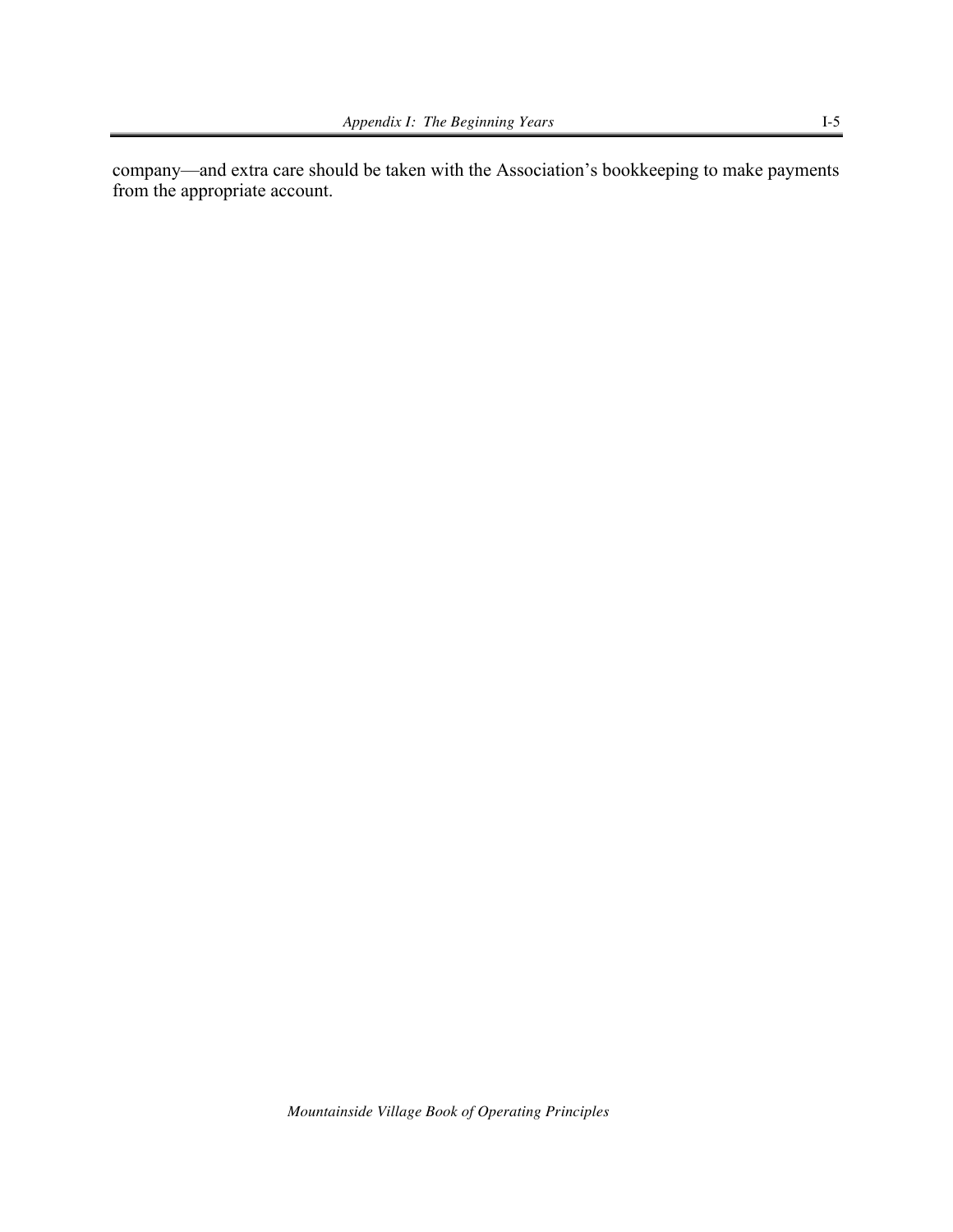company—and extra care should be taken with the Association's bookkeeping to make payments from the appropriate account.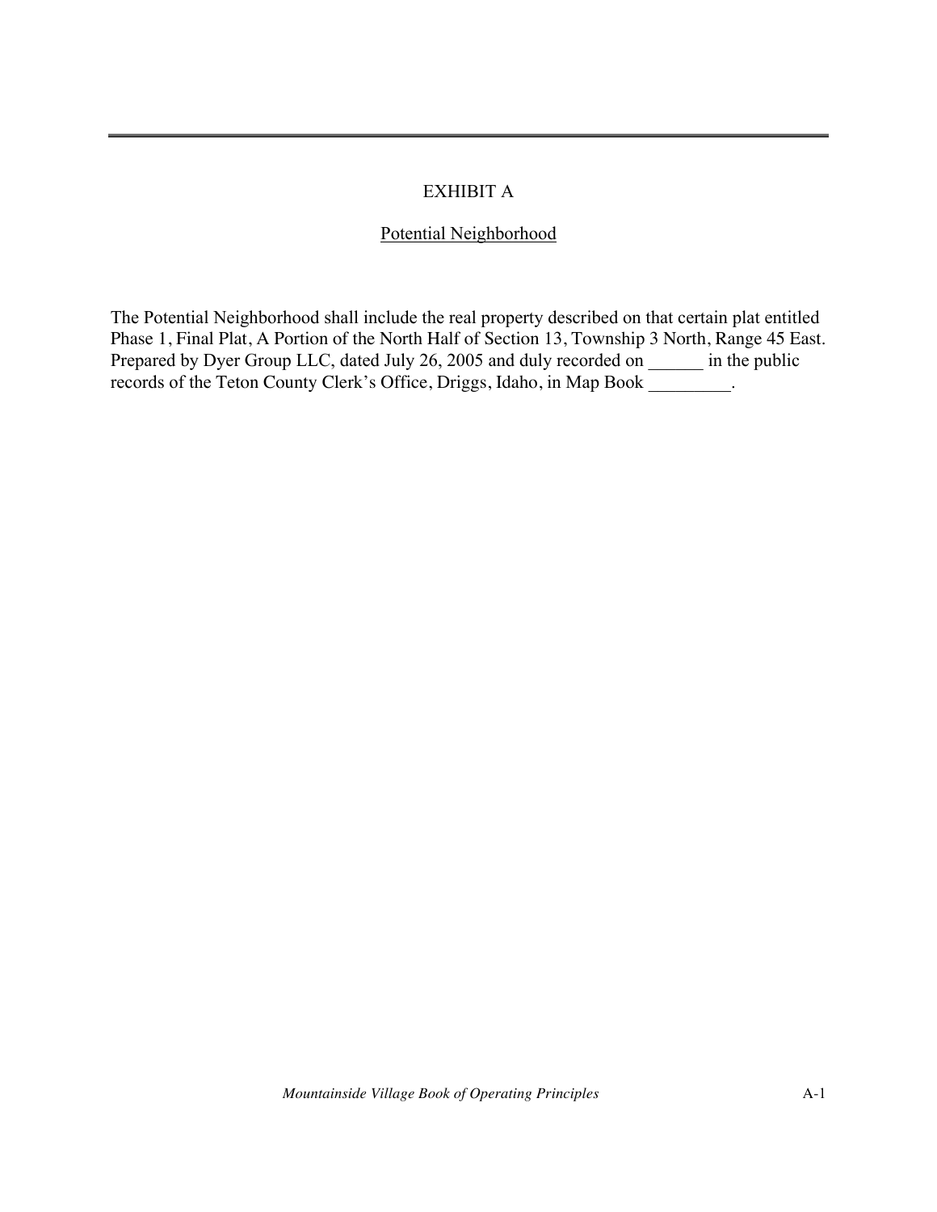# EXHIBIT A

## Potential Neighborhood

The Potential Neighborhood shall include the real property described on that certain plat entitled Phase 1, Final Plat, A Portion of the North Half of Section 13, Township 3 North, Range 45 East. Prepared by Dyer Group LLC, dated July 26, 2005 and duly recorded on ______ in the public records of the Teton County Clerk's Office, Driggs, Idaho, in Map Book _________.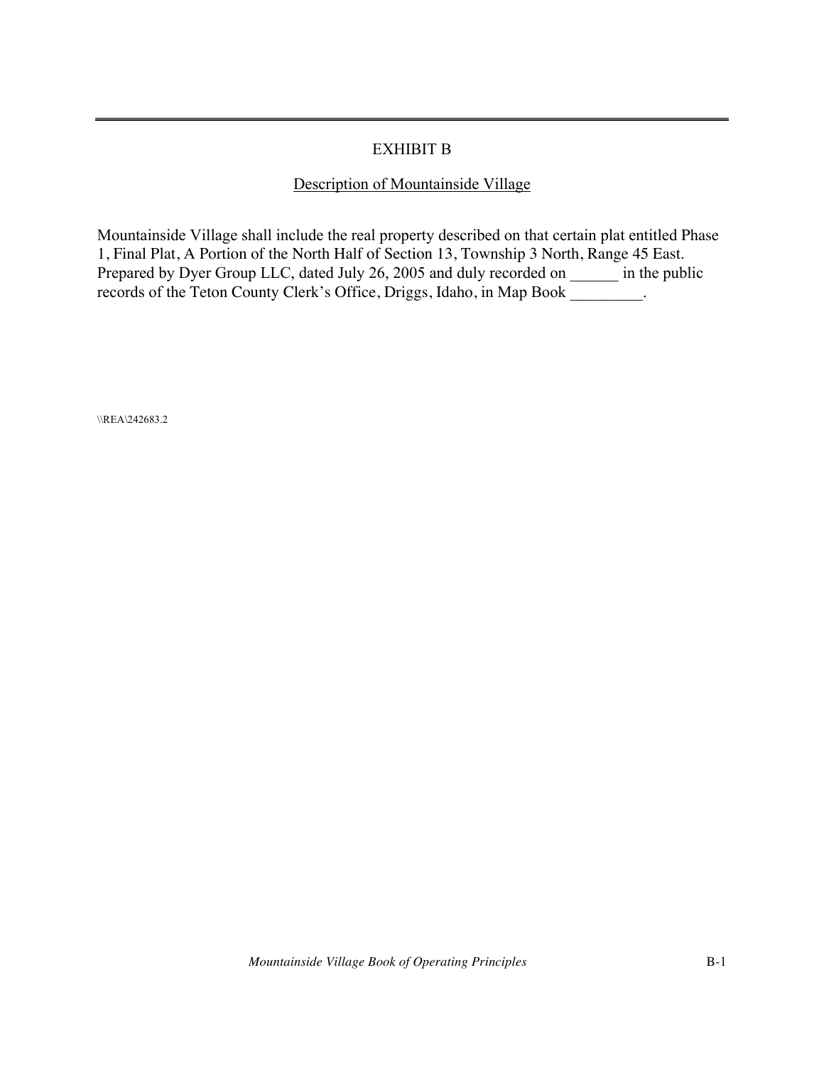# EXHIBIT B

## Description of Mountainside Village

Mountainside Village shall include the real property described on that certain plat entitled Phase 1, Final Plat, A Portion of the North Half of Section 13, Township 3 North, Range 45 East. Prepared by Dyer Group LLC, dated July 26, 2005 and duly recorded on ______ in the public records of the Teton County Clerk's Office, Driggs, Idaho, in Map Book _________.

\\REA\242683.2